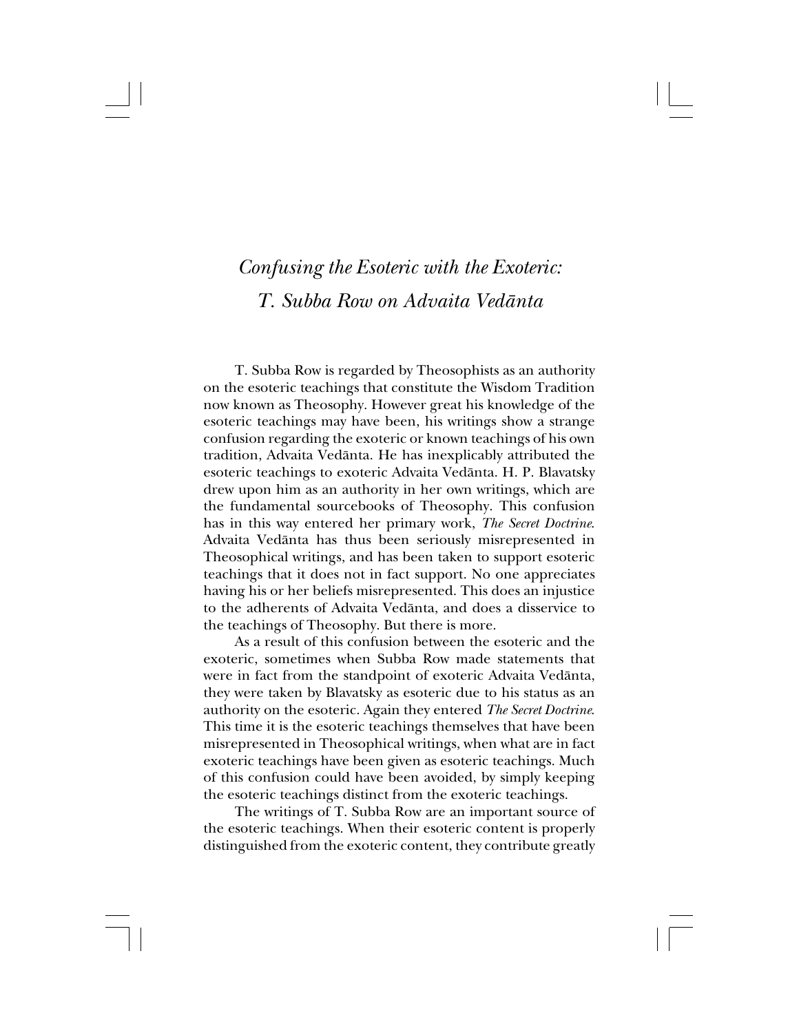# *Confusing the Esoteric with the Exoteric: T. Subba Row on Advaita Vedānta*

T. Subba Row is regarded by Theosophists as an authority on the esoteric teachings that constitute the Wisdom Tradition now known as Theosophy. However great his knowledge of the esoteric teachings may have been, his writings show a strange confusion regarding the exoteric or known teachings of his own tradition, Advaita Vedānta. He has inexplicably attributed the esoteric teachings to exoteric Advaita Vedānta. H. P. Blavatsky drew upon him as an authority in her own writings, which are the fundamental sourcebooks of Theosophy. This confusion has in this way entered her primary work, *The Secret Doctrine*. Advaita Vedānta has thus been seriously misrepresented in Theosophical writings, and has been taken to support esoteric teachings that it does not in fact support. No one appreciates having his or her beliefs misrepresented. This does an injustice to the adherents of Advaita Vedānta, and does a disservice to the teachings of Theosophy. But there is more.

As a result of this confusion between the esoteric and the exoteric, sometimes when Subba Row made statements that were in fact from the standpoint of exoteric Advaita Vedānta, they were taken by Blavatsky as esoteric due to his status as an authority on the esoteric. Again they entered *The Secret Doctrine*. This time it is the esoteric teachings themselves that have been misrepresented in Theosophical writings, when what are in fact exoteric teachings have been given as esoteric teachings. Much of this confusion could have been avoided, by simply keeping the esoteric teachings distinct from the exoteric teachings.

The writings of T. Subba Row are an important source of the esoteric teachings. When their esoteric content is properly distinguished from the exoteric content, they contribute greatly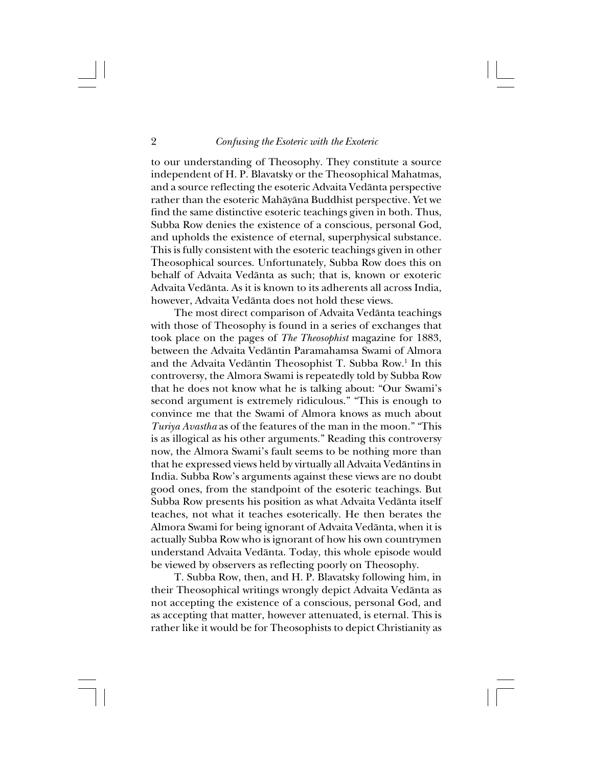to our understanding of Theosophy. They constitute a source independent of H. P. Blavatsky or the Theosophical Mahatmas, and a source reflecting the esoteric Advaita Vedānta perspective rather than the esoteric Mahāyāna Buddhist perspective. Yet we find the same distinctive esoteric teachings given in both. Thus, Subba Row denies the existence of a conscious, personal God, and upholds the existence of eternal, superphysical substance. This is fully consistent with the esoteric teachings given in other Theosophical sources. Unfortunately, Subba Row does this on behalf of Advaita Vedānta as such; that is, known or exoteric Advaita Vedānta. As it is known to its adherents all across India, however, Advaita Vedānta does not hold these views.

The most direct comparison of Advaita Vedānta teachings with those of Theosophy is found in a series of exchanges that took place on the pages of *The Theosophist* magazine for 1883, between the Advaita Vedāntin Paramahamsa Swami of Almora and the Advaita Vedāntin Theosophist T. Subba Row.[1] In this controversy, the Almora Swami is repeatedly told by Subba Row that he does not know what he is talking about: "Our Swami's second argument is extremely ridiculous." "This is enough to convince me that the Swami of Almora knows as much about *Turiya Avastha* as of the features of the man in the moon." "This is as illogical as his other arguments." Reading this controversy now, the Almora Swami's fault seems to be nothing more than that he expressed views held by virtually all Advaita Vedāntins in India. Subba Row's arguments against these views are no doubt good ones, from the standpoint of the esoteric teachings. But Subba Row presents his position as what Advaita Vedānta itself teaches, not what it teaches esoterically. He then berates the Almora Swami for being ignorant of Advaita Vedānta, when it is actually Subba Row who is ignorant of how his own countrymen understand Advaita Vedānta. Today, this whole episode would be viewed by observers as reflecting poorly on Theosophy.

T. Subba Row, then, and H. P. Blavatsky following him, in their Theosophical writings wrongly depict Advaita Vedānta as not accepting the existence of a conscious, personal God, and as accepting that matter, however attenuated, is eternal. This is rather like it would be for Theosophists to depict Christianity as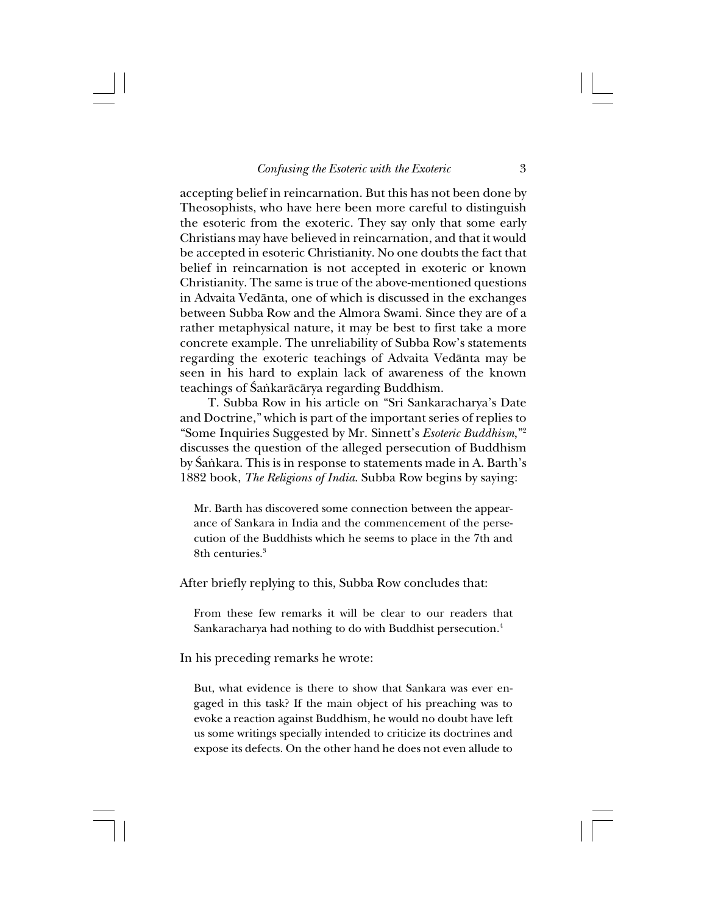accepting belief in reincarnation. But this has not been done by Theosophists, who have here been more careful to distinguish the esoteric from the exoteric. They say only that some early Christians may have believed in reincarnation, and that it would be accepted in esoteric Christianity. No one doubts the fact that belief in reincarnation is not accepted in exoteric or known Christianity. The same is true of the above-mentioned questions in Advaita Vedānta, one of which is discussed in the exchanges between Subba Row and the Almora Swami. Since they are of a rather metaphysical nature, it may be best to first take a more concrete example. The unreliability of Subba Row's statements regarding the exoteric teachings of Advaita Vedānta may be seen in his hard to explain lack of awareness of the known teachings of Śaṅkarācārya regarding Buddhism.

T. Subba Row in his article on "Sri Sankaracharya's Date and Doctrine," which is part of the important series of replies to "Some Inquiries Suggested by Mr. Sinnett's *Esoteric Buddhism*,"[2] discusses the question of the alleged persecution of Buddhism by Śaṅkara. This is in response to statements made in A. Barth's 1882 book, *The Religions of India*. Subba Row begins by saying:

> Mr. Barth has discovered some connection between the appearance of Sankara in India and the commencement of the persecution of the Buddhists which he seems to place in the 7th and 8th centuries.[3]

After briefly replying to this, Subba Row concludes that:

> From these few remarks it will be clear to our readers that Sankaracharya had nothing to do with Buddhist persecution.[4]

In his preceding remarks he wrote:

> But, what evidence is there to show that Sankara was ever engaged in this task? If the main object of his preaching was to evoke a reaction against Buddhism, he would no doubt have left us some writings specially intended to criticize its doctrines and expose its defects. On the other hand he does not even allude to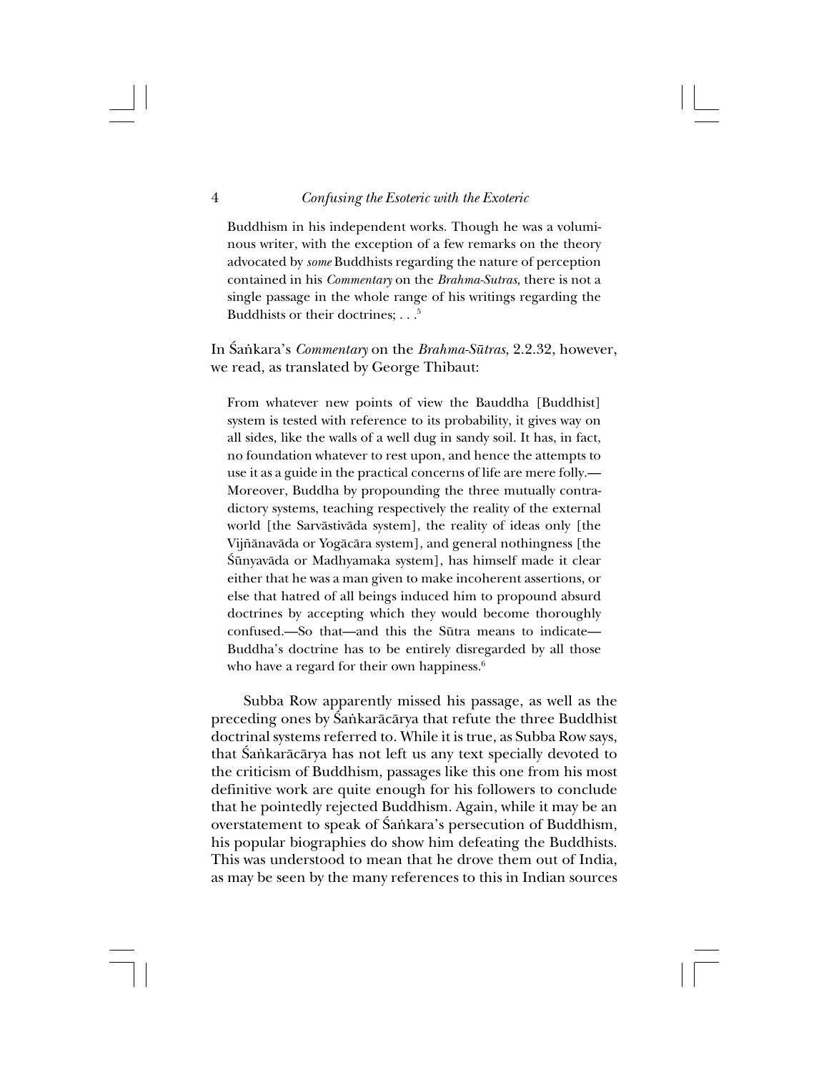> Buddhism in his independent works. Though he was a voluminous writer, with the exception of a few remarks on the theory advocated by *some* Buddhists regarding the nature of perception contained in his *Commentary* on the *Brahma-Sutras*, there is not a single passage in the whole range of his writings regarding the Buddhists or their doctrines; . . .[5]

In Śaṅkara's *Commentary* on the *Brahma-Sūtras*, 2.2.32, however, we read, as translated by George Thibaut:

> From whatever new points of view the Bauddha [Buddhist] system is tested with reference to its probability, it gives way on all sides, like the walls of a well dug in sandy soil. It has, in fact, no foundation whatever to rest upon, and hence the attempts to use it as a guide in the practical concerns of life are mere folly.—Moreover, Buddha by propounding the three mutually contradictory systems, teaching respectively the reality of the external world [the Sarvāstivāda system], the reality of ideas only [the Vijñānavāda or Yogācāra system], and general nothingness [the Śūnyavāda or Madhyamaka system], has himself made it clear either that he was a man given to make incoherent assertions, or else that hatred of all beings induced him to propound absurd doctrines by accepting which they would become thoroughly confused.—So that—and this the Sūtra means to indicate—Buddha's doctrine has to be entirely disregarded by all those who have a regard for their own happiness.[6]

Subba Row apparently missed his passage, as well as the preceding ones by Śaṅkarācārya that refute the three Buddhist doctrinal systems referred to. While it is true, as Subba Row says, that Śaṅkarācārya has not left us any text specially devoted to the criticism of Buddhism, passages like this one from his most definitive work are quite enough for his followers to conclude that he pointedly rejected Buddhism. Again, while it may be an overstatement to speak of Śaṅkara's persecution of Buddhism, his popular biographies do show him defeating the Buddhists. This was understood to mean that he drove them out of India, as may be seen by the many references to this in Indian sources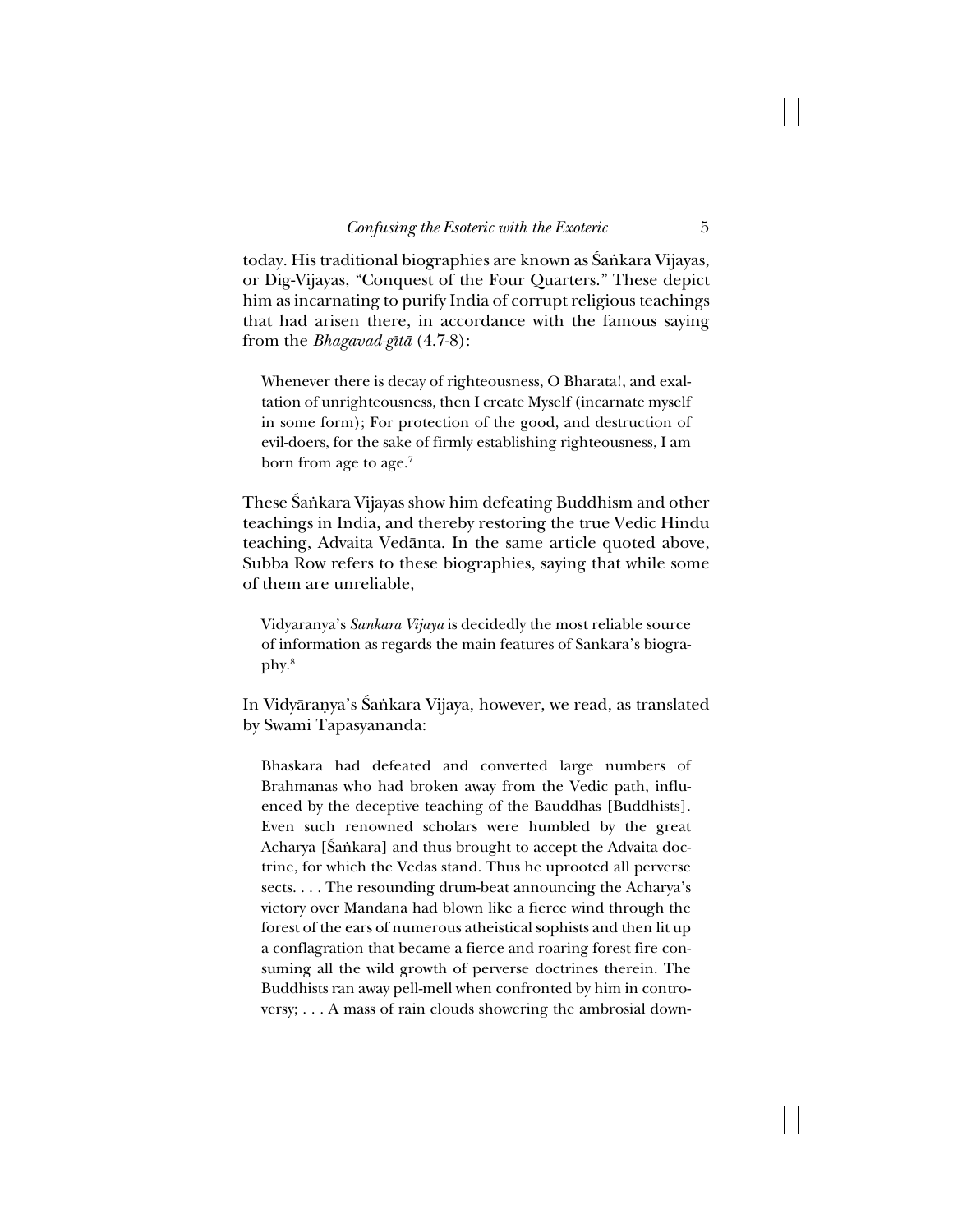today. His traditional biographies are known as Śaṅkara Vijayas, or Dig-Vijayas, "Conquest of the Four Quarters." These depict him as incarnating to purify India of corrupt religious teachings that had arisen there, in accordance with the famous saying from the *Bhagavad-gītā* (4.7-8):

> Whenever there is decay of righteousness, O Bharata!, and exaltation of unrighteousness, then I create Myself (incarnate myself in some form); For protection of the good, and destruction of evil-doers, for the sake of firmly establishing righteousness, I am born from age to age.[7]

These Śaṅkara Vijayas show him defeating Buddhism and other teachings in India, and thereby restoring the true Vedic Hindu teaching, Advaita Vedānta. In the same article quoted above, Subba Row refers to these biographies, saying that while some of them are unreliable,

> Vidyaranya's *Sankara Vijaya* is decidedly the most reliable source of information as regards the main features of Sankara's biography.[8]

In Vidyāraṇya's Śaṅkara Vijaya, however, we read, as translated by Swami Tapasyananda:

> Bhaskara had defeated and converted large numbers of Brahmanas who had broken away from the Vedic path, influenced by the deceptive teaching of the Bauddhas [Buddhists]. Even such renowned scholars were humbled by the great Acharya [Śaṅkara] and thus brought to accept the Advaita doctrine, for which the Vedas stand. Thus he uprooted all perverse sects. . . . The resounding drum-beat announcing the Acharya's victory over Mandana had blown like a fierce wind through the forest of the ears of numerous atheistical sophists and then lit up a conflagration that became a fierce and roaring forest fire consuming all the wild growth of perverse doctrines therein. The Buddhists ran away pell-mell when confronted by him in controversy; . . . A mass of rain clouds showering the ambrosial down-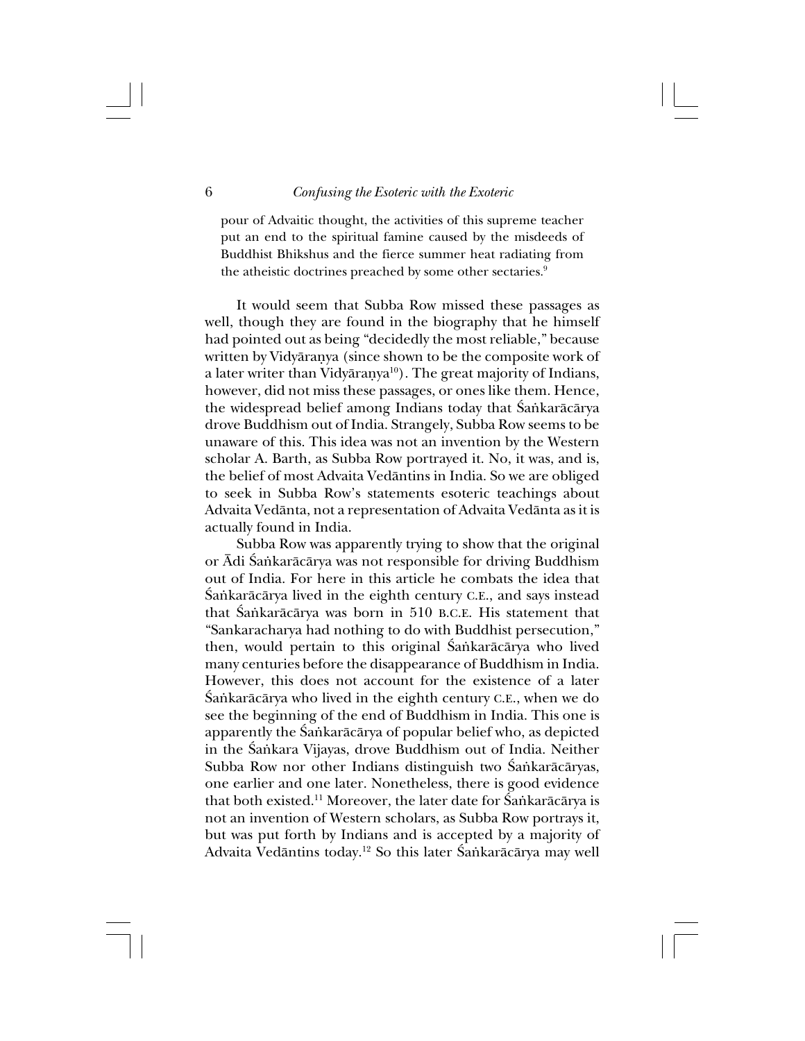pour of Advaitic thought, the activities of this supreme teacher put an end to the spiritual famine caused by the misdeeds of Buddhist Bhikshus and the fierce summer heat radiating from the atheistic doctrines preached by some other sectaries.[9]

It would seem that Subba Row missed these passages as well, though they are found in the biography that he himself had pointed out as being "decidedly the most reliable," because written by Vidyāraṇya (since shown to be the composite work of a later writer than Vidyāraṇya[10]). The great majority of Indians, however, did not miss these passages, or ones like them. Hence, the widespread belief among Indians today that Śaṅkarācārya drove Buddhism out of India. Strangely, Subba Row seems to be unaware of this. This idea was not an invention by the Western scholar A. Barth, as Subba Row portrayed it. No, it was, and is, the belief of most Advaita Vedāntins in India. So we are obliged to seek in Subba Row's statements esoteric teachings about Advaita Vedānta, not a representation of Advaita Vedānta as it is actually found in India.

Subba Row was apparently trying to show that the original or Ādi Śaṅkarācārya was not responsible for driving Buddhism out of India. For here in this article he combats the idea that Śaṅkarācārya lived in the eighth century C.E., and says instead that Śaṅkarācārya was born in 510 B.C.E. His statement that "Sankaracharya had nothing to do with Buddhist persecution," then, would pertain to this original Śaṅkarācārya who lived many centuries before the disappearance of Buddhism in India. However, this does not account for the existence of a later Śaṅkarācārya who lived in the eighth century C.E., when we do see the beginning of the end of Buddhism in India. This one is apparently the Śaṅkarācārya of popular belief who, as depicted in the Śaṅkara Vijayas, drove Buddhism out of India. Neither Subba Row nor other Indians distinguish two Śaṅkarācāryas, one earlier and one later. Nonetheless, there is good evidence that both existed.[11] Moreover, the later date for Śaṅkarācārya is not an invention of Western scholars, as Subba Row portrays it, but was put forth by Indians and is accepted by a majority of Advaita Vedāntins today.[12] So this later Śaṅkarācārya may well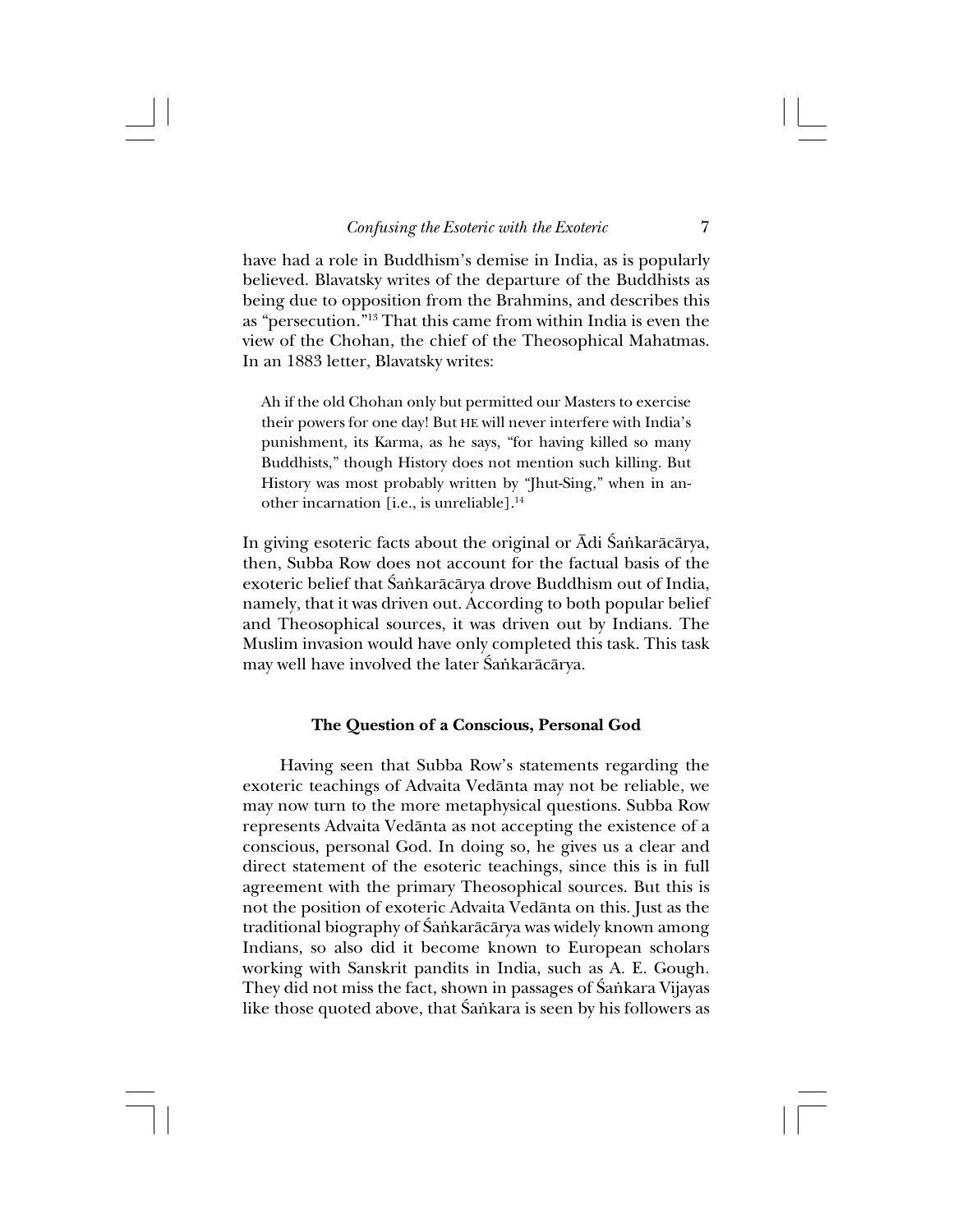have had a role in Buddhism's demise in India, as is popularly believed. Blavatsky writes of the departure of the Buddhists as being due to opposition from the Brahmins, and describes this as "persecution."[13] That this came from within India is even the view of the Chohan, the chief of the Theosophical Mahatmas. In an 1883 letter, Blavatsky writes:

> Ah if the old Chohan only but permitted our Masters to exercise their powers for one day! But HE will never interfere with India's punishment, its Karma, as he says, "for having killed so many Buddhists," though History does not mention such killing. But History was most probably written by "Jhut-Sing," when in another incarnation [i.e., is unreliable].[14]

In giving esoteric facts about the original or Ādi Śaṅkarācārya, then, Subba Row does not account for the factual basis of the exoteric belief that Śaṅkarācārya drove Buddhism out of India, namely, that it was driven out. According to both popular belief and Theosophical sources, it was driven out by Indians. The Muslim invasion would have only completed this task. This task may well have involved the later Śaṅkarācārya.

### The Question of a Conscious, Personal God

Having seen that Subba Row's statements regarding the exoteric teachings of Advaita Vedānta may not be reliable, we may now turn to the more metaphysical questions. Subba Row represents Advaita Vedānta as not accepting the existence of a conscious, personal God. In doing so, he gives us a clear and direct statement of the esoteric teachings, since this is in full agreement with the primary Theosophical sources. But this is not the position of exoteric Advaita Vedānta on this. Just as the traditional biography of Śaṅkarācārya was widely known among Indians, so also did it become known to European scholars working with Sanskrit pandits in India, such as A. E. Gough. They did not miss the fact, shown in passages of Śaṅkara Vijayas like those quoted above, that Śaṅkara is seen by his followers as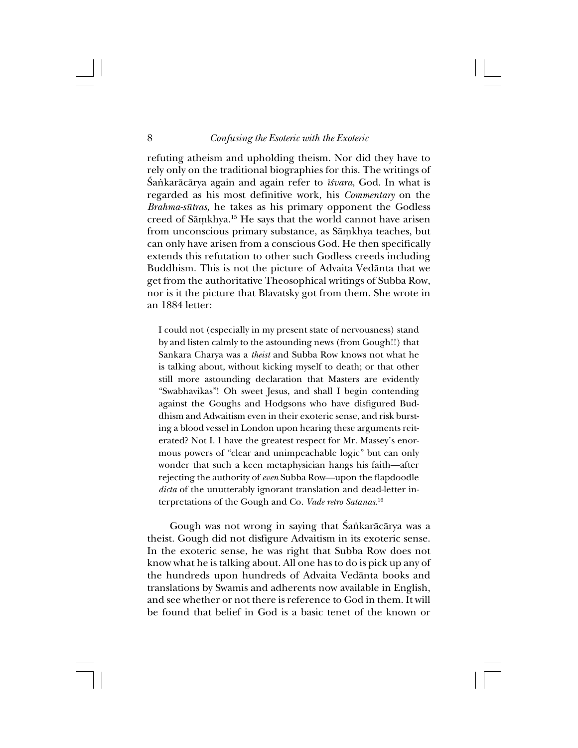refuting atheism and upholding theism. Nor did they have to rely only on the traditional biographies for this. The writings of Śaṅkarācārya again and again refer to *īśvara*, God. In what is regarded as his most definitive work, his *Commentary* on the *Brahma-sūtras*, he takes as his primary opponent the Godless creed of Sāṃkhya.[15] He says that the world cannot have arisen from unconscious primary substance, as Sāṃkhya teaches, but can only have arisen from a conscious God. He then specifically extends this refutation to other such Godless creeds including Buddhism. This is not the picture of Advaita Vedānta that we get from the authoritative Theosophical writings of Subba Row, nor is it the picture that Blavatsky got from them. She wrote in an 1884 letter:

> I could not (especially in my present state of nervousness) stand by and listen calmly to the astounding news (from Gough!!) that Sankara Charya was a *theist* and Subba Row knows not what he is talking about, without kicking myself to death; or that other still more astounding declaration that Masters are evidently "Swabhavikas"! Oh sweet Jesus, and shall I begin contending against the Goughs and Hodgsons who have disfigured Buddhism and Adwaitism even in their exoteric sense, and risk bursting a blood vessel in London upon hearing these arguments reiterated? Not I. I have the greatest respect for Mr. Massey's enormous powers of "clear and unimpeachable logic" but can only wonder that such a keen metaphysician hangs his faith—after rejecting the authority of *even* Subba Row—upon the flapdoodle *dicta* of the unutterably ignorant translation and dead-letter interpretations of the Gough and Co. *Vade retro Satanas*.[16]

Gough was not wrong in saying that Śaṅkarācārya was a theist. Gough did not disfigure Advaitism in its exoteric sense. In the exoteric sense, he was right that Subba Row does not know what he is talking about. All one has to do is pick up any of the hundreds upon hundreds of Advaita Vedānta books and translations by Swamis and adherents now available in English, and see whether or not there is reference to God in them. It will be found that belief in God is a basic tenet of the known or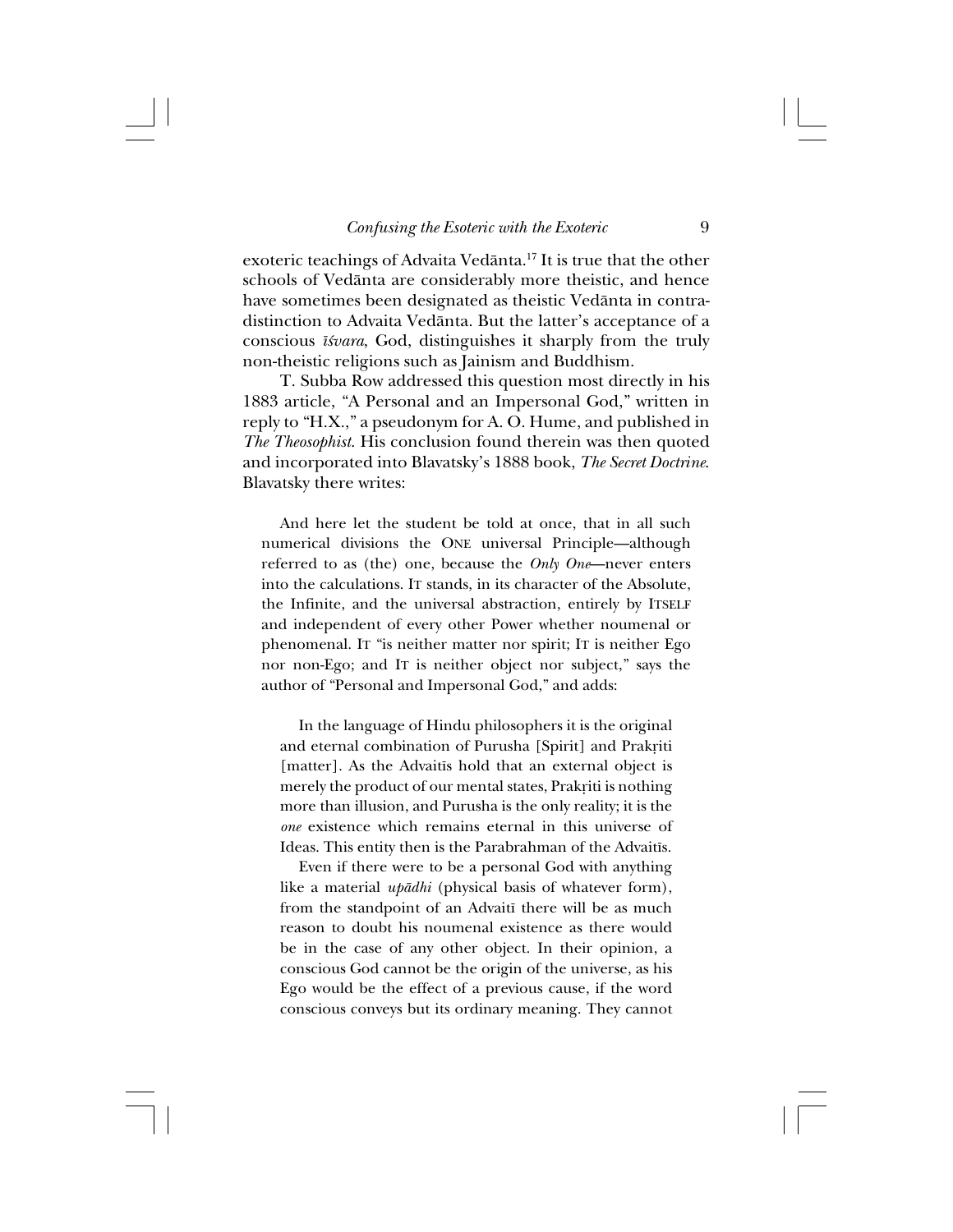exoteric teachings of Advaita Vedānta.[17] It is true that the other schools of Vedānta are considerably more theistic, and hence have sometimes been designated as theistic Vedānta in contradistinction to Advaita Vedānta. But the latter's acceptance of a conscious *īśvara*, God, distinguishes it sharply from the truly non-theistic religions such as Jainism and Buddhism.

T. Subba Row addressed this question most directly in his 1883 article, "A Personal and an Impersonal God," written in reply to "H.X.," a pseudonym for A. O. Hume, and published in *The Theosophist*. His conclusion found therein was then quoted and incorporated into Blavatsky's 1888 book, *The Secret Doctrine*. Blavatsky there writes:

> And here let the student be told at once, that in all such numerical divisions the ONE universal Principle—although referred to as (the) one, because the *Only One*—never enters into the calculations. IT stands, in its character of the Absolute, the Infinite, and the universal abstraction, entirely by ITSELF and independent of every other Power whether noumenal or phenomenal. IT "is neither matter nor spirit; IT is neither Ego nor non-Ego; and IT is neither object nor subject," says the author of "Personal and Impersonal God," and adds:
>
>> In the language of Hindu philosophers it is the original and eternal combination of Purusha [Spirit] and Prakṛiti [matter]. As the Advaitīs hold that an external object is merely the product of our mental states, Prakṛiti is nothing more than illusion, and Purusha is the only reality; it is the *one* existence which remains eternal in this universe of Ideas. This entity then is the Parabrahman of the Advaitīs.
>>
>> Even if there were to be a personal God with anything like a material *upādhi* (physical basis of whatever form), from the standpoint of an Advaitī there will be as much reason to doubt his noumenal existence as there would be in the case of any other object. In their opinion, a conscious God cannot be the origin of the universe, as his Ego would be the effect of a previous cause, if the word conscious conveys but its ordinary meaning. They cannot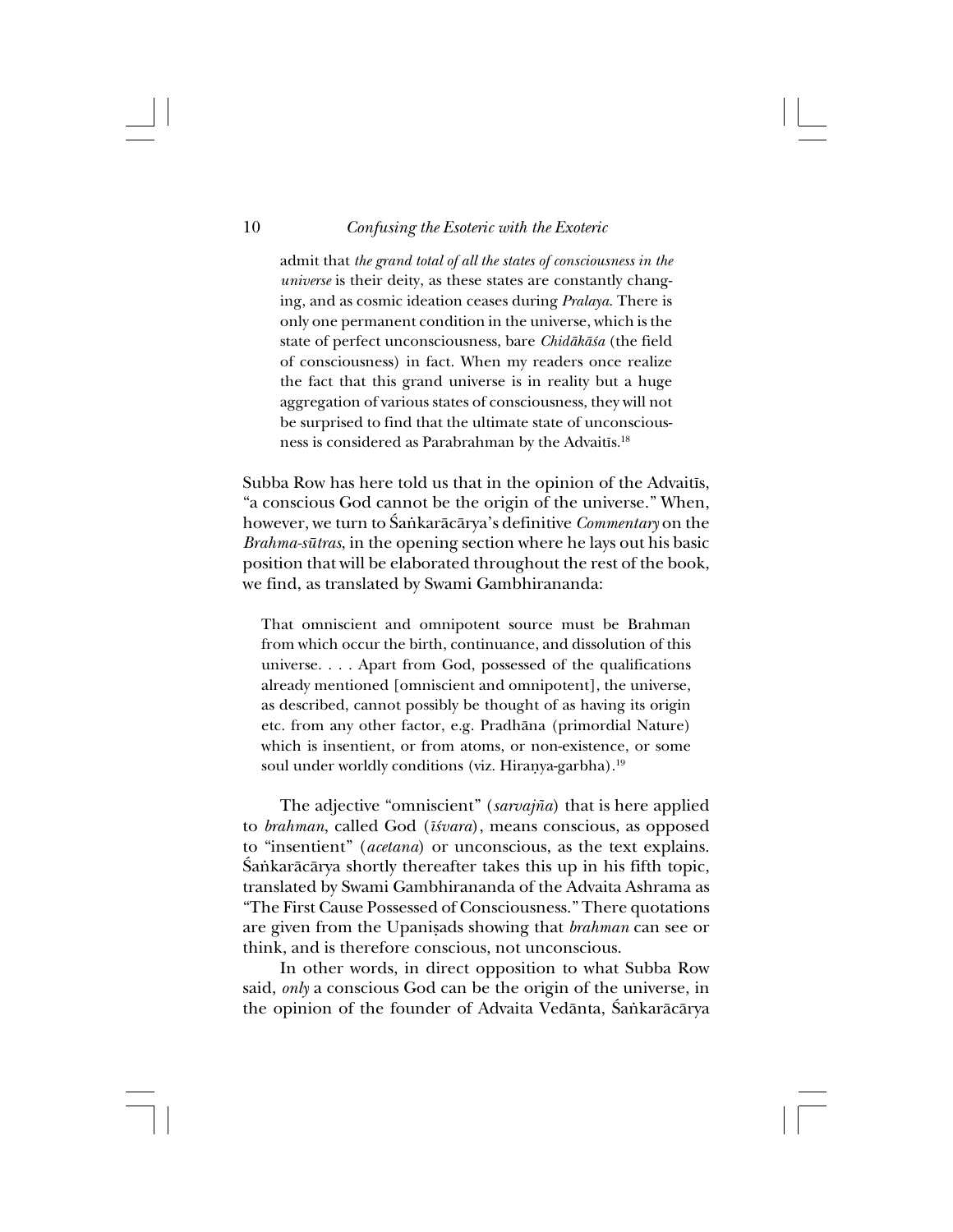> admit that *the grand total of all the states of consciousness in the universe* is their deity, as these states are constantly changing, and as cosmic ideation ceases during *Pralaya*. There is only one permanent condition in the universe, which is the state of perfect unconsciousness, bare *Chidākāśa* (the field of consciousness) in fact. When my readers once realize the fact that this grand universe is in reality but a huge aggregation of various states of consciousness, they will not be surprised to find that the ultimate state of unconsciousness is considered as Parabrahman by the Advaitīs.[18]

Subba Row has here told us that in the opinion of the Advaitīs, "a conscious God cannot be the origin of the universe." When, however, we turn to Śaṅkarācārya's definitive *Commentary* on the *Brahma-sūtras*, in the opening section where he lays out his basic position that will be elaborated throughout the rest of the book, we find, as translated by Swami Gambhirananda:

> That omniscient and omnipotent source must be Brahman from which occur the birth, continuance, and dissolution of this universe. . . . Apart from God, possessed of the qualifications already mentioned [omniscient and omnipotent], the universe, as described, cannot possibly be thought of as having its origin etc. from any other factor, e.g. Pradhāna (primordial Nature) which is insentient, or from atoms, or non-existence, or some soul under worldly conditions (viz. Hiraṇya-garbha).[19]

The adjective "omniscient" (*sarvajña*) that is here applied to *brahman*, called God (*īśvara*), means conscious, as opposed to "insentient" (*acetana*) or unconscious, as the text explains. Śaṅkarācārya shortly thereafter takes this up in his fifth topic, translated by Swami Gambhirananda of the Advaita Ashrama as "The First Cause Possessed of Consciousness." There quotations are given from the Upaniṣads showing that *brahman* can see or think, and is therefore conscious, not unconscious.

In other words, in direct opposition to what Subba Row said, *only* a conscious God can be the origin of the universe, in the opinion of the founder of Advaita Vedānta, Śaṅkarācārya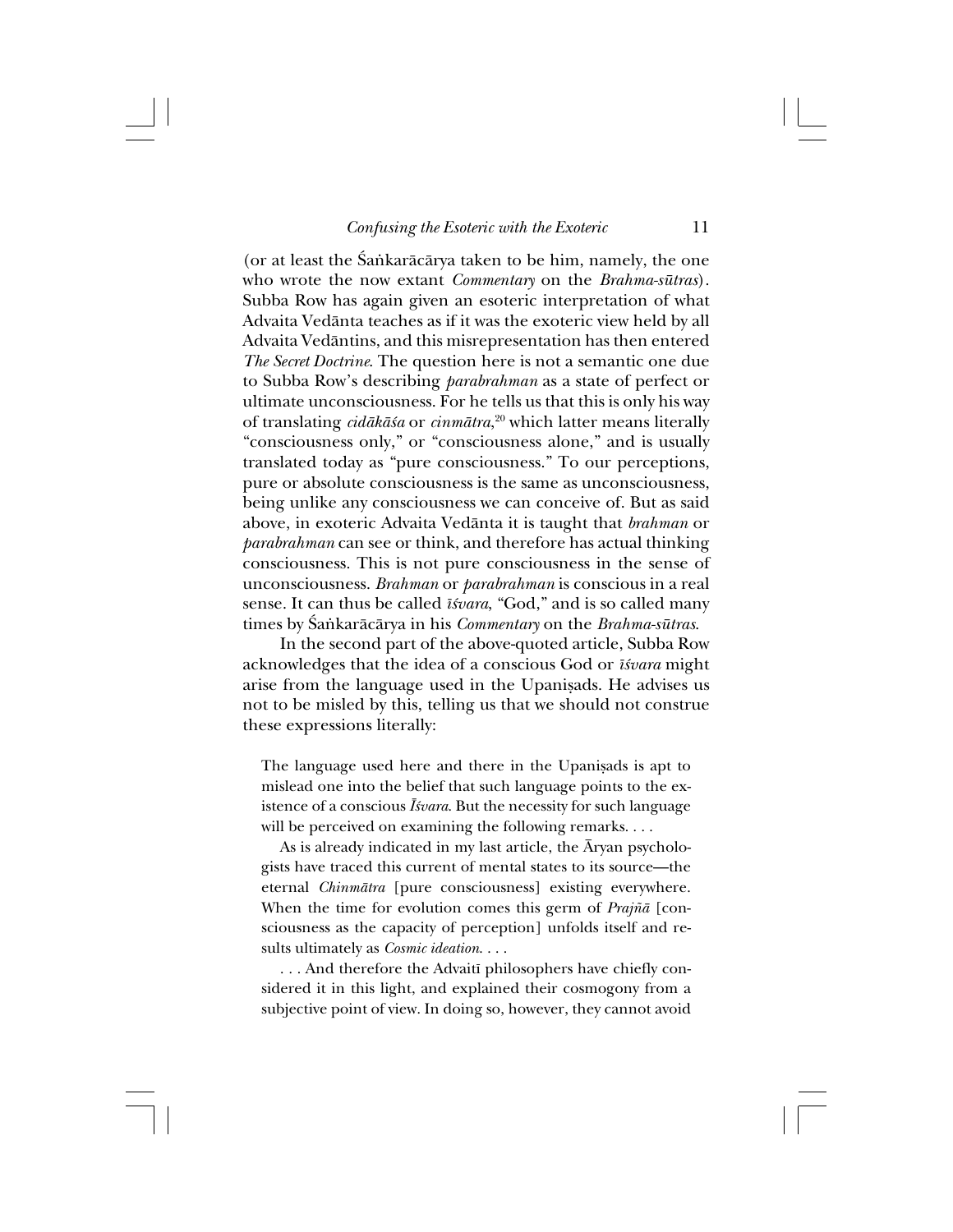(or at least the Śaṅkarācārya taken to be him, namely, the one who wrote the now extant *Commentary* on the *Brahma-sūtras*). Subba Row has again given an esoteric interpretation of what Advaita Vedānta teaches as if it was the exoteric view held by all Advaita Vedāntins, and this misrepresentation has then entered *The Secret Doctrine*. The question here is not a semantic one due to Subba Row's describing *parabrahman* as a state of perfect or ultimate unconsciousness. For he tells us that this is only his way of translating *cidākāśa* or *cinmātra*,[20] which latter means literally "consciousness only," or "consciousness alone," and is usually translated today as "pure consciousness." To our perceptions, pure or absolute consciousness is the same as unconsciousness, being unlike any consciousness we can conceive of. But as said above, in exoteric Advaita Vedānta it is taught that *brahman* or *parabrahman* can see or think, and therefore has actual thinking consciousness. This is not pure consciousness in the sense of unconsciousness. *Brahman* or *parabrahman* is conscious in a real sense. It can thus be called *īśvara*, "God," and is so called many times by Śaṅkarācārya in his *Commentary* on the *Brahma-sūtras*.

In the second part of the above-quoted article, Subba Row acknowledges that the idea of a conscious God or *īśvara* might arise from the language used in the Upaniṣads. He advises us not to be misled by this, telling us that we should not construe these expressions literally:

> The language used here and there in the Upaniṣads is apt to mislead one into the belief that such language points to the existence of a conscious *Īśvara*. But the necessity for such language will be perceived on examining the following remarks. . . .
>
> As is already indicated in my last article, the Āryan psychologists have traced this current of mental states to its source—the eternal *Chinmātra* [pure consciousness] existing everywhere. When the time for evolution comes this germ of *Prajñā* [consciousness as the capacity of perception] unfolds itself and results ultimately as *Cosmic ideation*. . . .
>
> . . . And therefore the Advaitī philosophers have chiefly considered it in this light, and explained their cosmogony from a subjective point of view. In doing so, however, they cannot avoid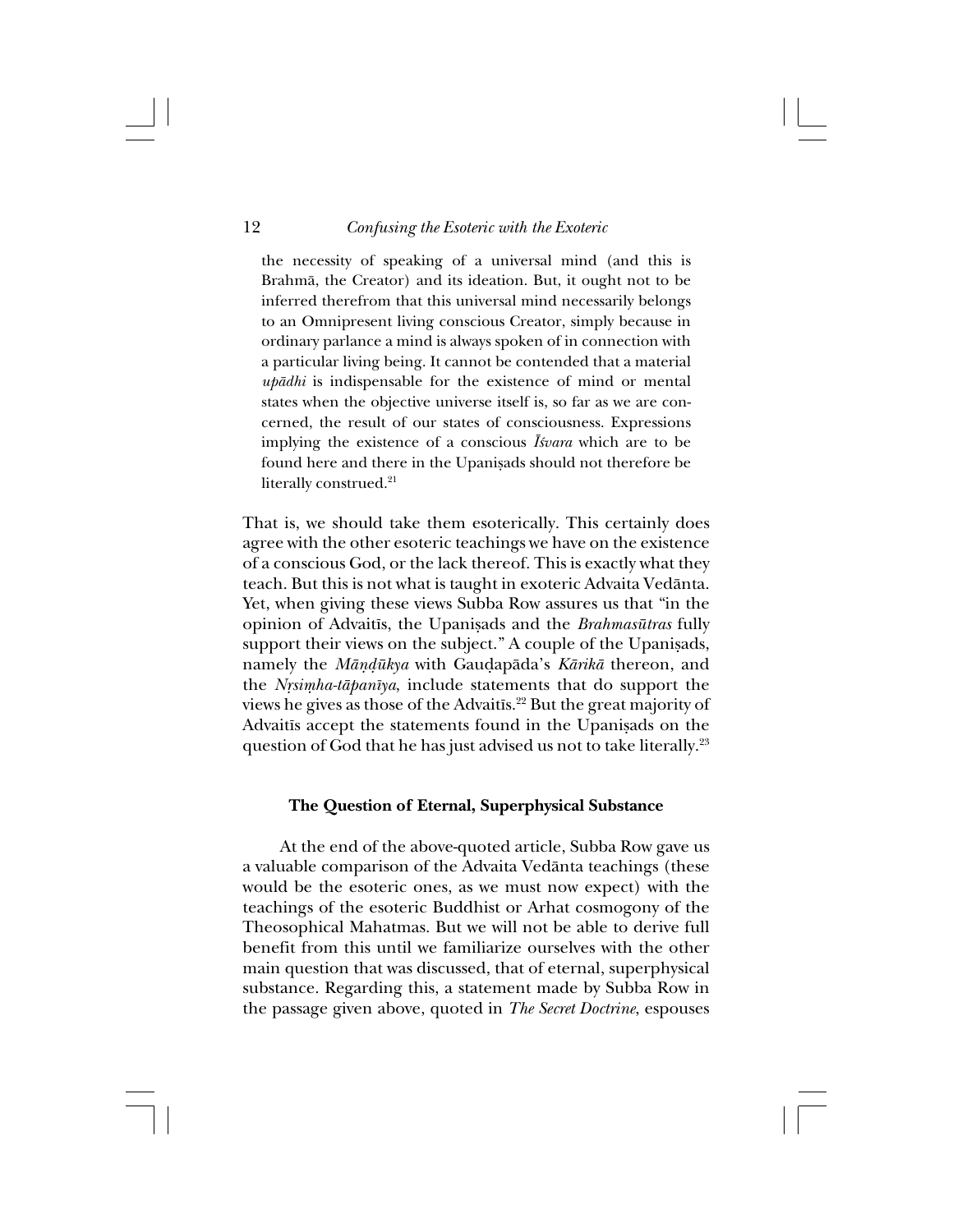> the necessity of speaking of a universal mind (and this is Brahmā, the Creator) and its ideation. But, it ought not to be inferred therefrom that this universal mind necessarily belongs to an Omnipresent living conscious Creator, simply because in ordinary parlance a mind is always spoken of in connection with a particular living being. It cannot be contended that a material *upādhi* is indispensable for the existence of mind or mental states when the objective universe itself is, so far as we are concerned, the result of our states of consciousness. Expressions implying the existence of a conscious *Īśvara* which are to be found here and there in the Upaniṣads should not therefore be literally construed.[21]

That is, we should take them esoterically. This certainly does agree with the other esoteric teachings we have on the existence of a conscious God, or the lack thereof. This is exactly what they teach. But this is not what is taught in exoteric Advaita Vedānta. Yet, when giving these views Subba Row assures us that "in the opinion of Advaitīs, the Upaniṣads and the *Brahmasūtras* fully support their views on the subject." A couple of the Upaniṣads, namely the *Māṇḍūkya* with Gauḍapāda's *Kārikā* thereon, and the *Nṛsiṃha-tāpanīya*, include statements that do support the views he gives as those of the Advaitīs.[22] But the great majority of Advaitīs accept the statements found in the Upaniṣads on the question of God that he has just advised us not to take literally.[23]

### The Question of Eternal, Superphysical Substance

At the end of the above-quoted article, Subba Row gave us a valuable comparison of the Advaita Vedānta teachings (these would be the esoteric ones, as we must now expect) with the teachings of the esoteric Buddhist or Arhat cosmogony of the Theosophical Mahatmas. But we will not be able to derive full benefit from this until we familiarize ourselves with the other main question that was discussed, that of eternal, superphysical substance. Regarding this, a statement made by Subba Row in the passage given above, quoted in *The Secret Doctrine*, espouses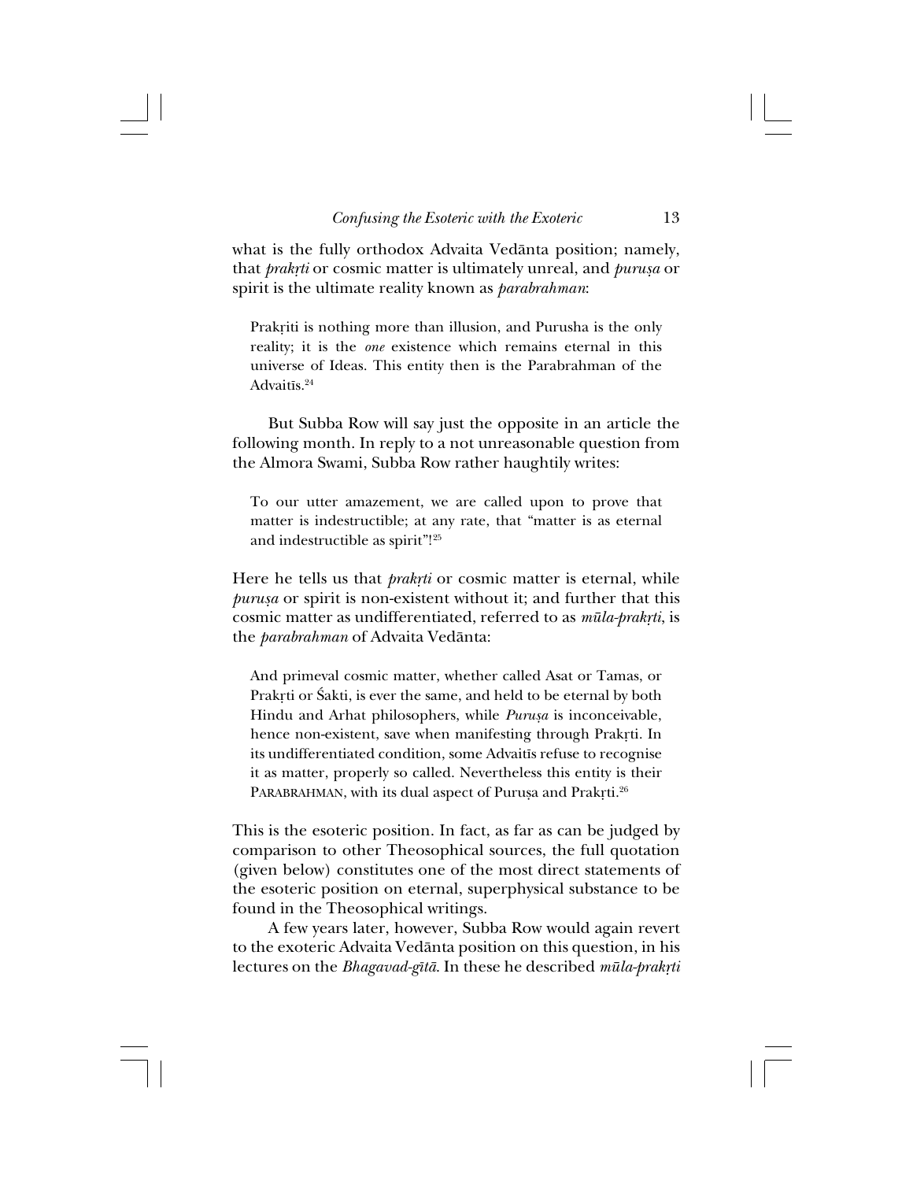what is the fully orthodox Advaita Vedānta position; namely, that *prakṛti* or cosmic matter is ultimately unreal, and *puruṣa* or spirit is the ultimate reality known as *parabrahman*:

> Prakṛiti is nothing more than illusion, and Purusha is the only reality; it is the *one* existence which remains eternal in this universe of Ideas. This entity then is the Parabrahman of the Advaitīs.[24]

But Subba Row will say just the opposite in an article the following month. In reply to a not unreasonable question from the Almora Swami, Subba Row rather haughtily writes:

> To our utter amazement, we are called upon to prove that matter is indestructible; at any rate, that "matter is as eternal and indestructible as spirit"![25]

Here he tells us that *prakṛti* or cosmic matter is eternal, while *puruṣa* or spirit is non-existent without it; and further that this cosmic matter as undifferentiated, referred to as *mūla-prakṛti*, is the *parabrahman* of Advaita Vedānta:

> And primeval cosmic matter, whether called Asat or Tamas, or Prakṛti or Śakti, is ever the same, and held to be eternal by both Hindu and Arhat philosophers, while *Puruṣa* is inconceivable, hence non-existent, save when manifesting through Prakṛti. In its undifferentiated condition, some Advaitīs refuse to recognise it as matter, properly so called. Nevertheless this entity is their PARABRAHMAN, with its dual aspect of Puruṣa and Prakṛti.[26]

This is the esoteric position. In fact, as far as can be judged by comparison to other Theosophical sources, the full quotation (given below) constitutes one of the most direct statements of the esoteric position on eternal, superphysical substance to be found in the Theosophical writings.

A few years later, however, Subba Row would again revert to the exoteric Advaita Vedānta position on this question, in his lectures on the *Bhagavad-gītā*. In these he described *mūla-prakṛti*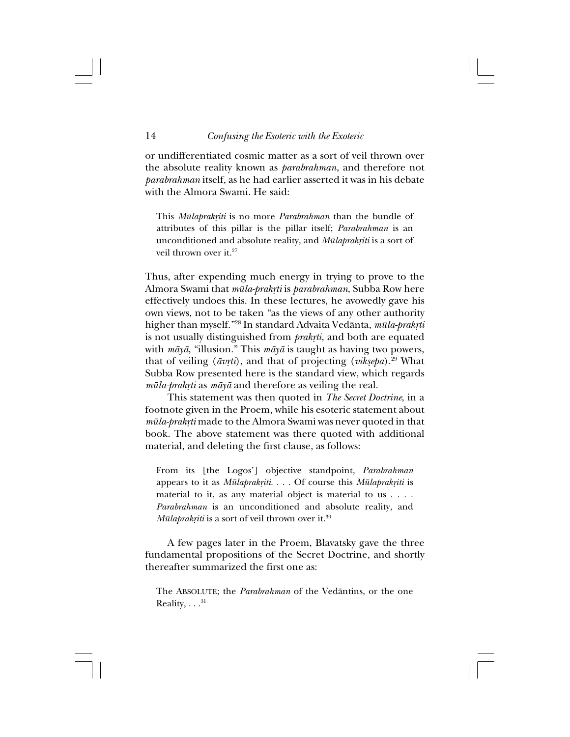or undifferentiated cosmic matter as a sort of veil thrown over the absolute reality known as *parabrahman*, and therefore not *parabrahman* itself, as he had earlier asserted it was in his debate with the Almora Swami. He said:

> This *Mūlaprakṛiti* is no more *Parabrahman* than the bundle of attributes of this pillar is the pillar itself; *Parabrahman* is an unconditioned and absolute reality, and *Mūlaprakṛiti* is a sort of veil thrown over it.[27]

Thus, after expending much energy in trying to prove to the Almora Swami that *mūla-prakṛti* is *parabrahman*, Subba Row here effectively undoes this. In these lectures, he avowedly gave his own views, not to be taken "as the views of any other authority higher than myself."[28] In standard Advaita Vedānta, *mūla-prakṛti* is not usually distinguished from *prakṛti*, and both are equated with *māyā*, "illusion." This *māyā* is taught as having two powers, that of veiling (*āvṛti*), and that of projecting (*vikṣepa*).[29] What Subba Row presented here is the standard view, which regards *mūla-prakṛti* as *māyā* and therefore as veiling the real.

This statement was then quoted in *The Secret Doctrine*, in a footnote given in the Proem, while his esoteric statement about *mūla-prakṛti* made to the Almora Swami was never quoted in that book. The above statement was there quoted with additional material, and deleting the first clause, as follows:

> From its [the Logos'] objective standpoint, *Parabrahman* appears to it as *Mūlaprakṛiti*. . . . Of course this *Mūlaprakṛiti* is material to it, as any material object is material to us . . . . *Parabrahman* is an unconditioned and absolute reality, and *Mūlaprakṛiti* is a sort of veil thrown over it.[30]

A few pages later in the Proem, Blavatsky gave the three fundamental propositions of the Secret Doctrine, and shortly thereafter summarized the first one as:

> The ABSOLUTE; the *Parabrahman* of the Vedāntins, or the one Reality, . . .[31]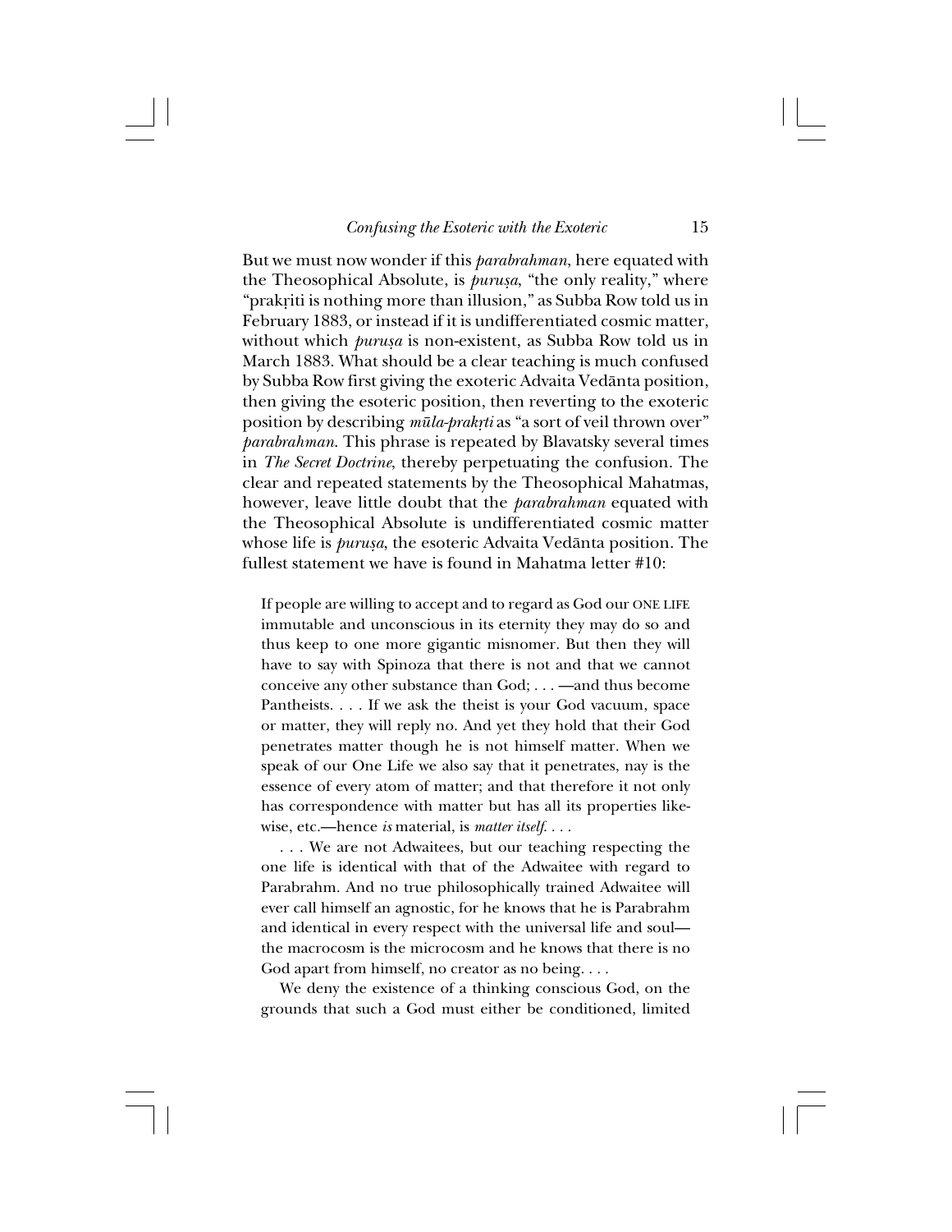But we must now wonder if this *parabrahman*, here equated with the Theosophical Absolute, is *puruṣa*, "the only reality," where "prakṛiti is nothing more than illusion," as Subba Row told us in February 1883, or instead if it is undifferentiated cosmic matter, without which *puruṣa* is non-existent, as Subba Row told us in March 1883. What should be a clear teaching is much confused by Subba Row first giving the exoteric Advaita Vedānta position, then giving the esoteric position, then reverting to the exoteric position by describing *mūla-prakṛti* as "a sort of veil thrown over" *parabrahman*. This phrase is repeated by Blavatsky several times in *The Secret Doctrine*, thereby perpetuating the confusion. The clear and repeated statements by the Theosophical Mahatmas, however, leave little doubt that the *parabrahman* equated with the Theosophical Absolute is undifferentiated cosmic matter whose life is *puruṣa*, the esoteric Advaita Vedānta position. The fullest statement we have is found in Mahatma letter #10:

> If people are willing to accept and to regard as God our ONE LIFE immutable and unconscious in its eternity they may do so and thus keep to one more gigantic misnomer. But then they will have to say with Spinoza that there is not and that we cannot conceive any other substance than God; . . . —and thus become Pantheists. . . . If we ask the theist is your God vacuum, space or matter, they will reply no. And yet they hold that their God penetrates matter though he is not himself matter. When we speak of our One Life we also say that it penetrates, nay is the essence of every atom of matter; and that therefore it not only has correspondence with matter but has all its properties likewise, etc.—hence *is* material, is *matter itself*. . . .
>
> . . . We are not Adwaitees, but our teaching respecting the one life is identical with that of the Adwaitee with regard to Parabrahm. And no true philosophically trained Adwaitee will ever call himself an agnostic, for he knows that he is Parabrahm and identical in every respect with the universal life and soul—the macrocosm is the microcosm and he knows that there is no God apart from himself, no creator as no being. . . .
>
> We deny the existence of a thinking conscious God, on the grounds that such a God must either be conditioned, limited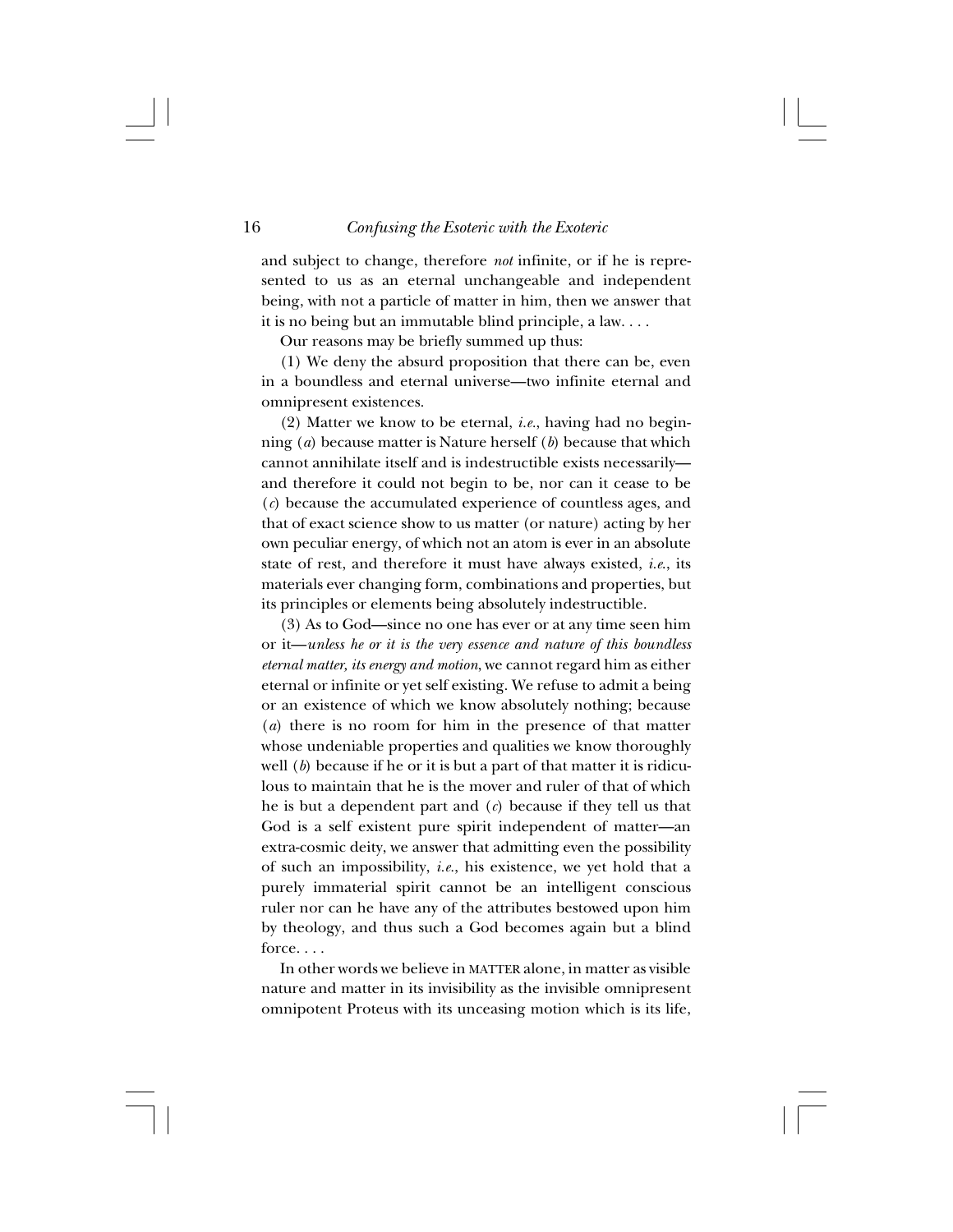and subject to change, therefore *not* infinite, or if he is represented to us as an eternal unchangeable and independent being, with not a particle of matter in him, then we answer that it is no being but an immutable blind principle, a law. . . .

Our reasons may be briefly summed up thus:

(1) We deny the absurd proposition that there can be, even in a boundless and eternal universe—two infinite eternal and omnipresent existences.

(2) Matter we know to be eternal, *i.e.*, having had no beginning (*a*) because matter is Nature herself (*b*) because that which cannot annihilate itself and is indestructible exists necessarily—and therefore it could not begin to be, nor can it cease to be (*c*) because the accumulated experience of countless ages, and that of exact science show to us matter (or nature) acting by her own peculiar energy, of which not an atom is ever in an absolute state of rest, and therefore it must have always existed, *i.e.*, its materials ever changing form, combinations and properties, but its principles or elements being absolutely indestructible.

(3) As to God—since no one has ever or at any time seen him or it—*unless he or it is the very essence and nature of this boundless eternal matter, its energy and motion*, we cannot regard him as either eternal or infinite or yet self existing. We refuse to admit a being or an existence of which we know absolutely nothing; because (*a*) there is no room for him in the presence of that matter whose undeniable properties and qualities we know thoroughly well (*b*) because if he or it is but a part of that matter it is ridiculous to maintain that he is the mover and ruler of that of which he is but a dependent part and (*c*) because if they tell us that God is a self existent pure spirit independent of matter—an extra-cosmic deity, we answer that admitting even the possibility of such an impossibility, *i.e.*, his existence, we yet hold that a purely immaterial spirit cannot be an intelligent conscious ruler nor can he have any of the attributes bestowed upon him by theology, and thus such a God becomes again but a blind force. . . .

In other words we believe in MATTER alone, in matter as visible nature and matter in its invisibility as the invisible omnipresent omnipotent Proteus with its unceasing motion which is its life,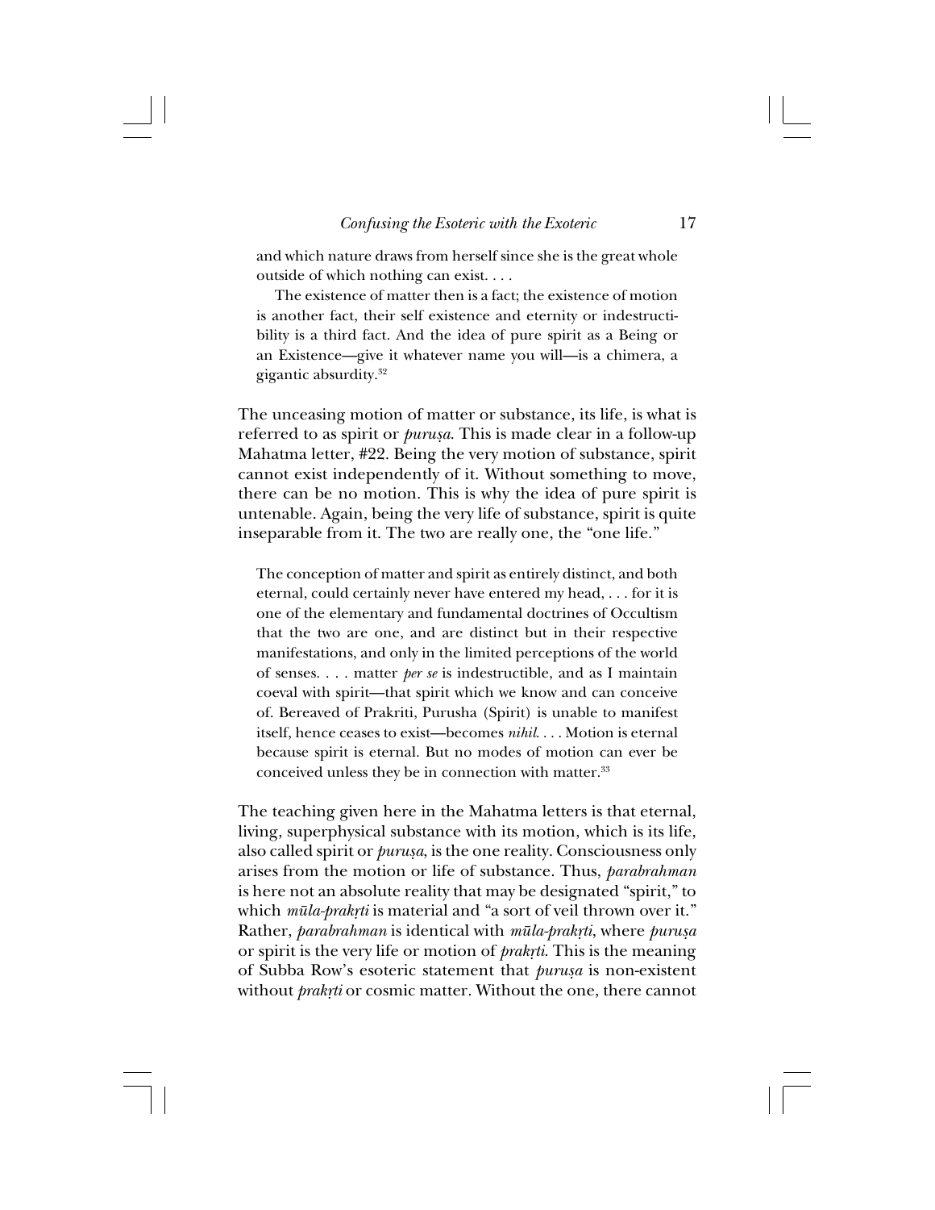> and which nature draws from herself since she is the great whole outside of which nothing can exist. . . .
>
> The existence of matter then is a fact; the existence of motion is another fact, their self existence and eternity or indestructibility is a third fact. And the idea of pure spirit as a Being or an Existence—give it whatever name you will—is a chimera, a gigantic absurdity.[32]

The unceasing motion of matter or substance, its life, is what is referred to as spirit or *puruṣa*. This is made clear in a follow-up Mahatma letter, #22. Being the very motion of substance, spirit cannot exist independently of it. Without something to move, there can be no motion. This is why the idea of pure spirit is untenable. Again, being the very life of substance, spirit is quite inseparable from it. The two are really one, the "one life."

> The conception of matter and spirit as entirely distinct, and both eternal, could certainly never have entered my head, . . . for it is one of the elementary and fundamental doctrines of Occultism that the two are one, and are distinct but in their respective manifestations, and only in the limited perceptions of the world of senses. . . . matter *per se* is indestructible, and as I maintain coeval with spirit—that spirit which we know and can conceive of. Bereaved of Prakriti, Purusha (Spirit) is unable to manifest itself, hence ceases to exist—becomes *nihil*. . . . Motion is eternal because spirit is eternal. But no modes of motion can ever be conceived unless they be in connection with matter.[33]

The teaching given here in the Mahatma letters is that eternal, living, superphysical substance with its motion, which is its life, also called spirit or *puruṣa*, is the one reality. Consciousness only arises from the motion or life of substance. Thus, *parabrahman* is here not an absolute reality that may be designated "spirit," to which *mūla-prakṛti* is material and "a sort of veil thrown over it." Rather, *parabrahman* is identical with *mūla-prakṛti*, where *puruṣa* or spirit is the very life or motion of *prakṛti*. This is the meaning of Subba Row's esoteric statement that *puruṣa* is non-existent without *prakṛti* or cosmic matter. Without the one, there cannot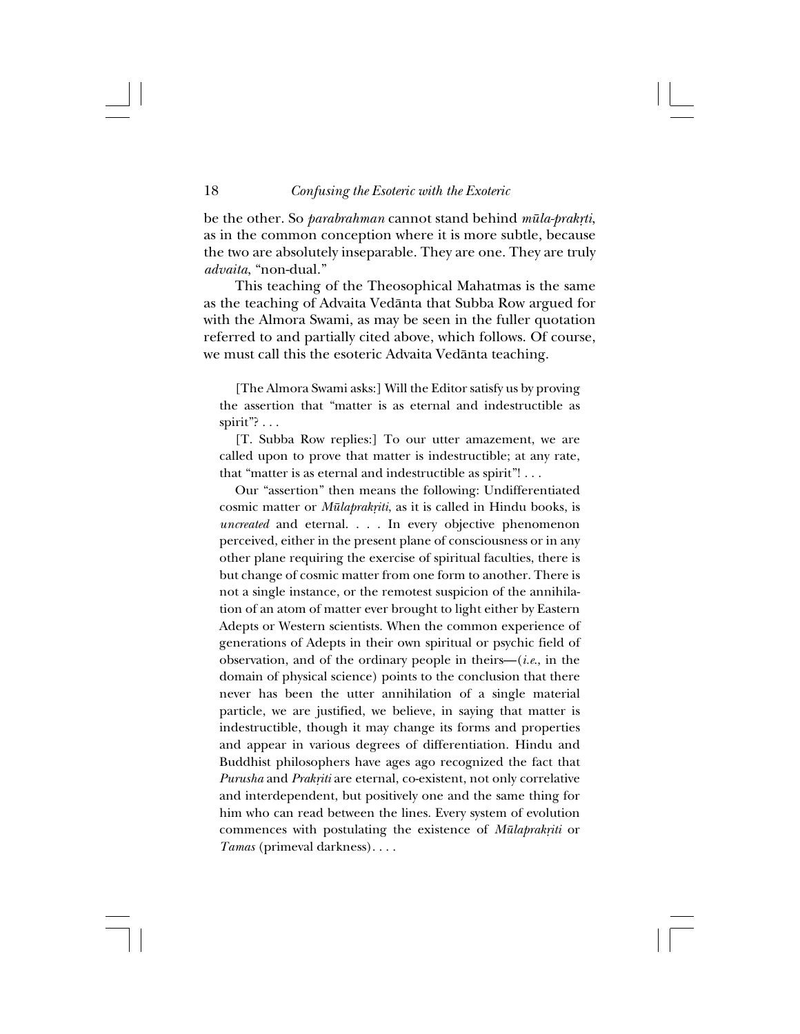be the other. So *parabrahman* cannot stand behind *mūla-prakṛti*, as in the common conception where it is more subtle, because the two are absolutely inseparable. They are one. They are truly *advaita*, "non-dual."

This teaching of the Theosophical Mahatmas is the same as the teaching of Advaita Vedānta that Subba Row argued for with the Almora Swami, as may be seen in the fuller quotation referred to and partially cited above, which follows. Of course, we must call this the esoteric Advaita Vedānta teaching.

> [The Almora Swami asks:] Will the Editor satisfy us by proving the assertion that "matter is as eternal and indestructible as spirit"? . . .
>
> [T. Subba Row replies:] To our utter amazement, we are called upon to prove that matter is indestructible; at any rate, that "matter is as eternal and indestructible as spirit"! . . .
>
> Our "assertion" then means the following: Undifferentiated cosmic matter or *Mūlaprakṛiti,* as it is called in Hindu books, is *uncreated* and eternal. . . . In every objective phenomenon perceived, either in the present plane of consciousness or in any other plane requiring the exercise of spiritual faculties, there is but change of cosmic matter from one form to another. There is not a single instance, or the remotest suspicion of the annihilation of an atom of matter ever brought to light either by Eastern Adepts or Western scientists. When the common experience of generations of Adepts in their own spiritual or psychic field of observation, and of the ordinary people in theirs—(*i.e.*, in the domain of physical science) points to the conclusion that there never has been the utter annihilation of a single material particle, we are justified, we believe, in saying that matter is indestructible, though it may change its forms and properties and appear in various degrees of differentiation. Hindu and Buddhist philosophers have ages ago recognized the fact that *Purusha* and *Prakṛiti* are eternal, co-existent, not only correlative and interdependent, but positively one and the same thing for him who can read between the lines. Every system of evolution commences with postulating the existence of *Mūlaprakṛiti* or *Tamas* (primeval darkness). . . .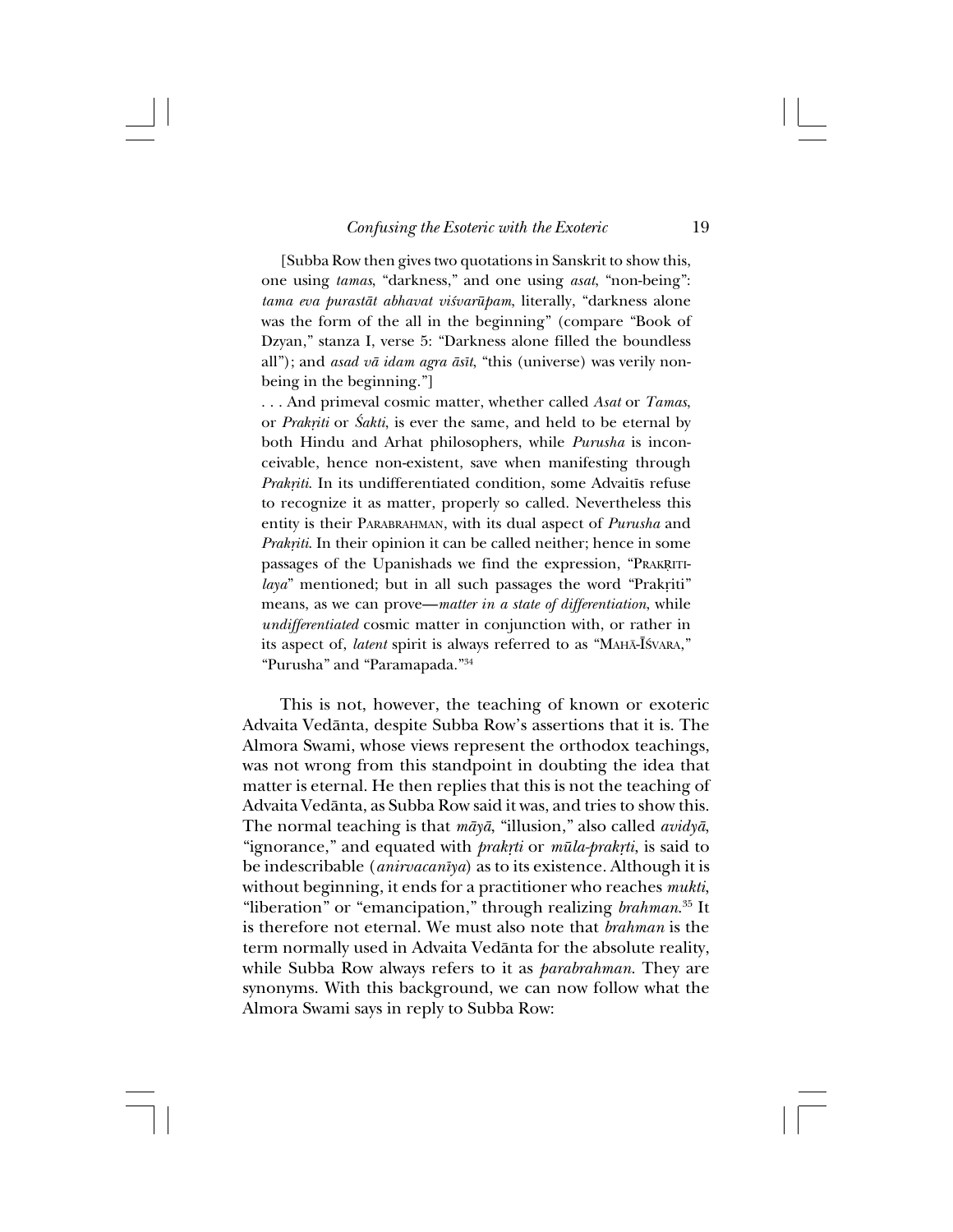[Subba Row then gives two quotations in Sanskrit to show this, one using *tamas*, "darkness," and one using *asat*, "non-being": *tama eva purastāt abhavat viśvarūpam*, literally, "darkness alone was the form of the all in the beginning" (compare "Book of Dzyan," stanza I, verse 5: "Darkness alone filled the boundless all"); and *asad vā idam agra āsīt*, "this (universe) was verily non-being in the beginning."]

. . . And primeval cosmic matter, whether called *Asat* or *Tamas*, or *Prakṛiti* or *Śakti*, is ever the same, and held to be eternal by both Hindu and Arhat philosophers, while *Purusha* is inconceivable, hence non-existent, save when manifesting through *Prakṛiti*. In its undifferentiated condition, some Advaitīs refuse to recognize it as matter, properly so called. Nevertheless this entity is their PARABRAHMAN, with its dual aspect of *Purusha* and *Prakṛiti*. In their opinion it can be called neither; hence in some passages of the Upanishads we find the expression, "PRAKṚITI-*laya*" mentioned; but in all such passages the word "Prakṛiti" means, as we can prove—*matter in a state of differentiation*, while *undifferentiated* cosmic matter in conjunction with, or rather in its aspect of, *latent* spirit is always referred to as "MAHĀ-ĪŚVARA," "Purusha" and "Paramapada."[34]

This is not, however, the teaching of known or exoteric Advaita Vedānta, despite Subba Row's assertions that it is. The Almora Swami, whose views represent the orthodox teachings, was not wrong from this standpoint in doubting the idea that matter is eternal. He then replies that this is not the teaching of Advaita Vedānta, as Subba Row said it was, and tries to show this. The normal teaching is that *māyā*, "illusion," also called *avidyā*, "ignorance," and equated with *prakṛti* or *mūla-prakṛti*, is said to be indescribable (*anirvacanīya*) as to its existence. Although it is without beginning, it ends for a practitioner who reaches *mukti*, "liberation" or "emancipation," through realizing *brahman*.[35] It is therefore not eternal. We must also note that *brahman* is the term normally used in Advaita Vedānta for the absolute reality, while Subba Row always refers to it as *parabrahman*. They are synonyms. With this background, we can now follow what the Almora Swami says in reply to Subba Row: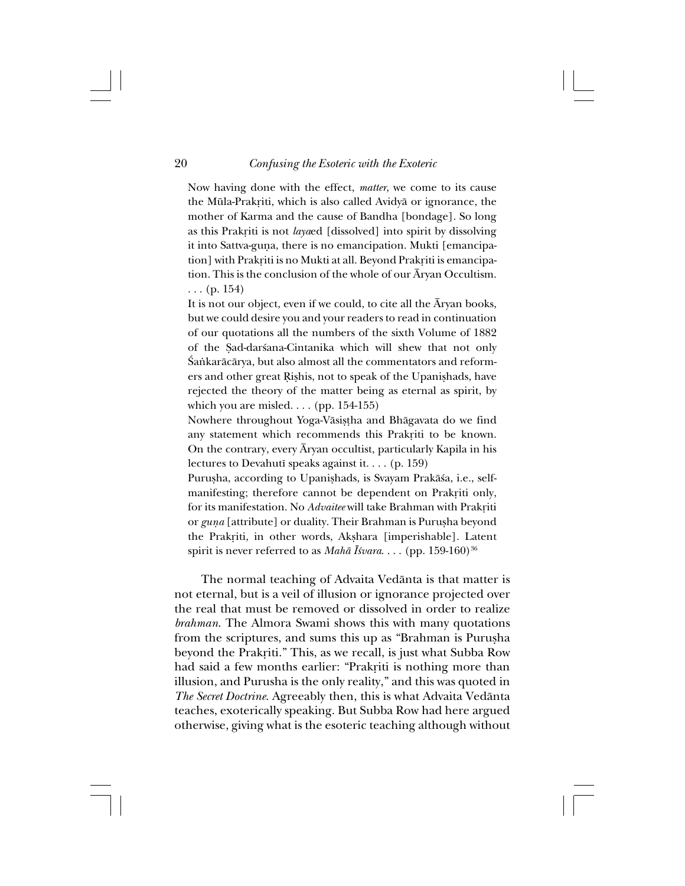> Now having done with the effect, *matter*, we come to its cause the Mūla-Prakṛiti, which is also called Avidyā or ignorance, the mother of Karma and the cause of Bandha [bondage]. So long as this Prakṛiti is not *laya*ed [dissolved] into spirit by dissolving it into Sattva-guṇa, there is no emancipation. Mukti [emancipation] with Prakṛiti is no Mukti at all. Beyond Prakṛiti is emancipation. This is the conclusion of the whole of our Āryan Occultism. . . . (p. 154)
>
> It is not our object, even if we could, to cite all the Āryan books, but we could desire you and your readers to read in continuation of our quotations all the numbers of the sixth Volume of 1882 of the Ṣad-darśana-Cintanika which will shew that not only Śaṅkarācārya, but also almost all the commentators and reformers and other great Ṛiṣhis, not to speak of the Upaniṣhads, have rejected the theory of the matter being as eternal as spirit, by which you are misled. . . . (pp. 154-155)
>
> Nowhere throughout Yoga-Vāsiṣṭha and Bhāgavata do we find any statement which recommends this Prakṛiti to be known. On the contrary, every Āryan occultist, particularly Kapila in his lectures to Devahutī speaks against it. . . . (p. 159)
>
> Puruṣha, according to Upaniṣhads, is Svayam Prakāśa, i.e., self-manifesting; therefore cannot be dependent on Prakṛiti only, for its manifestation. No *Advaitee* will take Brahman with Prakṛiti or *guṇa* [attribute] or duality. Their Brahman is Puruṣha beyond the Prakṛiti, in other words, Akṣhara [imperishable]. Latent spirit is never referred to as *Mahā Īśvara*. . . . (pp. 159-160)[36]

The normal teaching of Advaita Vedānta is that matter is not eternal, but is a veil of illusion or ignorance projected over the real that must be removed or dissolved in order to realize *brahman*. The Almora Swami shows this with many quotations from the scriptures, and sums this up as "Brahman is Puruṣha beyond the Prakṛiti." This, as we recall, is just what Subba Row had said a few months earlier: "Prakṛiti is nothing more than illusion, and Purusha is the only reality," and this was quoted in *The Secret Doctrine*. Agreeably then, this is what Advaita Vedānta teaches, exoterically speaking. But Subba Row had here argued otherwise, giving what is the esoteric teaching although without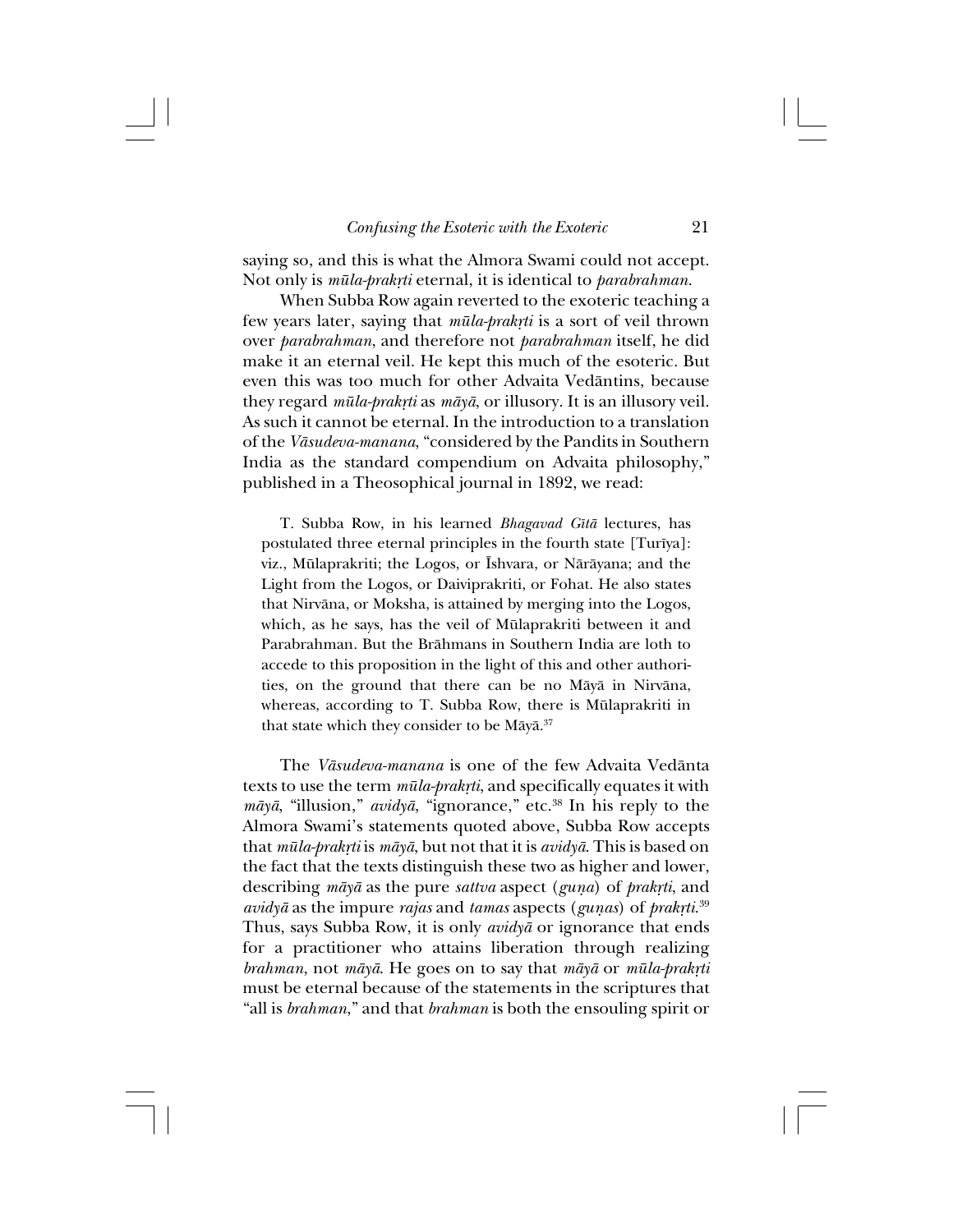saying so, and this is what the Almora Swami could not accept. Not only is *mūla-prakṛti* eternal, it is identical to *parabrahman*.

When Subba Row again reverted to the exoteric teaching a few years later, saying that *mūla-prakṛti* is a sort of veil thrown over *parabrahman*, and therefore not *parabrahman* itself, he did make it an eternal veil. He kept this much of the esoteric. But even this was too much for other Advaita Vedāntins, because they regard *mūla-prakṛti* as *māyā*, or illusory. It is an illusory veil. As such it cannot be eternal. In the introduction to a translation of the *Vāsudeva-manana*, "considered by the Pandits in Southern India as the standard compendium on Advaita philosophy," published in a Theosophical journal in 1892, we read:

> T. Subba Row, in his learned *Bhagavad Gītā* lectures, has postulated three eternal principles in the fourth state [Turīya]: viz., Mūlaprakriti; the Logos, or Īshvara, or Nārāyana; and the Light from the Logos, or Daiviprakriti, or Fohat. He also states that Nirvāna, or Moksha, is attained by merging into the Logos, which, as he says, has the veil of Mūlaprakriti between it and Parabrahman. But the Brāhmans in Southern India are loth to accede to this proposition in the light of this and other authorities, on the ground that there can be no Māyā in Nirvāna, whereas, according to T. Subba Row, there is Mūlaprakriti in that state which they consider to be Māyā.[37]

The *Vāsudeva-manana* is one of the few Advaita Vedānta texts to use the term *mūla-prakṛti*, and specifically equates it with *māyā*, "illusion," *avidyā*, "ignorance," etc.[38] In his reply to the Almora Swami's statements quoted above, Subba Row accepts that *mūla-prakṛti* is *māyā*, but not that it is *avidyā*. This is based on the fact that the texts distinguish these two as higher and lower, describing *māyā* as the pure *sattva* aspect (*guṇa*) of *prakṛti*, and *avidyā* as the impure *rajas* and *tamas* aspects (*guṇas*) of *prakṛti*.[39] Thus, says Subba Row, it is only *avidyā* or ignorance that ends for a practitioner who attains liberation through realizing *brahman*, not *māyā*. He goes on to say that *māyā* or *mūla-prakṛti* must be eternal because of the statements in the scriptures that "all is *brahman*," and that *brahman* is both the ensouling spirit or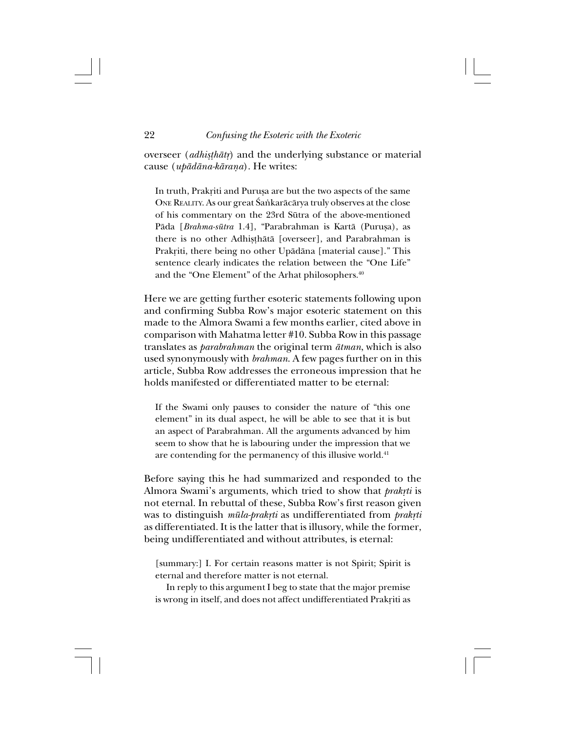overseer (*adhiṣṭhātṛ*) and the underlying substance or material cause (*upādāna-kāraṇa*). He writes:

> In truth, Prakṛiti and Puruṣa are but the two aspects of the same ONE REALITY. As our great Śaṅkarācārya truly observes at the close of his commentary on the 23rd Sūtra of the above-mentioned Pāda [*Brahma-sūtra* 1.4], "Parabrahman is Kartā (Puruṣa), as there is no other Adhiṣṭhātā [overseer], and Parabrahman is Prakṛiti, there being no other Upādāna [material cause]." This sentence clearly indicates the relation between the "One Life" and the "One Element" of the Arhat philosophers.[40]

Here we are getting further esoteric statements following upon and confirming Subba Row's major esoteric statement on this made to the Almora Swami a few months earlier, cited above in comparison with Mahatma letter #10. Subba Row in this passage translates as *parabrahman* the original term *ātman*, which is also used synonymously with *brahman*. A few pages further on in this article, Subba Row addresses the erroneous impression that he holds manifested or differentiated matter to be eternal:

> If the Swami only pauses to consider the nature of "this one element" in its dual aspect, he will be able to see that it is but an aspect of Parabrahman. All the arguments advanced by him seem to show that he is labouring under the impression that we are contending for the permanency of this illusive world.[41]

Before saying this he had summarized and responded to the Almora Swami's arguments, which tried to show that *prakṛti* is not eternal. In rebuttal of these, Subba Row's first reason given was to distinguish *mūla-prakṛti* as undifferentiated from *prakṛti* as differentiated. It is the latter that is illusory, while the former, being undifferentiated and without attributes, is eternal:

> [summary:] I. For certain reasons matter is not Spirit; Spirit is eternal and therefore matter is not eternal.
>
> In reply to this argument I beg to state that the major premise is wrong in itself, and does not affect undifferentiated Prakṛiti as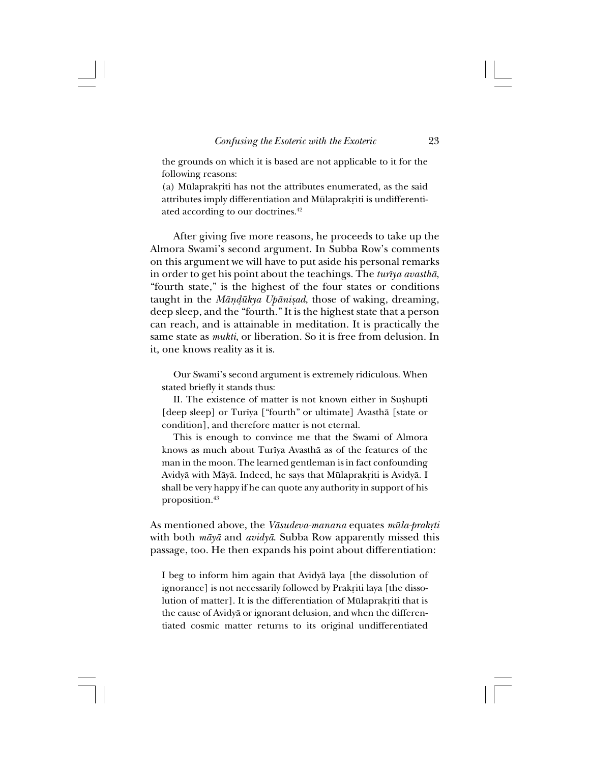> the grounds on which it is based are not applicable to it for the following reasons:
>
> (a) Mūlaprakṛiti has not the attributes enumerated, as the said attributes imply differentiation and Mūlaprakṛiti is undifferentiated according to our doctrines.[42]

After giving five more reasons, he proceeds to take up the Almora Swami's second argument. In Subba Row's comments on this argument we will have to put aside his personal remarks in order to get his point about the teachings. The *turīya avasthā*, "fourth state," is the highest of the four states or conditions taught in the *Māṇḍūkya Upāniṣad*, those of waking, dreaming, deep sleep, and the "fourth." It is the highest state that a person can reach, and is attainable in meditation. It is practically the same state as *mukti*, or liberation. So it is free from delusion. In it, one knows reality as it is.

> Our Swami's second argument is extremely ridiculous. When stated briefly it stands thus:
>
> II. The existence of matter is not known either in Suṣhupti [deep sleep] or Turīya ["fourth" or ultimate] Avasthā [state or condition], and therefore matter is not eternal.
>
> This is enough to convince me that the Swami of Almora knows as much about Turīya Avasthā as of the features of the man in the moon. The learned gentleman is in fact confounding Avidyā with Māyā. Indeed, he says that Mūlaprakṛiti is Avidyā. I shall be very happy if he can quote any authority in support of his proposition.[43]

As mentioned above, the *Vāsudeva-manana* equates *mūla-prakṛti* with both *māyā* and *avidyā*. Subba Row apparently missed this passage, too. He then expands his point about differentiation:

> I beg to inform him again that Avidyā laya [the dissolution of ignorance] is not necessarily followed by Prakṛiti laya [the dissolution of matter]. It is the differentiation of Mūlaprakṛiti that is the cause of Avidyā or ignorant delusion, and when the differentiated cosmic matter returns to its original undifferentiated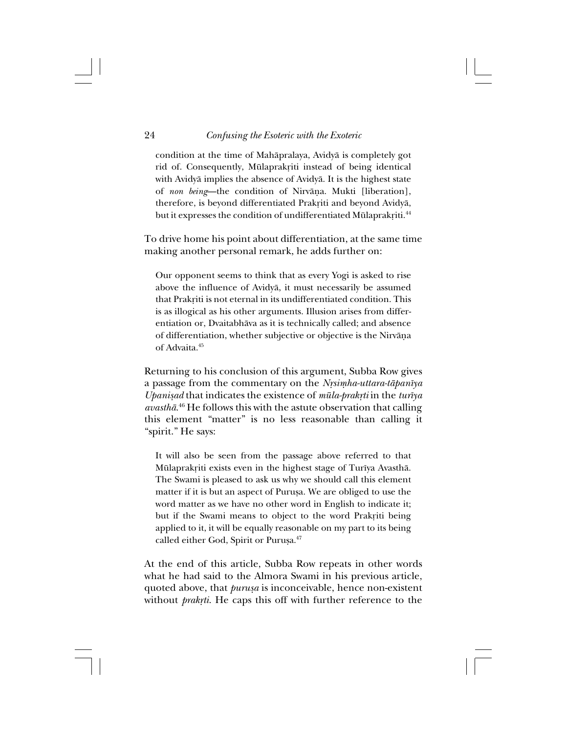> condition at the time of Mahāpralaya, Avidyā is completely got rid of. Consequently, Mūlaprakṛiti instead of being identical with Avidyā implies the absence of Avidyā. It is the highest state of *non being*—the condition of Nirvāṇa. Mukti [liberation], therefore, is beyond differentiated Prakṛiti and beyond Avidyā, but it expresses the condition of undifferentiated Mūlaprakṛiti.[44]

To drive home his point about differentiation, at the same time making another personal remark, he adds further on:

> Our opponent seems to think that as every Yogi is asked to rise above the influence of Avidyā, it must necessarily be assumed that Prakṛiti is not eternal in its undifferentiated condition. This is as illogical as his other arguments. Illusion arises from differentiation or, Dvaitabhāva as it is technically called; and absence of differentiation, whether subjective or objective is the Nirvāṇa of Advaita.[45]

Returning to his conclusion of this argument, Subba Row gives a passage from the commentary on the *Nṛsiṃha-uttara-tāpanīya Upaniṣad* that indicates the existence of *mūla-prakṛti* in the *turīya avasthā*.[46] He follows this with the astute observation that calling this element "matter" is no less reasonable than calling it "spirit." He says:

> It will also be seen from the passage above referred to that Mūlaprakṛiti exists even in the highest stage of Turīya Avasthā. The Swami is pleased to ask us why we should call this element matter if it is but an aspect of Puruṣa. We are obliged to use the word matter as we have no other word in English to indicate it; but if the Swami means to object to the word Prakṛiti being applied to it, it will be equally reasonable on my part to its being called either God, Spirit or Puruṣa.[47]

At the end of this article, Subba Row repeats in other words what he had said to the Almora Swami in his previous article, quoted above, that *puruṣa* is inconceivable, hence non-existent without *prakṛti*. He caps this off with further reference to the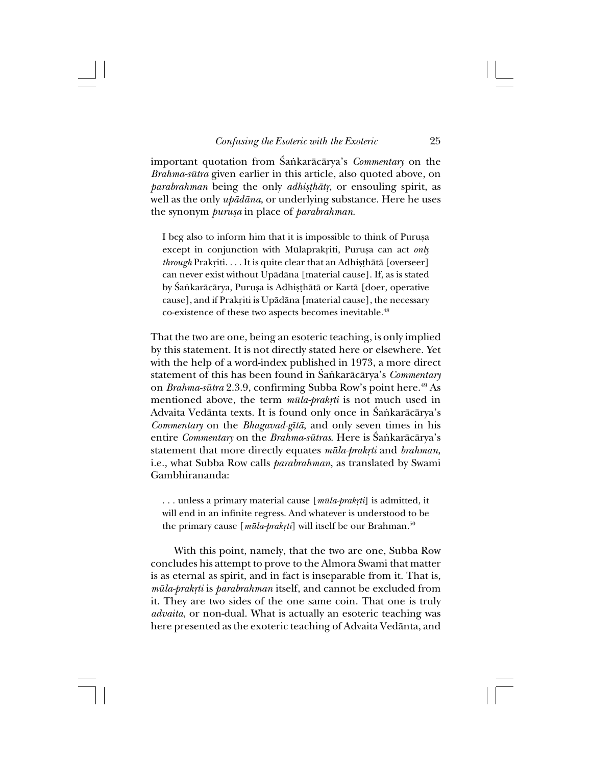important quotation from Śaṅkarācārya's *Commentary* on the *Brahma-sūtra* given earlier in this article, also quoted above, on *parabrahman* being the only *adhiṣṭhātṛ*, or ensouling spirit, as well as the only *upādāna*, or underlying substance. Here he uses the synonym *puruṣa* in place of *parabrahman*.

> I beg also to inform him that it is impossible to think of Puruṣa except in conjunction with Mūlaprakṛiti, Puruṣa can act *only through* Prakṛiti. . . . It is quite clear that an Adhiṣṭhātā [overseer] can never exist without Upādāna [material cause]. If, as is stated by Śaṅkarācārya, Puruṣa is Adhiṣṭhātā or Kartā [doer, operative cause], and if Prakṛiti is Upādāna [material cause], the necessary co-existence of these two aspects becomes inevitable.[48]

That the two are one, being an esoteric teaching, is only implied by this statement. It is not directly stated here or elsewhere. Yet with the help of a word-index published in 1973, a more direct statement of this has been found in Śaṅkarācārya's *Commentary* on *Brahma-sūtra* 2.3.9, confirming Subba Row's point here.[49] As mentioned above, the term *mūla-prakṛti* is not much used in Advaita Vedānta texts. It is found only once in Śaṅkarācārya's *Commentary* on the *Bhagavad-gītā*, and only seven times in his entire *Commentary* on the *Brahma-sūtras*. Here is Śaṅkarācārya's statement that more directly equates *mūla-prakṛti* and *brahman*, i.e., what Subba Row calls *parabrahman*, as translated by Swami Gambhirananda:

> . . . unless a primary material cause [*mūla-prakṛti*] is admitted, it will end in an infinite regress. And whatever is understood to be the primary cause [*mūla-prakṛti*] will itself be our Brahman.[50]

With this point, namely, that the two are one, Subba Row concludes his attempt to prove to the Almora Swami that matter is as eternal as spirit, and in fact is inseparable from it. That is, *mūla-prakṛti* is *parabrahman* itself, and cannot be excluded from it. They are two sides of the one same coin. That one is truly *advaita*, or non-dual. What is actually an esoteric teaching was here presented as the exoteric teaching of Advaita Vedānta, and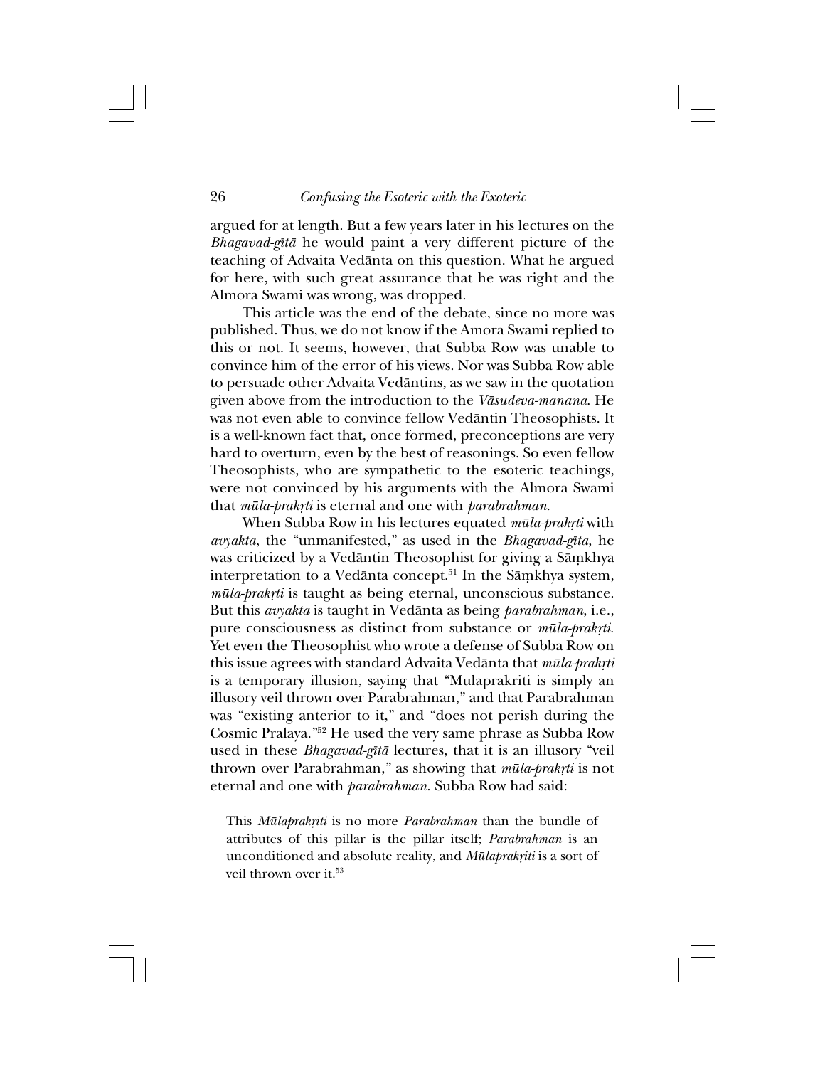argued for at length. But a few years later in his lectures on the *Bhagavad-gītā* he would paint a very different picture of the teaching of Advaita Vedānta on this question. What he argued for here, with such great assurance that he was right and the Almora Swami was wrong, was dropped.

This article was the end of the debate, since no more was published. Thus, we do not know if the Amora Swami replied to this or not. It seems, however, that Subba Row was unable to convince him of the error of his views. Nor was Subba Row able to persuade other Advaita Vedāntins, as we saw in the quotation given above from the introduction to the *Vāsudeva-manana*. He was not even able to convince fellow Vedāntin Theosophists. It is a well-known fact that, once formed, preconceptions are very hard to overturn, even by the best of reasonings. So even fellow Theosophists, who are sympathetic to the esoteric teachings, were not convinced by his arguments with the Almora Swami that *mūla-prakṛti* is eternal and one with *parabrahman*.

When Subba Row in his lectures equated *mūla-prakṛti* with *avyakta*, the "unmanifested," as used in the *Bhagavad-gīta*, he was criticized by a Vedāntin Theosophist for giving a Sāṃkhya interpretation to a Vedānta concept.[51] In the Sāṃkhya system, *mūla-prakṛti* is taught as being eternal, unconscious substance. But this *avyakta* is taught in Vedānta as being *parabrahman*, i.e., pure consciousness as distinct from substance or *mūla-prakṛti*. Yet even the Theosophist who wrote a defense of Subba Row on this issue agrees with standard Advaita Vedānta that *mūla-prakṛti* is a temporary illusion, saying that "Mulaprakriti is simply an illusory veil thrown over Parabrahman," and that Parabrahman was "existing anterior to it," and "does not perish during the Cosmic Pralaya."[52] He used the very same phrase as Subba Row used in these *Bhagavad-gītā* lectures, that it is an illusory "veil thrown over Parabrahman," as showing that *mūla-prakṛti* is not eternal and one with *parabrahman*. Subba Row had said:

> This *Mūlaprakṛiti* is no more *Parabrahman* than the bundle of attributes of this pillar is the pillar itself; *Parabrahman* is an unconditioned and absolute reality, and *Mūlaprakṛiti* is a sort of veil thrown over it.[53]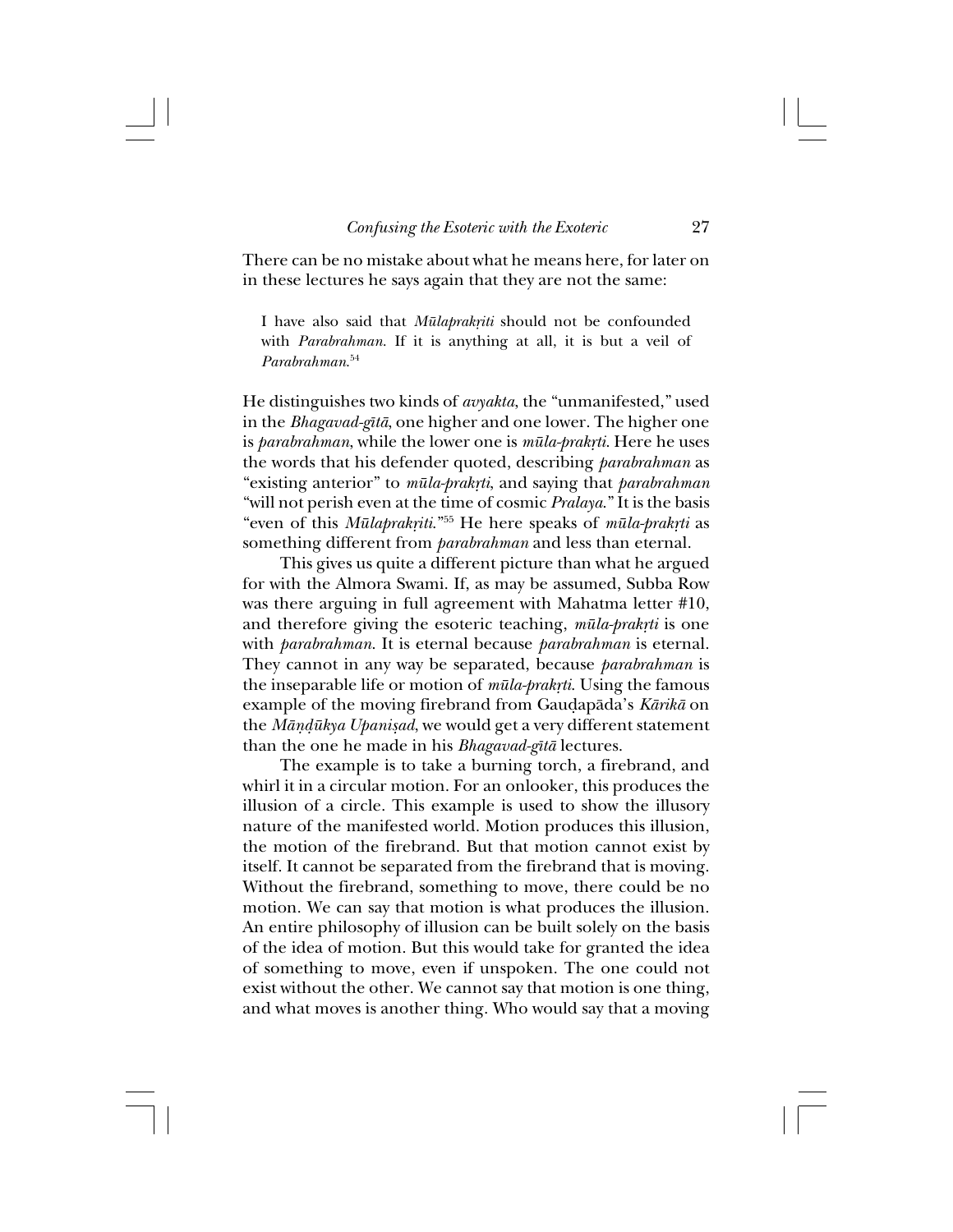There can be no mistake about what he means here, for later on in these lectures he says again that they are not the same:

> I have also said that *Mūlaprakṛiti* should not be confounded with *Parabrahman*. If it is anything at all, it is but a veil of *Parabrahman*.[54]

He distinguishes two kinds of *avyakta*, the "unmanifested," used in the *Bhagavad-gītā*, one higher and one lower. The higher one is *parabrahman*, while the lower one is *mūla-prakṛti*. Here he uses the words that his defender quoted, describing *parabrahman* as "existing anterior" to *mūla-prakṛti*, and saying that *parabrahman* "will not perish even at the time of cosmic *Pralaya*." It is the basis "even of this *Mūlaprakṛiti*."[55] He here speaks of *mūla-prakṛti* as something different from *parabrahman* and less than eternal.

This gives us quite a different picture than what he argued for with the Almora Swami. If, as may be assumed, Subba Row was there arguing in full agreement with Mahatma letter #10, and therefore giving the esoteric teaching, *mūla-prakṛti* is one with *parabrahman*. It is eternal because *parabrahman* is eternal. They cannot in any way be separated, because *parabrahman* is the inseparable life or motion of *mūla-prakṛti*. Using the famous example of the moving firebrand from Gauḍapāda's *Kārikā* on the *Māṇḍūkya Upaniṣad*, we would get a very different statement than the one he made in his *Bhagavad-gītā* lectures.

The example is to take a burning torch, a firebrand, and whirl it in a circular motion. For an onlooker, this produces the illusion of a circle. This example is used to show the illusory nature of the manifested world. Motion produces this illusion, the motion of the firebrand. But that motion cannot exist by itself. It cannot be separated from the firebrand that is moving. Without the firebrand, something to move, there could be no motion. We can say that motion is what produces the illusion. An entire philosophy of illusion can be built solely on the basis of the idea of motion. But this would take for granted the idea of something to move, even if unspoken. The one could not exist without the other. We cannot say that motion is one thing, and what moves is another thing. Who would say that a moving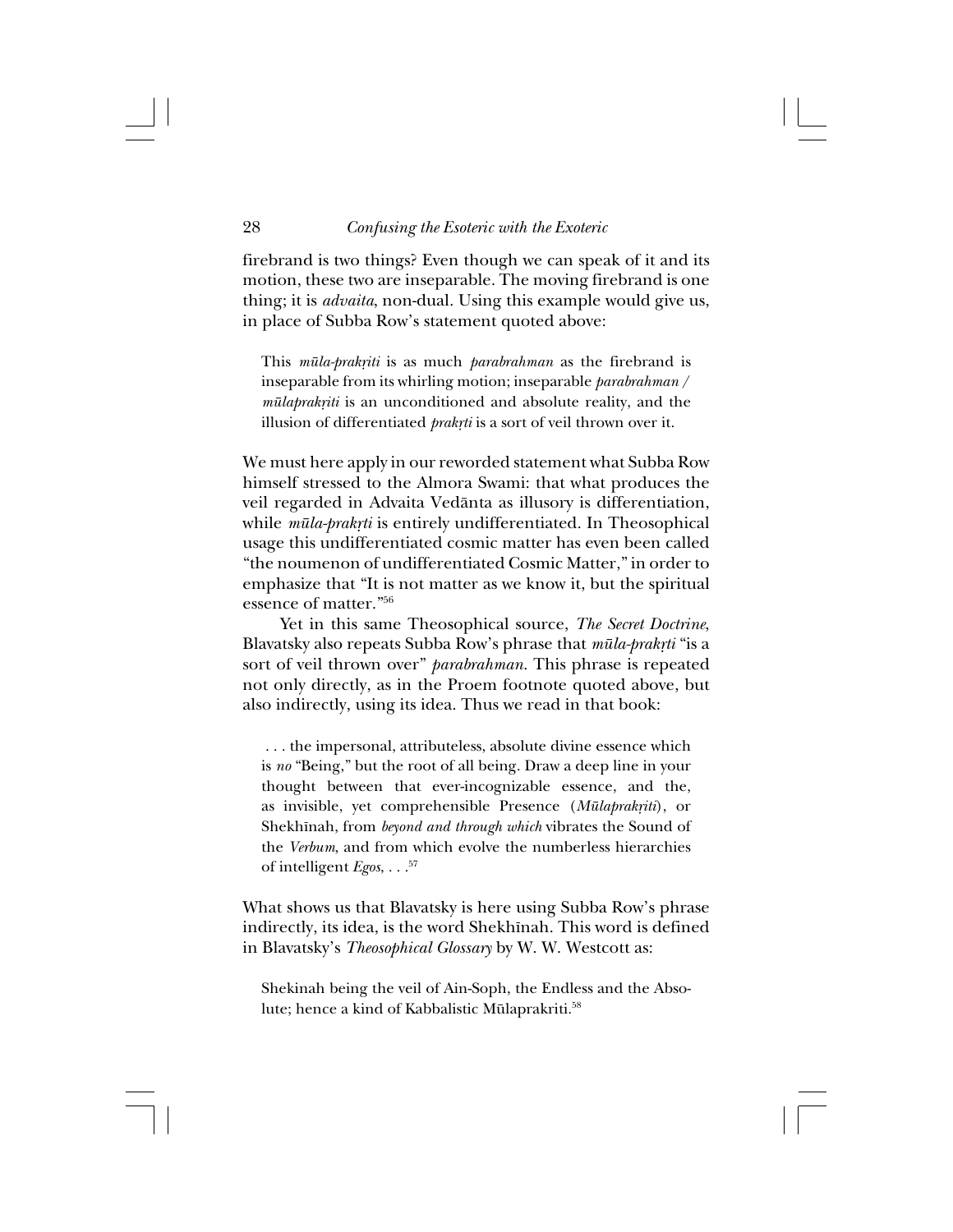firebrand is two things? Even though we can speak of it and its motion, these two are inseparable. The moving firebrand is one thing; it is *advaita*, non-dual. Using this example would give us, in place of Subba Row's statement quoted above:

> This *mūla-prakṛiti* is as much *parabrahman* as the firebrand is inseparable from its whirling motion; inseparable *parabrahman / mūlaprakṛiti* is an unconditioned and absolute reality, and the illusion of differentiated *prakṛti* is a sort of veil thrown over it.

We must here apply in our reworded statement what Subba Row himself stressed to the Almora Swami: that what produces the veil regarded in Advaita Vedānta as illusory is differentiation, while *mūla-prakṛti* is entirely undifferentiated. In Theosophical usage this undifferentiated cosmic matter has even been called "the noumenon of undifferentiated Cosmic Matter," in order to emphasize that "It is not matter as we know it, but the spiritual essence of matter."[56]

Yet in this same Theosophical source, *The Secret Doctrine*, Blavatsky also repeats Subba Row's phrase that *mūla-prakṛti* "is a sort of veil thrown over" *parabrahman*. This phrase is repeated not only directly, as in the Proem footnote quoted above, but also indirectly, using its idea. Thus we read in that book:

> . . . the impersonal, attributeless, absolute divine essence which is *no* "Being," but the root of all being. Draw a deep line in your thought between that ever-incognizable essence, and the, as invisible, yet comprehensible Presence (*Mūlaprakṛiti*), or Shekhīnah, from *beyond and through which* vibrates the Sound of the *Verbum*, and from which evolve the numberless hierarchies of intelligent *Egos*, . . .[57]

What shows us that Blavatsky is here using Subba Row's phrase indirectly, its idea, is the word Shekhīnah. This word is defined in Blavatsky's *Theosophical Glossary* by W. W. Westcott as:

> Shekinah being the veil of Ain-Soph, the Endless and the Absolute; hence a kind of Kabbalistic Mūlaprakriti.[58]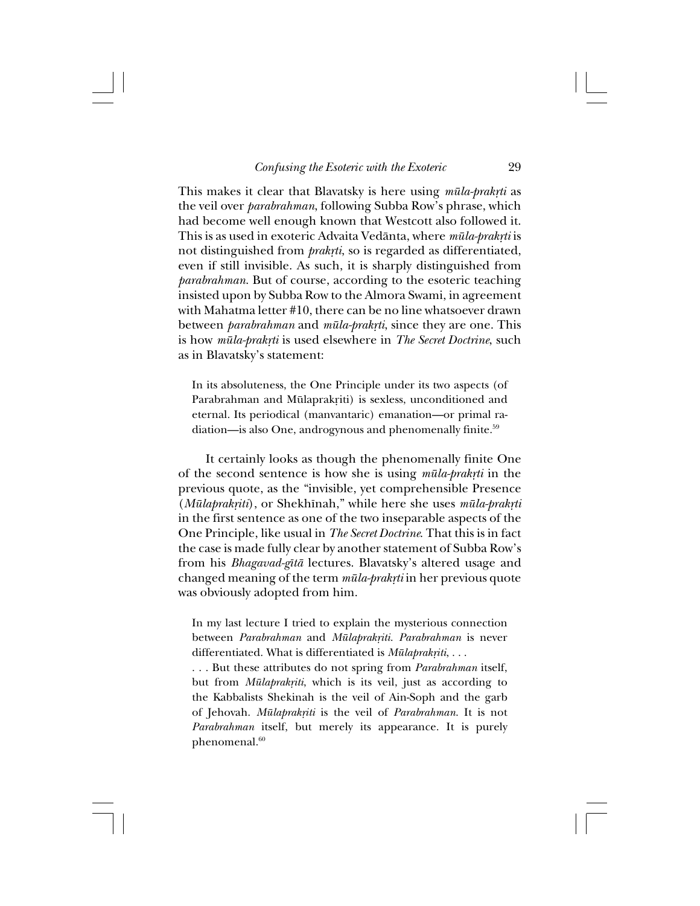This makes it clear that Blavatsky is here using *mūla-prakṛti* as the veil over *parabrahman*, following Subba Row's phrase, which had become well enough known that Westcott also followed it. This is as used in exoteric Advaita Vedānta, where *mūla-prakṛti* is not distinguished from *prakṛti*, so is regarded as differentiated, even if still invisible. As such, it is sharply distinguished from *parabrahman*. But of course, according to the esoteric teaching insisted upon by Subba Row to the Almora Swami, in agreement with Mahatma letter #10, there can be no line whatsoever drawn between *parabrahman* and *mūla-prakṛti*, since they are one. This is how *mūla-prakṛti* is used elsewhere in *The Secret Doctrine*, such as in Blavatsky's statement:

> In its absoluteness, the One Principle under its two aspects (of Parabrahman and Mūlaprakṛiti) is sexless, unconditioned and eternal. Its periodical (manvantaric) emanation—or primal radiation—is also One, androgynous and phenomenally finite.[59]

It certainly looks as though the phenomenally finite One of the second sentence is how she is using *mūla-prakṛti* in the previous quote, as the "invisible, yet comprehensible Presence (*Mūlaprakṛiti*), or Shekhīnah," while here she uses *mūla-prakṛti* in the first sentence as one of the two inseparable aspects of the One Principle, like usual in *The Secret Doctrine*. That this is in fact the case is made fully clear by another statement of Subba Row's from his *Bhagavad-gītā* lectures. Blavatsky's altered usage and changed meaning of the term *mūla-prakṛti* in her previous quote was obviously adopted from him.

> In my last lecture I tried to explain the mysterious connection between *Parabrahman* and *Mūlaprakṛiti*. *Parabrahman* is never differentiated. What is differentiated is *Mūlaprakṛiti*, . . .
>
> . . . But these attributes do not spring from *Parabrahman* itself, but from *Mūlaprakṛiti*, which is its veil, just as according to the Kabbalists Shekinah is the veil of Ain-Soph and the garb of Jehovah. *Mūlaprakṛiti* is the veil of *Parabrahman*. It is not *Parabrahman* itself, but merely its appearance. It is purely phenomenal.[60]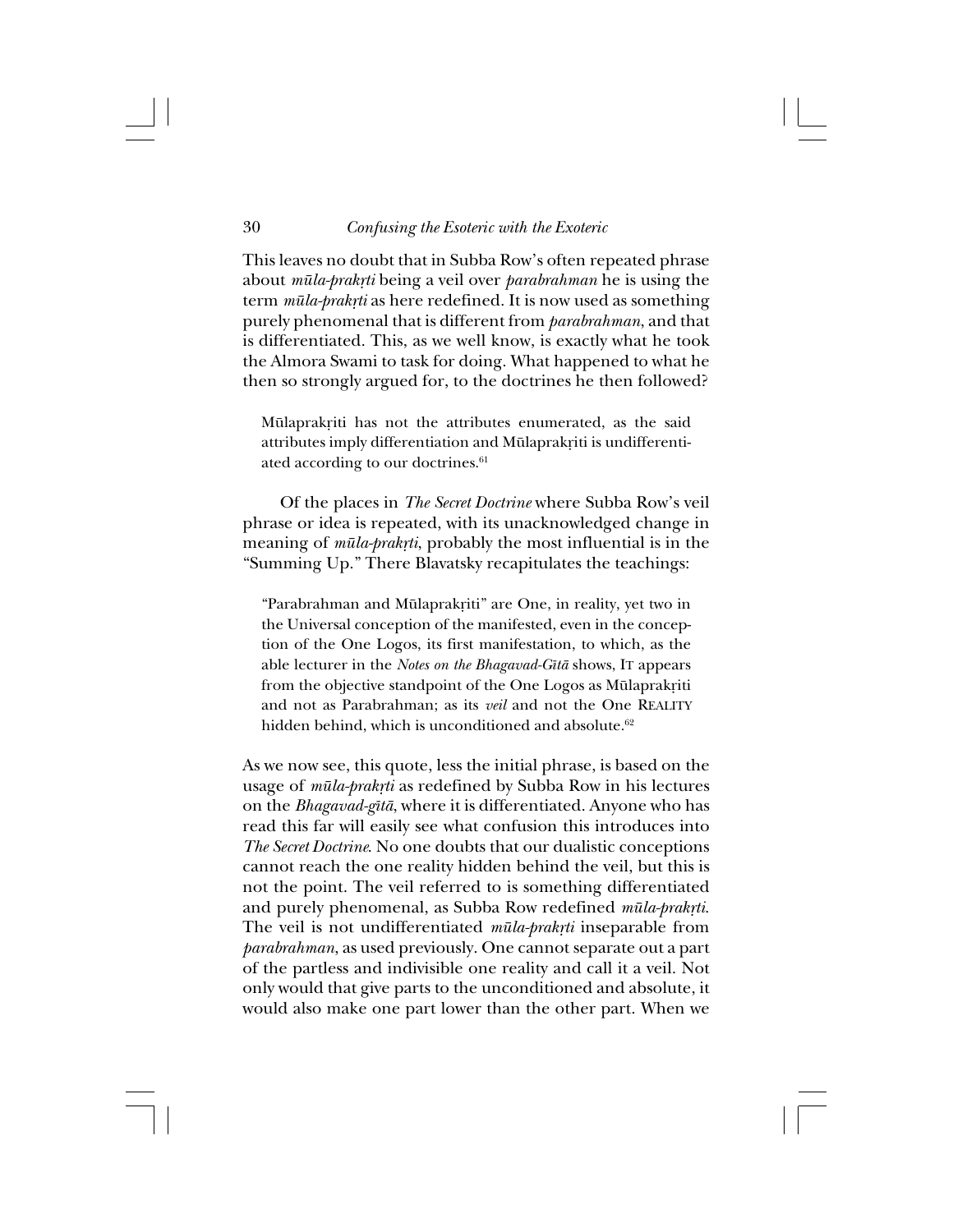This leaves no doubt that in Subba Row's often repeated phrase about *mūla-prakṛti* being a veil over *parabrahman* he is using the term *mūla-prakṛti* as here redefined. It is now used as something purely phenomenal that is different from *parabrahman*, and that is differentiated. This, as we well know, is exactly what he took the Almora Swami to task for doing. What happened to what he then so strongly argued for, to the doctrines he then followed?

> Mūlaprakṛiti has not the attributes enumerated, as the said attributes imply differentiation and Mūlaprakṛiti is undifferentiated according to our doctrines.[61]

Of the places in *The Secret Doctrine* where Subba Row's veil phrase or idea is repeated, with its unacknowledged change in meaning of *mūla-prakṛti*, probably the most influential is in the "Summing Up." There Blavatsky recapitulates the teachings:

> "Parabrahman and Mūlaprakṛiti" are One, in reality, yet two in the Universal conception of the manifested, even in the conception of the One Logos, its first manifestation, to which, as the able lecturer in the *Notes on the Bhagavad-Gītā* shows, IT appears from the objective standpoint of the One Logos as Mūlaprakṛiti and not as Parabrahman; as its *veil* and not the One REALITY hidden behind, which is unconditioned and absolute.[62]

As we now see, this quote, less the initial phrase, is based on the usage of *mūla-prakṛti* as redefined by Subba Row in his lectures on the *Bhagavad-gītā*, where it is differentiated. Anyone who has read this far will easily see what confusion this introduces into *The Secret Doctrine*. No one doubts that our dualistic conceptions cannot reach the one reality hidden behind the veil, but this is not the point. The veil referred to is something differentiated and purely phenomenal, as Subba Row redefined *mūla-prakṛti*. The veil is not undifferentiated *mūla-prakṛti* inseparable from *parabrahman*, as used previously. One cannot separate out a part of the partless and indivisible one reality and call it a veil. Not only would that give parts to the unconditioned and absolute, it would also make one part lower than the other part. When we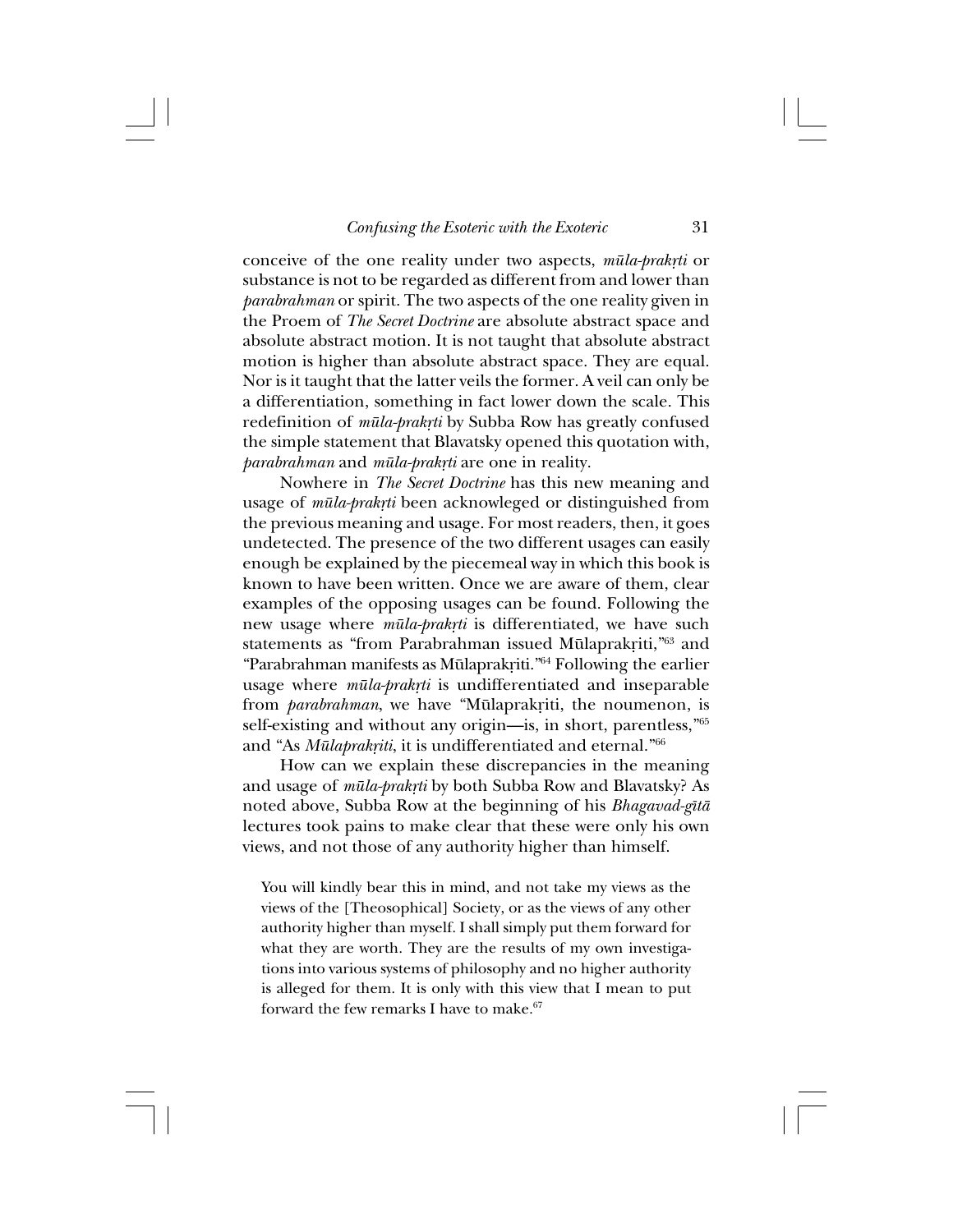conceive of the one reality under two aspects, *mūla-prakṛti* or substance is not to be regarded as different from and lower than *parabrahman* or spirit. The two aspects of the one reality given in the Proem of *The Secret Doctrine* are absolute abstract space and absolute abstract motion. It is not taught that absolute abstract motion is higher than absolute abstract space. They are equal. Nor is it taught that the latter veils the former. A veil can only be a differentiation, something in fact lower down the scale. This redefinition of *mūla-prakṛti* by Subba Row has greatly confused the simple statement that Blavatsky opened this quotation with, *parabrahman* and *mūla-prakṛti* are one in reality.

Nowhere in *The Secret Doctrine* has this new meaning and usage of *mūla-prakṛti* been acknowleged or distinguished from the previous meaning and usage. For most readers, then, it goes undetected. The presence of the two different usages can easily enough be explained by the piecemeal way in which this book is known to have been written. Once we are aware of them, clear examples of the opposing usages can be found. Following the new usage where *mūla-prakṛti* is differentiated, we have such statements as "from Parabrahman issued Mūlaprakṛiti,"[63] and "Parabrahman manifests as Mūlaprakṛiti."[64] Following the earlier usage where *mūla-prakṛti* is undifferentiated and inseparable from *parabrahman*, we have "Mūlaprakṛiti, the noumenon, is self-existing and without any origin—is, in short, parentless,"[65] and "As *Mūlaprakṛiti*, it is undifferentiated and eternal."[66]

How can we explain these discrepancies in the meaning and usage of *mūla-prakṛti* by both Subba Row and Blavatsky? As noted above, Subba Row at the beginning of his *Bhagavad-gītā* lectures took pains to make clear that these were only his own views, and not those of any authority higher than himself.

> You will kindly bear this in mind, and not take my views as the views of the [Theosophical] Society, or as the views of any other authority higher than myself. I shall simply put them forward for what they are worth. They are the results of my own investigations into various systems of philosophy and no higher authority is alleged for them. It is only with this view that I mean to put forward the few remarks I have to make.[67]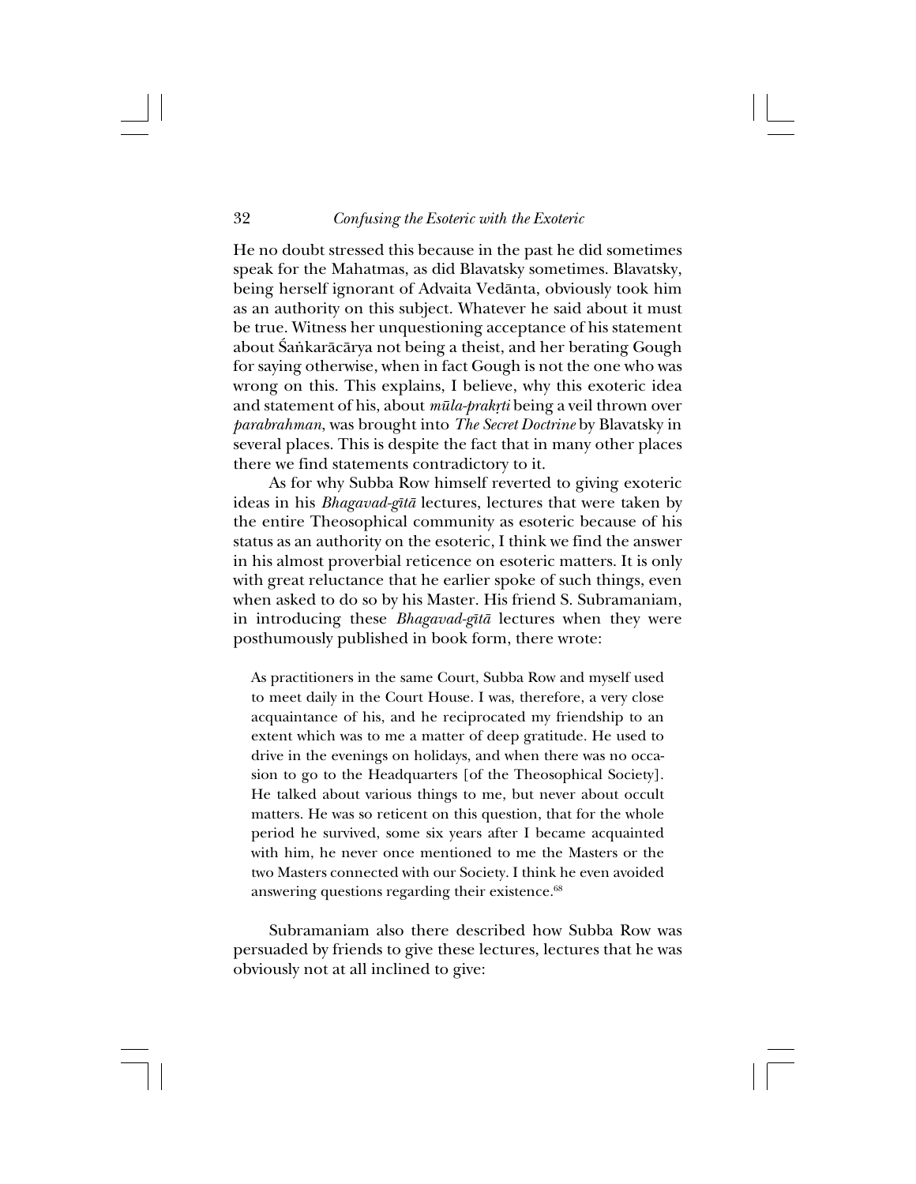He no doubt stressed this because in the past he did sometimes speak for the Mahatmas, as did Blavatsky sometimes. Blavatsky, being herself ignorant of Advaita Vedānta, obviously took him as an authority on this subject. Whatever he said about it must be true. Witness her unquestioning acceptance of his statement about Śaṅkarācārya not being a theist, and her berating Gough for saying otherwise, when in fact Gough is not the one who was wrong on this. This explains, I believe, why this exoteric idea and statement of his, about *mūla-prakṛti* being a veil thrown over *parabrahman*, was brought into *The Secret Doctrine* by Blavatsky in several places. This is despite the fact that in many other places there we find statements contradictory to it.

As for why Subba Row himself reverted to giving exoteric ideas in his *Bhagavad-gītā* lectures, lectures that were taken by the entire Theosophical community as esoteric because of his status as an authority on the esoteric, I think we find the answer in his almost proverbial reticence on esoteric matters. It is only with great reluctance that he earlier spoke of such things, even when asked to do so by his Master. His friend S. Subramaniam, in introducing these *Bhagavad-gītā* lectures when they were posthumously published in book form, there wrote:

> As practitioners in the same Court, Subba Row and myself used to meet daily in the Court House. I was, therefore, a very close acquaintance of his, and he reciprocated my friendship to an extent which was to me a matter of deep gratitude. He used to drive in the evenings on holidays, and when there was no occasion to go to the Headquarters [of the Theosophical Society]. He talked about various things to me, but never about occult matters. He was so reticent on this question, that for the whole period he survived, some six years after I became acquainted with him, he never once mentioned to me the Masters or the two Masters connected with our Society. I think he even avoided answering questions regarding their existence.[68]

Subramaniam also there described how Subba Row was persuaded by friends to give these lectures, lectures that he was obviously not at all inclined to give: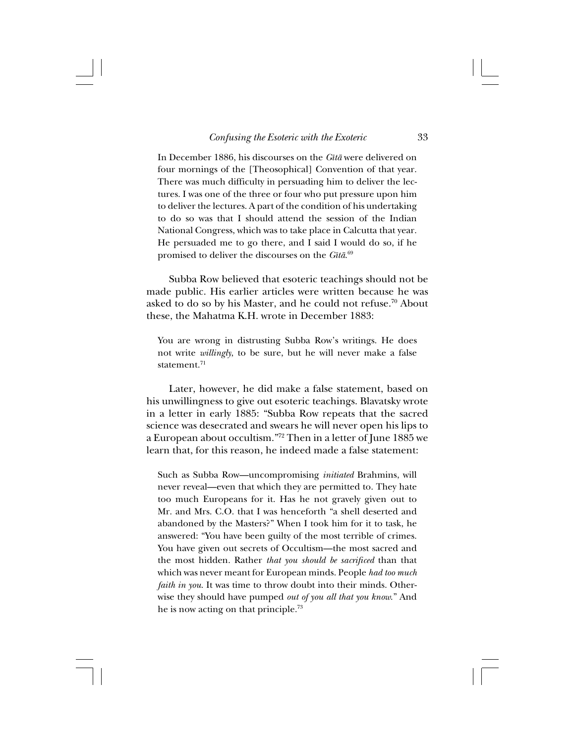> In December 1886, his discourses on the *Gītā* were delivered on four mornings of the [Theosophical] Convention of that year. There was much difficulty in persuading him to deliver the lectures. I was one of the three or four who put pressure upon him to deliver the lectures. A part of the condition of his undertaking to do so was that I should attend the session of the Indian National Congress, which was to take place in Calcutta that year. He persuaded me to go there, and I said I would do so, if he promised to deliver the discourses on the *Gītā*.[69]

Subba Row believed that esoteric teachings should not be made public. His earlier articles were written because he was asked to do so by his Master, and he could not refuse.[70] About these, the Mahatma K.H. wrote in December 1883:

> You are wrong in distrusting Subba Row's writings. He does not write *willingly*, to be sure, but he will never make a false statement.[71]

Later, however, he did make a false statement, based on his unwillingness to give out esoteric teachings. Blavatsky wrote in a letter in early 1885: "Subba Row repeats that the sacred science was desecrated and swears he will never open his lips to a European about occultism."[72] Then in a letter of June 1885 we learn that, for this reason, he indeed made a false statement:

> Such as Subba Row—uncompromising *initiated* Brahmins, will never reveal—even that which they are permitted to. They hate too much Europeans for it. Has he not gravely given out to Mr. and Mrs. C.O. that I was henceforth "a shell deserted and abandoned by the Masters?" When I took him for it to task, he answered: "You have been guilty of the most terrible of crimes. You have given out secrets of Occultism—the most sacred and the most hidden. Rather *that you should be sacrificed* than that which was never meant for European minds. People *had too much faith in you*. It was time to throw doubt into their minds. Otherwise they should have pumped *out of you all that you know*." And he is now acting on that principle.[73]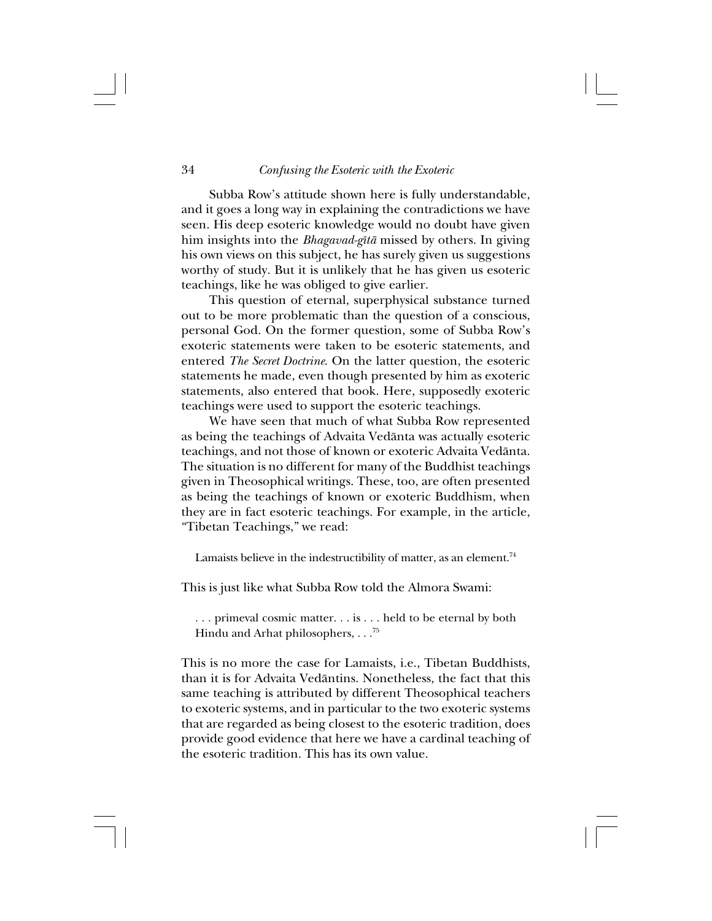Subba Row's attitude shown here is fully understandable, and it goes a long way in explaining the contradictions we have seen. His deep esoteric knowledge would no doubt have given him insights into the *Bhagavad-gītā* missed by others. In giving his own views on this subject, he has surely given us suggestions worthy of study. But it is unlikely that he has given us esoteric teachings, like he was obliged to give earlier.

This question of eternal, superphysical substance turned out to be more problematic than the question of a conscious, personal God. On the former question, some of Subba Row's exoteric statements were taken to be esoteric statements, and entered *The Secret Doctrine*. On the latter question, the esoteric statements he made, even though presented by him as exoteric statements, also entered that book. Here, supposedly exoteric teachings were used to support the esoteric teachings.

We have seen that much of what Subba Row represented as being the teachings of Advaita Vedānta was actually esoteric teachings, and not those of known or exoteric Advaita Vedānta. The situation is no different for many of the Buddhist teachings given in Theosophical writings. These, too, are often presented as being the teachings of known or exoteric Buddhism, when they are in fact esoteric teachings. For example, in the article, "Tibetan Teachings," we read:

> Lamaists believe in the indestructibility of matter, as an element.[74]

This is just like what Subba Row told the Almora Swami:

> . . . primeval cosmic matter. . . is . . . held to be eternal by both Hindu and Arhat philosophers, . . .[75]

This is no more the case for Lamaists, i.e., Tibetan Buddhists, than it is for Advaita Vedāntins. Nonetheless, the fact that this same teaching is attributed by different Theosophical teachers to exoteric systems, and in particular to the two exoteric systems that are regarded as being closest to the esoteric tradition, does provide good evidence that here we have a cardinal teaching of the esoteric tradition. This has its own value.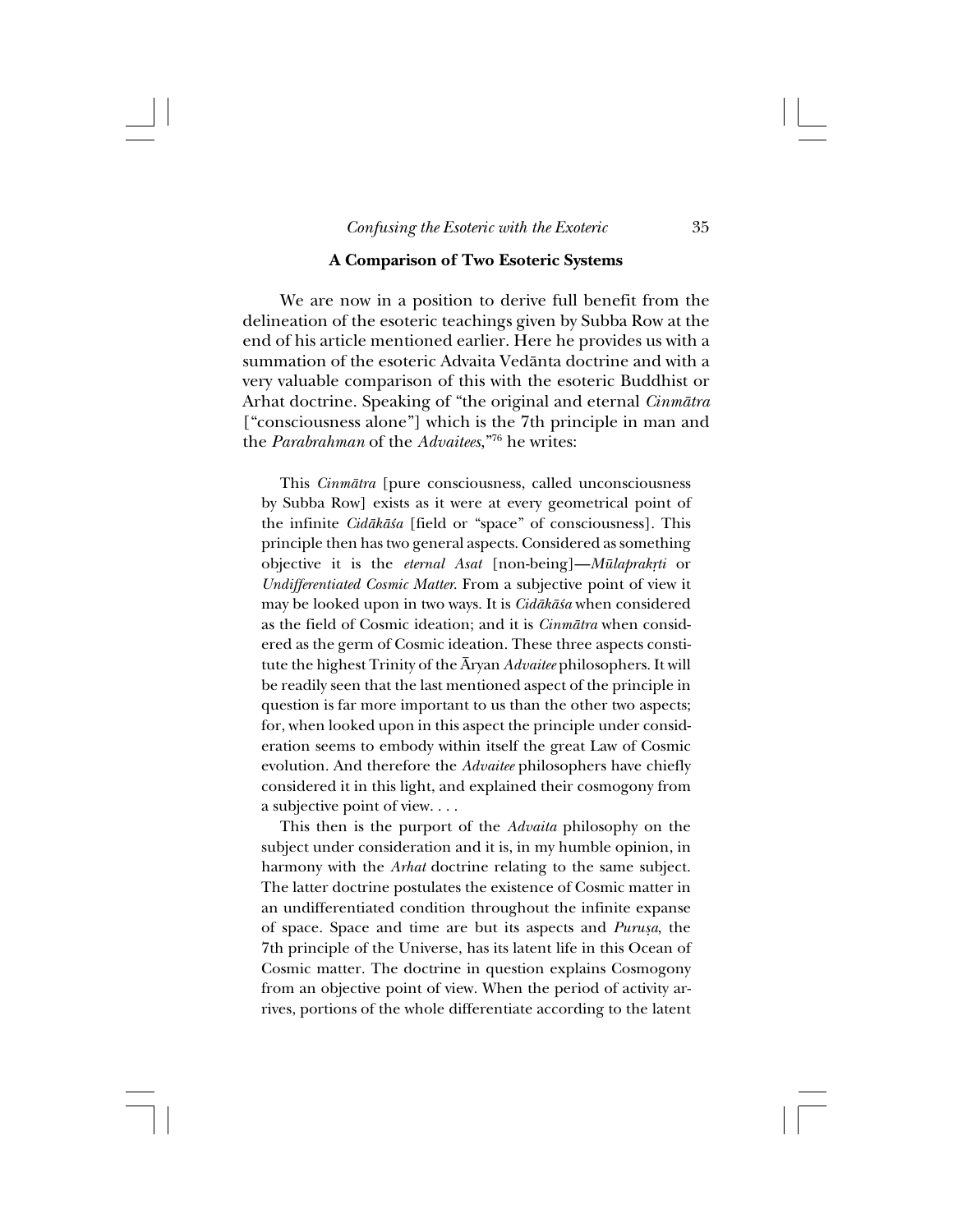### A Comparison of Two Esoteric Systems

We are now in a position to derive full benefit from the delineation of the esoteric teachings given by Subba Row at the end of his article mentioned earlier. Here he provides us with a summation of the esoteric Advaita Vedānta doctrine and with a very valuable comparison of this with the esoteric Buddhist or Arhat doctrine. Speaking of "the original and eternal *Cinmātra* ["consciousness alone"] which is the 7th principle in man and the *Parabrahman* of the *Advaitees*,"[76] he writes:

> This *Cinmātra* [pure consciousness, called unconsciousness by Subba Row] exists as it were at every geometrical point of the infinite *Cidākāśa* [field or "space" of consciousness]. This principle then has two general aspects. Considered as something objective it is the *eternal Asat* [non-being]—*Mūlaprakṛti* or *Undifferentiated Cosmic Matter*. From a subjective point of view it may be looked upon in two ways. It is *Cidākāśa* when considered as the field of Cosmic ideation; and it is *Cinmātra* when considered as the germ of Cosmic ideation. These three aspects constitute the highest Trinity of the Āryan *Advaitee* philosophers. It will be readily seen that the last mentioned aspect of the principle in question is far more important to us than the other two aspects; for, when looked upon in this aspect the principle under consideration seems to embody within itself the great Law of Cosmic evolution. And therefore the *Advaitee* philosophers have chiefly considered it in this light, and explained their cosmogony from a subjective point of view. . . .
>
> This then is the purport of the *Advaita* philosophy on the subject under consideration and it is, in my humble opinion, in harmony with the *Arhat* doctrine relating to the same subject. The latter doctrine postulates the existence of Cosmic matter in an undifferentiated condition throughout the infinite expanse of space. Space and time are but its aspects and *Puruṣa*, the 7th principle of the Universe, has its latent life in this Ocean of Cosmic matter. The doctrine in question explains Cosmogony from an objective point of view. When the period of activity arrives, portions of the whole differentiate according to the latent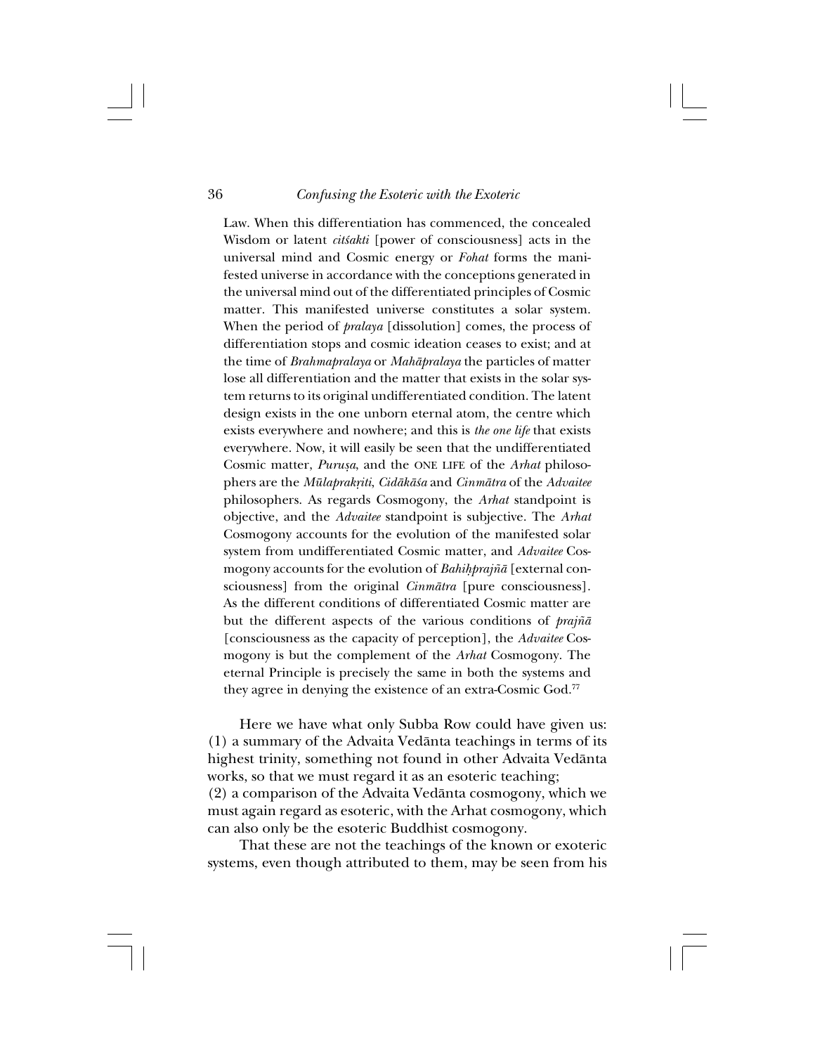Law. When this differentiation has commenced, the concealed Wisdom or latent *citśakti* [power of consciousness] acts in the universal mind and Cosmic energy or *Fohat* forms the manifested universe in accordance with the conceptions generated in the universal mind out of the differentiated principles of Cosmic matter. This manifested universe constitutes a solar system. When the period of *pralaya* [dissolution] comes, the process of differentiation stops and cosmic ideation ceases to exist; and at the time of *Brahmapralaya* or *Mahāpralaya* the particles of matter lose all differentiation and the matter that exists in the solar system returns to its original undifferentiated condition. The latent design exists in the one unborn eternal atom, the centre which exists everywhere and nowhere; and this is *the one life* that exists everywhere. Now, it will easily be seen that the undifferentiated Cosmic matter, *Puruṣa*, and the ONE LIFE of the *Arhat* philosophers are the *Mūlaprakṛiti*, *Cidākāśa* and *Cinmātra* of the *Advaitee* philosophers. As regards Cosmogony, the *Arhat* standpoint is objective, and the *Advaitee* standpoint is subjective. The *Arhat* Cosmogony accounts for the evolution of the manifested solar system from undifferentiated Cosmic matter, and *Advaitee* Cosmogony accounts for the evolution of *Bahiḥprajñā* [external consciousness] from the original *Cinmātra* [pure consciousness]. As the different conditions of differentiated Cosmic matter are but the different aspects of the various conditions of *prajñā* [consciousness as the capacity of perception], the *Advaitee* Cosmogony is but the complement of the *Arhat* Cosmogony. The eternal Principle is precisely the same in both the systems and they agree in denying the existence of an extra-Cosmic God.[77]

Here we have what only Subba Row could have given us: (1) a summary of the Advaita Vedānta teachings in terms of its highest trinity, something not found in other Advaita Vedānta works, so that we must regard it as an esoteric teaching; (2) a comparison of the Advaita Vedānta cosmogony, which we must again regard as esoteric, with the Arhat cosmogony, which can also only be the esoteric Buddhist cosmogony.

That these are not the teachings of the known or exoteric systems, even though attributed to them, may be seen from his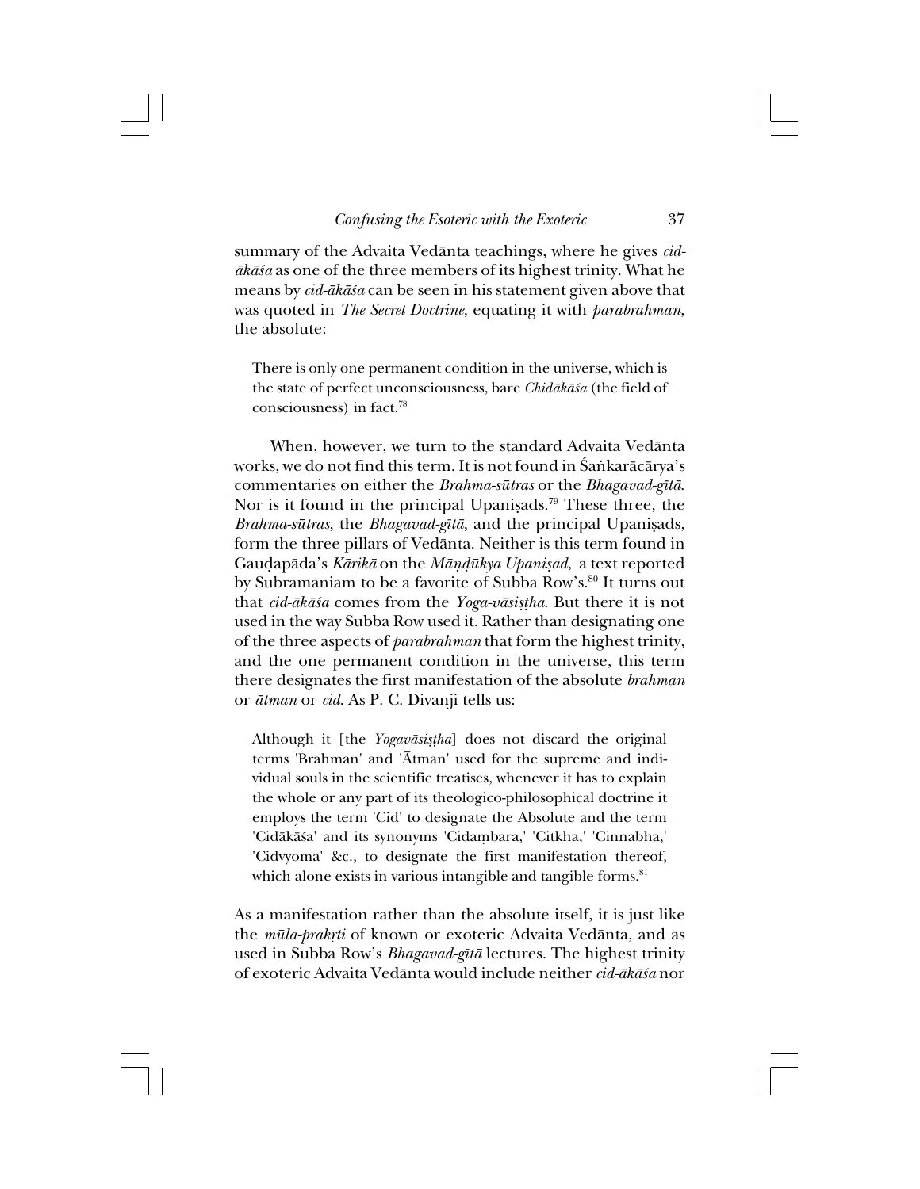summary of the Advaita Vedānta teachings, where he gives *cid-ākāśa* as one of the three members of its highest trinity. What he means by *cid-ākāśa* can be seen in his statement given above that was quoted in *The Secret Doctrine*, equating it with *parabrahman*, the absolute:

> There is only one permanent condition in the universe, which is the state of perfect unconsciousness, bare *Chidākāśa* (the field of consciousness) in fact.[78]

When, however, we turn to the standard Advaita Vedānta works, we do not find this term. It is not found in Śaṅkarācārya's commentaries on either the *Brahma-sūtras* or the *Bhagavad-gītā*. Nor is it found in the principal Upaniṣads.[79] These three, the *Brahma-sūtras*, the *Bhagavad-gītā*, and the principal Upaniṣads, form the three pillars of Vedānta. Neither is this term found in Gauḍapāda's *Kārikā* on the *Māṇḍūkya Upaniṣad*, a text reported by Subramaniam to be a favorite of Subba Row's.[80] It turns out that *cid-ākāśa* comes from the *Yoga-vāsiṣṭha*. But there it is not used in the way Subba Row used it. Rather than designating one of the three aspects of *parabrahman* that form the highest trinity, and the one permanent condition in the universe, this term there designates the first manifestation of the absolute *brahman* or *ātman* or *cid*. As P. C. Divanji tells us:

> Although it [the *Yogavāsiṣṭha*] does not discard the original terms 'Brahman' and 'Ātman' used for the supreme and individual souls in the scientific treatises, whenever it has to explain the whole or any part of its theologico-philosophical doctrine it employs the term 'Cid' to designate the Absolute and the term 'Cidākāśa' and its synonyms 'Cidaṃbara,' 'Citkha,' 'Cinnabha,' 'Cidvyoma' &c., to designate the first manifestation thereof, which alone exists in various intangible and tangible forms.[81]

As a manifestation rather than the absolute itself, it is just like the *mūla-prakṛti* of known or exoteric Advaita Vedānta, and as used in Subba Row's *Bhagavad-gītā* lectures. The highest trinity of exoteric Advaita Vedānta would include neither *cid-ākāśa* nor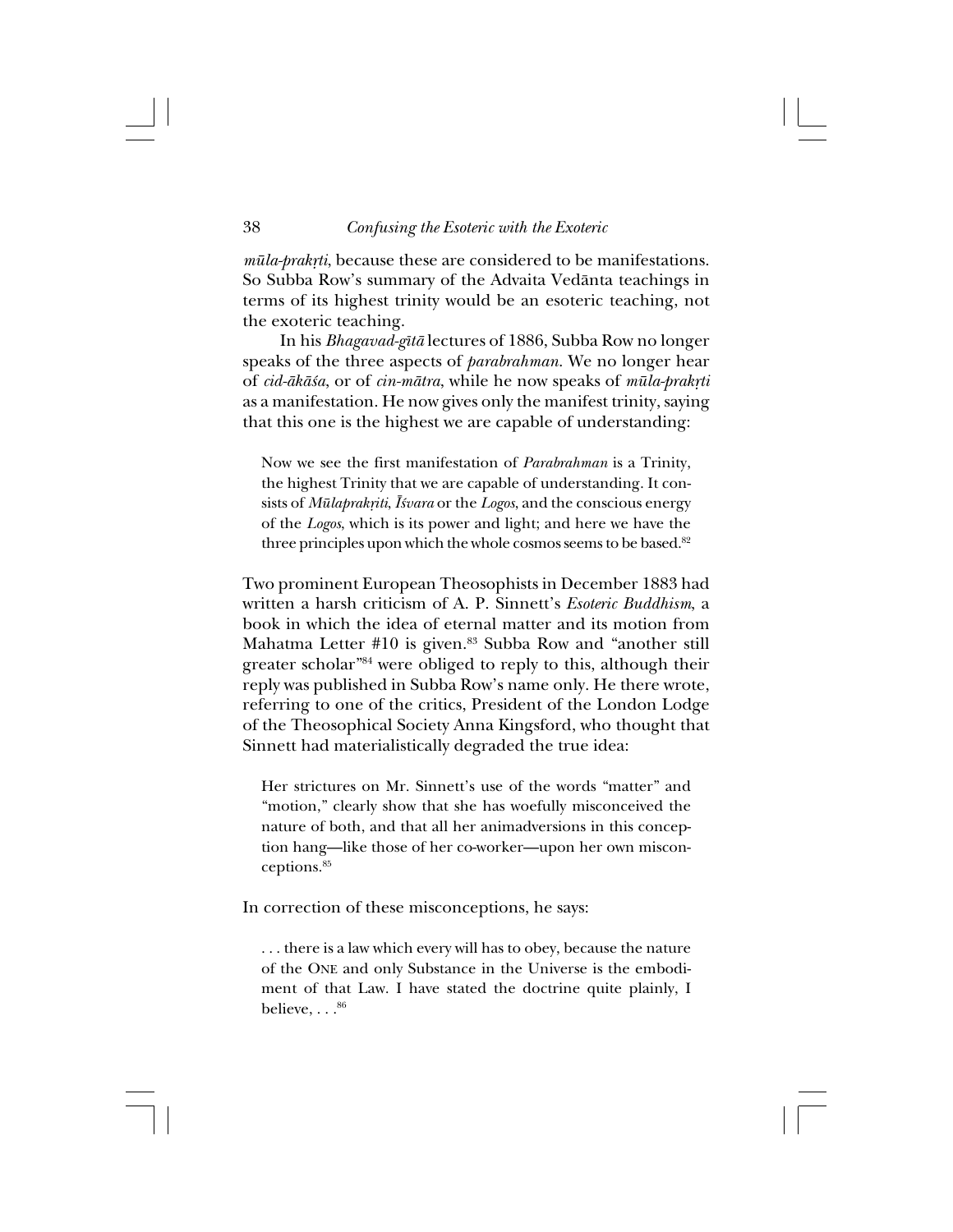*mūla-prakṛti*, because these are considered to be manifestations. So Subba Row's summary of the Advaita Vedānta teachings in terms of its highest trinity would be an esoteric teaching, not the exoteric teaching.

In his *Bhagavad-gītā* lectures of 1886, Subba Row no longer speaks of the three aspects of *parabrahman*. We no longer hear of *cid-ākāśa*, or of *cin-mātra*, while he now speaks of *mūla-prakṛti* as a manifestation. He now gives only the manifest trinity, saying that this one is the highest we are capable of understanding:

> Now we see the first manifestation of *Parabrahman* is a Trinity, the highest Trinity that we are capable of understanding. It consists of *Mūlaprakṛiti*, *Īśvara* or the *Logos*, and the conscious energy of the *Logos*, which is its power and light; and here we have the three principles upon which the whole cosmos seems to be based.[82]

Two prominent European Theosophists in December 1883 had written a harsh criticism of A. P. Sinnett's *Esoteric Buddhism*, a book in which the idea of eternal matter and its motion from Mahatma Letter #10 is given.[83] Subba Row and "another still greater scholar"[84] were obliged to reply to this, although their reply was published in Subba Row's name only. He there wrote, referring to one of the critics, President of the London Lodge of the Theosophical Society Anna Kingsford, who thought that Sinnett had materialistically degraded the true idea:

> Her strictures on Mr. Sinnett's use of the words "matter" and "motion," clearly show that she has woefully misconceived the nature of both, and that all her animadversions in this conception hang—like those of her co-worker—upon her own misconceptions.[85]

In correction of these misconceptions, he says:

> . . . there is a law which every will has to obey, because the nature of the ONE and only Substance in the Universe is the embodiment of that Law. I have stated the doctrine quite plainly, I believe, . . .[86]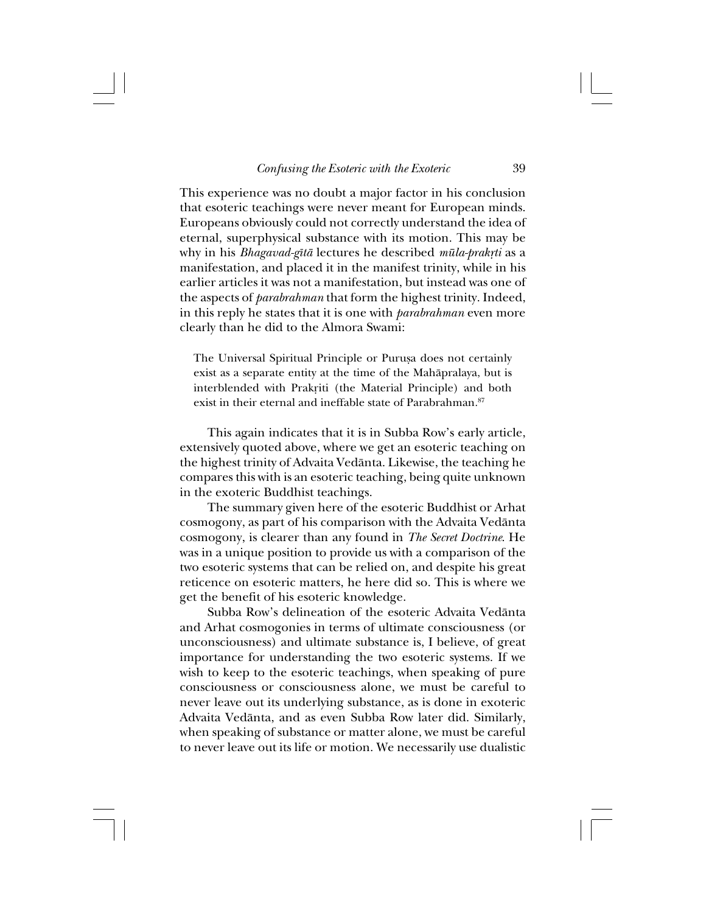This experience was no doubt a major factor in his conclusion that esoteric teachings were never meant for European minds. Europeans obviously could not correctly understand the idea of eternal, superphysical substance with its motion. This may be why in his *Bhagavad-gītā* lectures he described *mūla-prakṛti* as a manifestation, and placed it in the manifest trinity, while in his earlier articles it was not a manifestation, but instead was one of the aspects of *parabrahman* that form the highest trinity. Indeed, in this reply he states that it is one with *parabrahman* even more clearly than he did to the Almora Swami:

> The Universal Spiritual Principle or Puruṣa does not certainly exist as a separate entity at the time of the Mahāpralaya, but is interblended with Prakṛiti (the Material Principle) and both exist in their eternal and ineffable state of Parabrahman.[87]

This again indicates that it is in Subba Row's early article, extensively quoted above, where we get an esoteric teaching on the highest trinity of Advaita Vedānta. Likewise, the teaching he compares this with is an esoteric teaching, being quite unknown in the exoteric Buddhist teachings.

The summary given here of the esoteric Buddhist or Arhat cosmogony, as part of his comparison with the Advaita Vedānta cosmogony, is clearer than any found in *The Secret Doctrine*. He was in a unique position to provide us with a comparison of the two esoteric systems that can be relied on, and despite his great reticence on esoteric matters, he here did so. This is where we get the benefit of his esoteric knowledge.

Subba Row's delineation of the esoteric Advaita Vedānta and Arhat cosmogonies in terms of ultimate consciousness (or unconsciousness) and ultimate substance is, I believe, of great importance for understanding the two esoteric systems. If we wish to keep to the esoteric teachings, when speaking of pure consciousness or consciousness alone, we must be careful to never leave out its underlying substance, as is done in exoteric Advaita Vedānta, and as even Subba Row later did. Similarly, when speaking of substance or matter alone, we must be careful to never leave out its life or motion. We necessarily use dualistic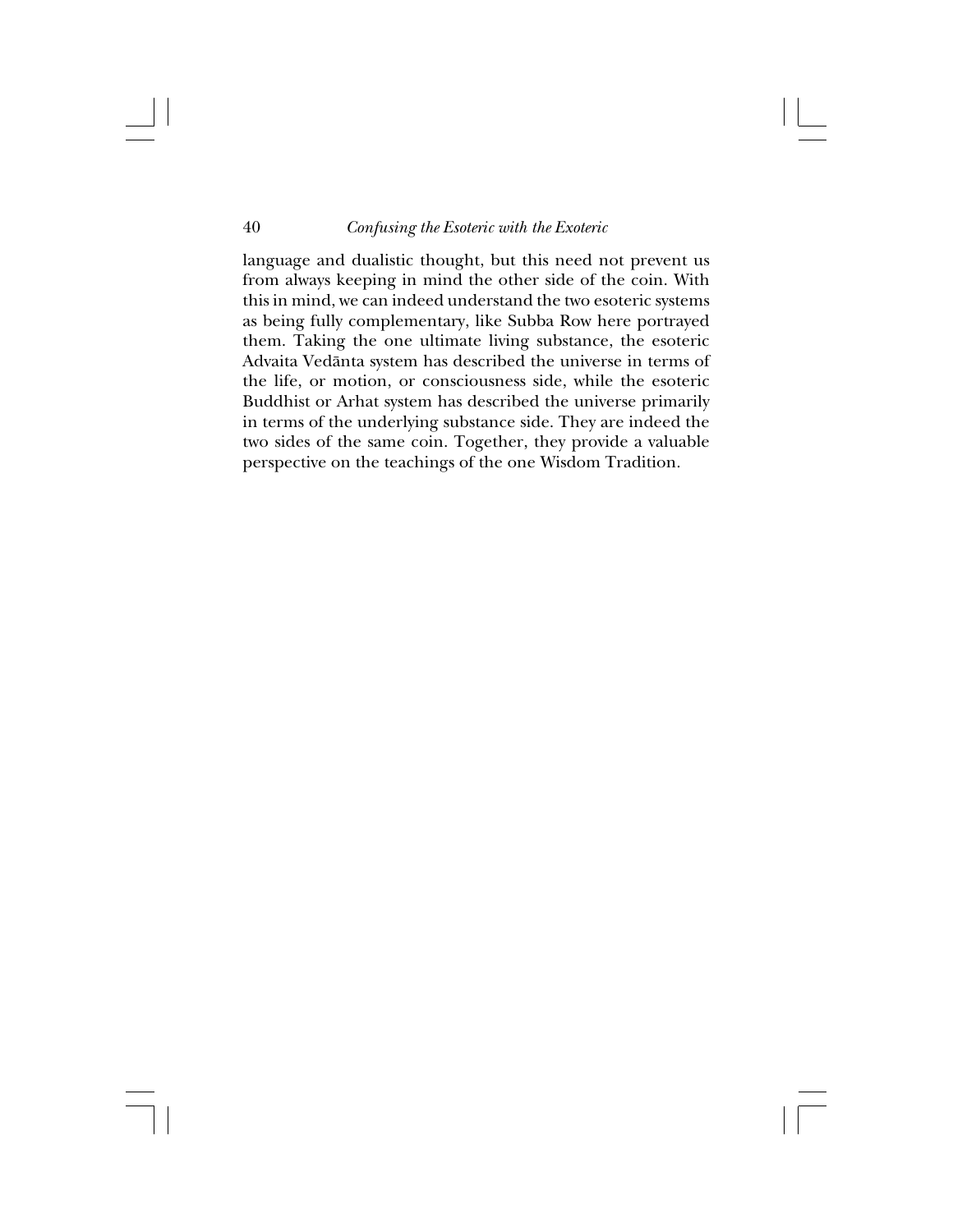language and dualistic thought, but this need not prevent us from always keeping in mind the other side of the coin. With this in mind, we can indeed understand the two esoteric systems as being fully complementary, like Subba Row here portrayed them. Taking the one ultimate living substance, the esoteric Advaita Vedānta system has described the universe in terms of the life, or motion, or consciousness side, while the esoteric Buddhist or Arhat system has described the universe primarily in terms of the underlying substance side. They are indeed the two sides of the same coin. Together, they provide a valuable perspective on the teachings of the one Wisdom Tradition.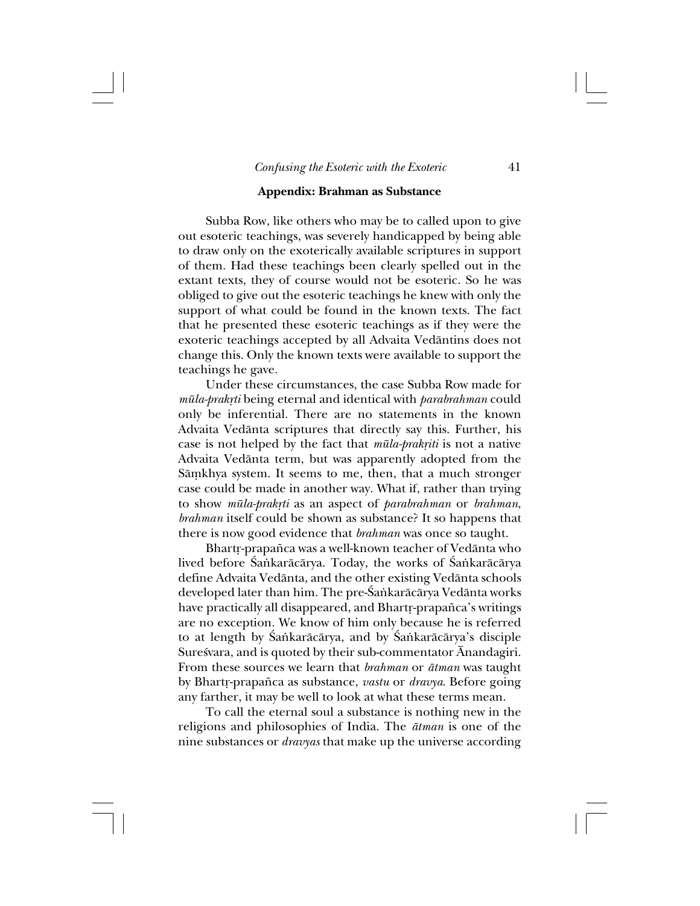## Appendix: Brahman as Substance

Subba Row, like others who may be to called upon to give out esoteric teachings, was severely handicapped by being able to draw only on the exoterically available scriptures in support of them. Had these teachings been clearly spelled out in the extant texts, they of course would not be esoteric. So he was obliged to give out the esoteric teachings he knew with only the support of what could be found in the known texts. The fact that he presented these esoteric teachings as if they were the exoteric teachings accepted by all Advaita Vedāntins does not change this. Only the known texts were available to support the teachings he gave.

Under these circumstances, the case Subba Row made for *mūla-prakṛti* being eternal and identical with *parabrahman* could only be inferential. There are no statements in the known Advaita Vedānta scriptures that directly say this. Further, his case is not helped by the fact that *mūla-prakṛiti* is not a native Advaita Vedānta term, but was apparently adopted from the Sāṃkhya system. It seems to me, then, that a much stronger case could be made in another way. What if, rather than trying to show *mūla-prakṛti* as an aspect of *parabrahman* or *brahman*, *brahman* itself could be shown as substance? It so happens that there is now good evidence that *brahman* was once so taught.

Bhartṛ-prapañca was a well-known teacher of Vedānta who lived before Śaṅkarācārya. Today, the works of Śaṅkarācārya define Advaita Vedānta, and the other existing Vedānta schools developed later than him. The pre-Śaṅkarācārya Vedānta works have practically all disappeared, and Bhartṛ-prapañca's writings are no exception. We know of him only because he is referred to at length by Śaṅkarācārya, and by Śaṅkarācārya's disciple Sureśvara, and is quoted by their sub-commentator Ānandagiri. From these sources we learn that *brahman* or *ātman* was taught by Bhartṛ-prapañca as substance, *vastu* or *dravya*. Before going any farther, it may be well to look at what these terms mean.

To call the eternal soul a substance is nothing new in the religions and philosophies of India. The *ātman* is one of the nine substances or *dravyas* that make up the universe according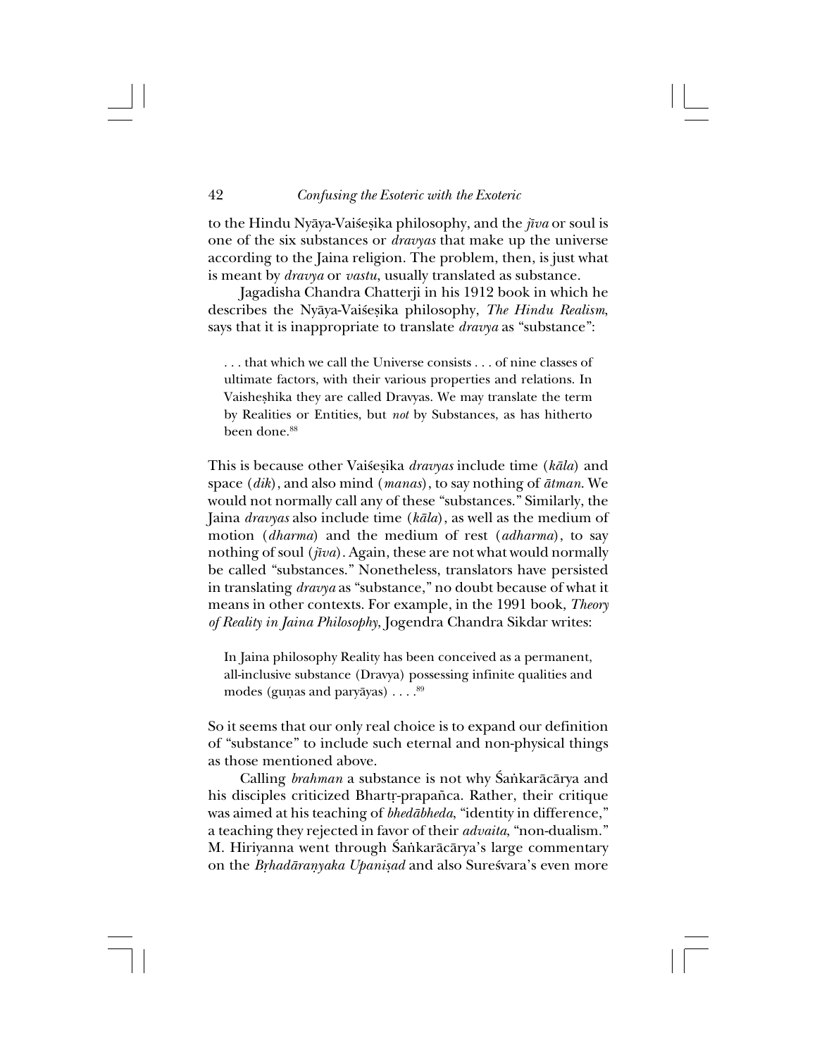to the Hindu Nyāya-Vaiśeṣika philosophy, and the *jīva* or soul is one of the six substances or *dravyas* that make up the universe according to the Jaina religion. The problem, then, is just what is meant by *dravya* or *vastu*, usually translated as substance.

Jagadisha Chandra Chatterji in his 1912 book in which he describes the Nyāya-Vaiśeṣika philosophy, *The Hindu Realism*, says that it is inappropriate to translate *dravya* as "substance":

> . . . that which we call the Universe consists . . . of nine classes of ultimate factors, with their various properties and relations. In Vaisheṣhika they are called Dravyas. We may translate the term by Realities or Entities, but *not* by Substances, as has hitherto been done.[88]

This is because other Vaiśeṣika *dravyas* include time (*kāla*) and space (*dik*), and also mind (*manas*), to say nothing of *ātman*. We would not normally call any of these "substances." Similarly, the Jaina *dravyas* also include time (*kāla*), as well as the medium of motion (*dharma*) and the medium of rest (*adharma*), to say nothing of soul (*jīva*). Again, these are not what would normally be called "substances." Nonetheless, translators have persisted in translating *dravya* as "substance," no doubt because of what it means in other contexts. For example, in the 1991 book, *Theory of Reality in Jaina Philosophy*, Jogendra Chandra Sikdar writes:

> In Jaina philosophy Reality has been conceived as a permanent, all-inclusive substance (Dravya) possessing infinite qualities and modes (guṇas and paryāyas) . . . .[89]

So it seems that our only real choice is to expand our definition of "substance" to include such eternal and non-physical things as those mentioned above.

Calling *brahman* a substance is not why Śaṅkarācārya and his disciples criticized Bhartṛ-prapañca. Rather, their critique was aimed at his teaching of *bhedābheda*, "identity in difference," a teaching they rejected in favor of their *advaita*, "non-dualism." M. Hiriyanna went through Śaṅkarācārya's large commentary on the *Bṛhadāraṇyaka Upaniṣad* and also Sureśvara's even more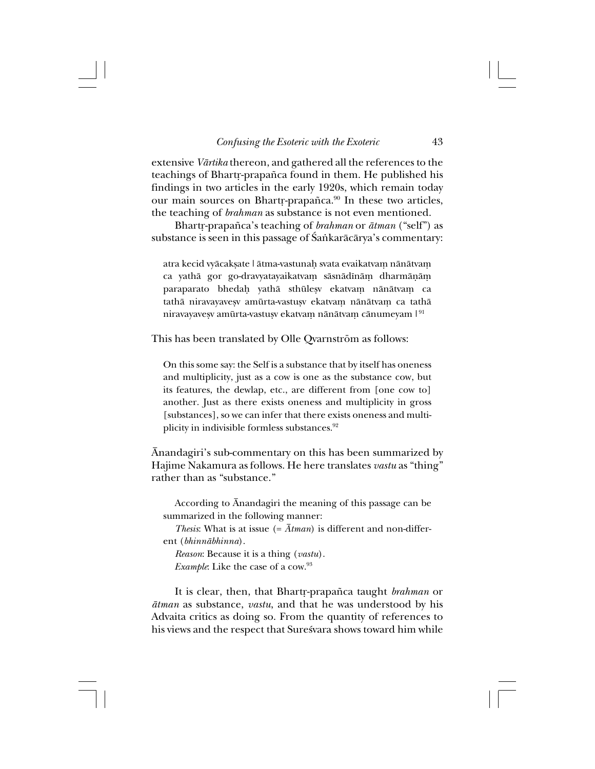extensive *Vārtika* thereon, and gathered all the references to the teachings of Bhartṛ-prapañca found in them. He published his findings in two articles in the early 1920s, which remain today our main sources on Bhartṛ-prapañca.[90] In these two articles, the teaching of *brahman* as substance is not even mentioned.

Bhartṛ-prapañca's teaching of *brahman* or *ātman* ("self") as substance is seen in this passage of Śaṅkarācārya's commentary:

> atra kecid vyācakṣate | ātma-vastunaḥ svata evaikatvaṃ nānātvaṃ ca yathā gor go-dravyatayaikatvaṃ sāsnādīnāṃ dharmāṇāṃ paraparato bhedaḥ yathā sthūleṣv ekatvaṃ nānātvaṃ ca tathā niravayaveṣv amūrta-vastuṣv ekatvaṃ nānātvaṃ ca tathā niravayaveṣv amūrta-vastuṣv ekatvaṃ nānātvaṃ cānumeyam |[91]

This has been translated by Olle Qvarnström as follows:

> On this some say: the Self is a substance that by itself has oneness and multiplicity, just as a cow is one as the substance cow, but its features, the dewlap, etc., are different from [one cow to] another. Just as there exists oneness and multiplicity in gross [substances], so we can infer that there exists oneness and multiplicity in indivisible formless substances.[92]

Ānandagiri's sub-commentary on this has been summarized by Hajime Nakamura as follows. He here translates *vastu* as "thing" rather than as "substance."

> According to Ānandagiri the meaning of this passage can be summarized in the following manner:
>
> *Thesis*: What is at issue (= *Ātman*) is different and non-different (*bhinnābhinna*).
>
> *Reason*: Because it is a thing (*vastu*).
>
> *Example*: Like the case of a cow.[93]

It is clear, then, that Bhartṛ-prapañca taught *brahman* or *ātman* as substance, *vastu*, and that he was understood by his Advaita critics as doing so. From the quantity of references to his views and the respect that Sureśvara shows toward him while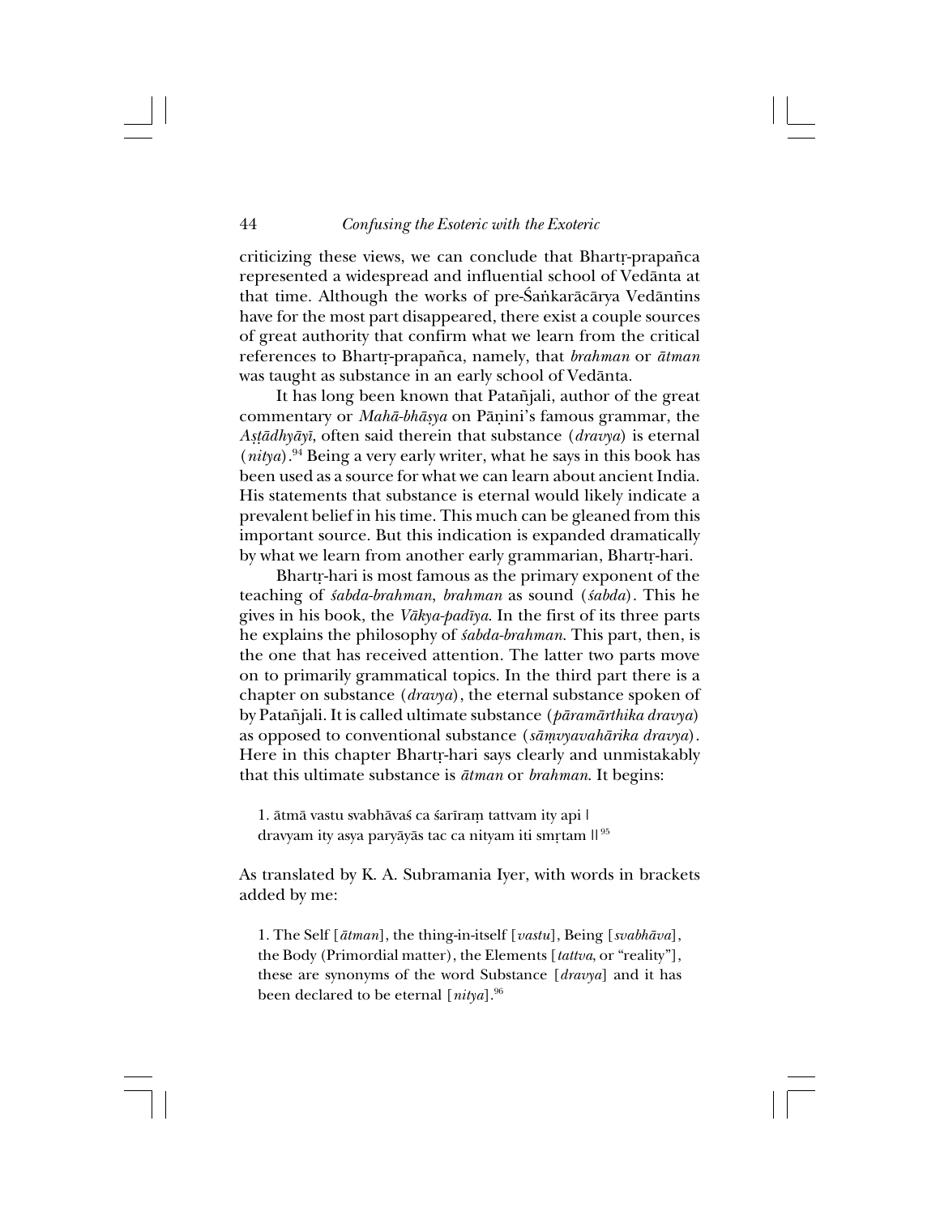criticizing these views, we can conclude that Bhartṛ-prapañca represented a widespread and influential school of Vedānta at that time. Although the works of pre-Śaṅkarācārya Vedāntins have for the most part disappeared, there exist a couple sources of great authority that confirm what we learn from the critical references to Bhartṛ-prapañca, namely, that *brahman* or *ātman* was taught as substance in an early school of Vedānta.

It has long been known that Patañjali, author of the great commentary or *Mahā-bhāṣya* on Pāṇini's famous grammar, the *Aṣṭādhyāyī*, often said therein that substance (*dravya*) is eternal (*nitya*).[94] Being a very early writer, what he says in this book has been used as a source for what we can learn about ancient India. His statements that substance is eternal would likely indicate a prevalent belief in his time. This much can be gleaned from this important source. But this indication is expanded dramatically by what we learn from another early grammarian, Bhartṛ-hari.

Bhartṛ-hari is most famous as the primary exponent of the teaching of *śabda-brahman*, *brahman* as sound (*śabda*). This he gives in his book, the *Vākya-padīya*. In the first of its three parts he explains the philosophy of *śabda-brahman*. This part, then, is the one that has received attention. The latter two parts move on to primarily grammatical topics. In the third part there is a chapter on substance (*dravya*), the eternal substance spoken of by Patañjali. It is called ultimate substance (*pāramārthika dravya*) as opposed to conventional substance (*sāṃvyavahārika dravya*). Here in this chapter Bhartṛ-hari says clearly and unmistakably that this ultimate substance is *ātman* or *brahman*. It begins:

> 1. ātmā vastu svabhāvaś ca śarīraṃ tattvam ity api |
> dravyam ity asya paryāyās tac ca nityam iti smṛtam ||[95]

As translated by K. A. Subramania Iyer, with words in brackets added by me:

> 1. The Self [*ātman*], the thing-in-itself [*vastu*], Being [*svabhāva*], the Body (Primordial matter), the Elements [*tattva*, or "reality"], these are synonyms of the word Substance [*dravya*] and it has been declared to be eternal [*nitya*].[96]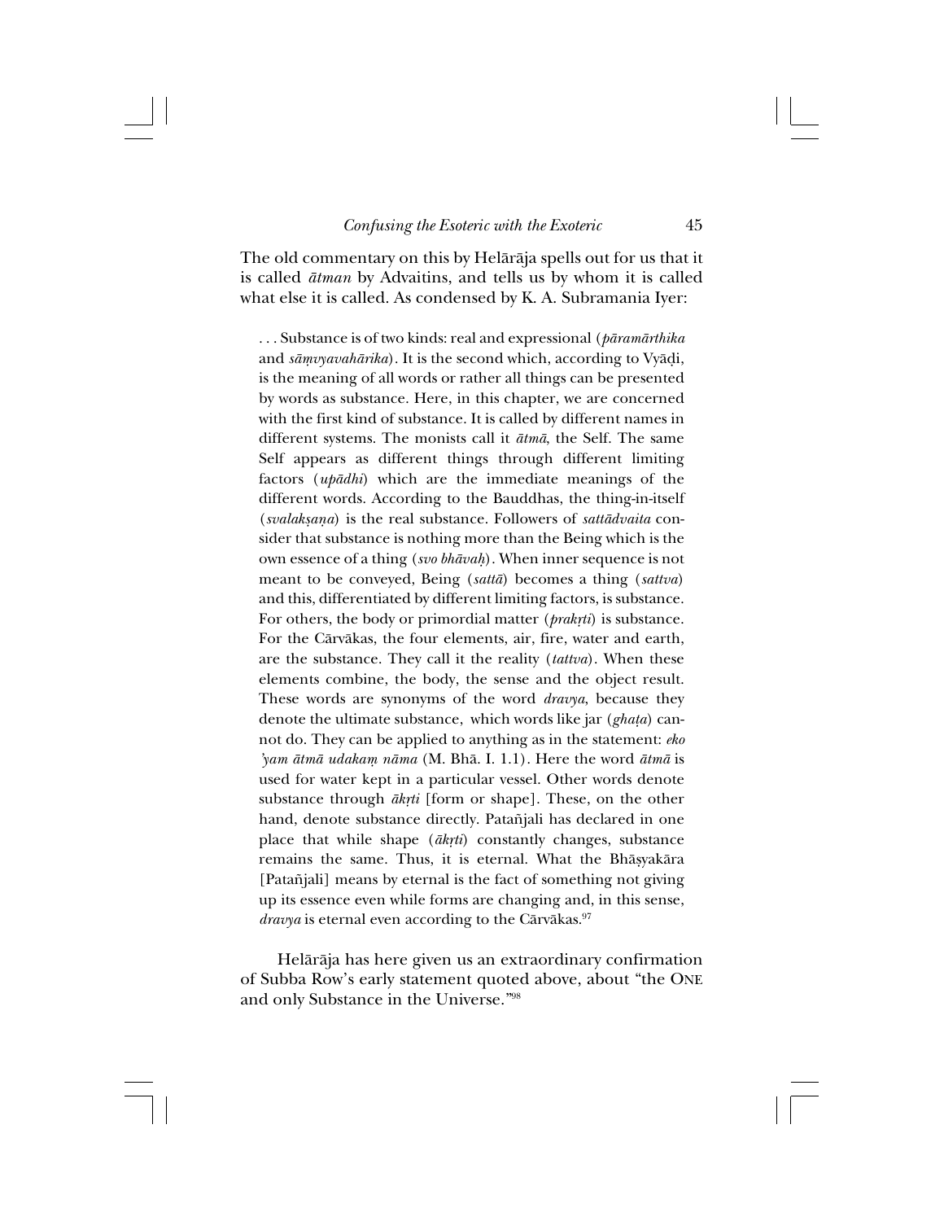The old commentary on this by Helārāja spells out for us that it is called *ātman* by Advaitins, and tells us by whom it is called what else it is called. As condensed by K. A. Subramania Iyer:

> . . . Substance is of two kinds: real and expressional (*pāramārthika* and *sāṃvyavahārika*). It is the second which, according to Vyāḍi, is the meaning of all words or rather all things can be presented by words as substance. Here, in this chapter, we are concerned with the first kind of substance. It is called by different names in different systems. The monists call it *ātmā*, the Self. The same Self appears as different things through different limiting factors (*upādhi*) which are the immediate meanings of the different words. According to the Bauddhas, the thing-in-itself (*svalakṣaṇa*) is the real substance. Followers of *sattādvaita* consider that substance is nothing more than the Being which is the own essence of a thing (*svo bhāvaḥ*). When inner sequence is not meant to be conveyed, Being (*sattā*) becomes a thing (*sattva*) and this, differentiated by different limiting factors, is substance. For others, the body or primordial matter (*prakṛti*) is substance. For the Cārvākas, the four elements, air, fire, water and earth, are the substance. They call it the reality (*tattva*). When these elements combine, the body, the sense and the object result. These words are synonyms of the word *dravya*, because they denote the ultimate substance, which words like jar (*ghaṭa*) cannot do. They can be applied to anything as in the statement: *eko 'yam ātmā udakaṃ nāma* (M. Bhā. I. 1.1). Here the word *ātmā* is used for water kept in a particular vessel. Other words denote substance through *ākṛti* [form or shape]. These, on the other hand, denote substance directly. Patañjali has declared in one place that while shape (*ākṛti*) constantly changes, substance remains the same. Thus, it is eternal. What the Bhāṣyakāra [Patañjali] means by eternal is the fact of something not giving up its essence even while forms are changing and, in this sense, *dravya* is eternal even according to the Cārvākas.[97]

Helārāja has here given us an extraordinary confirmation of Subba Row's early statement quoted above, about "the ONE and only Substance in the Universe."[98]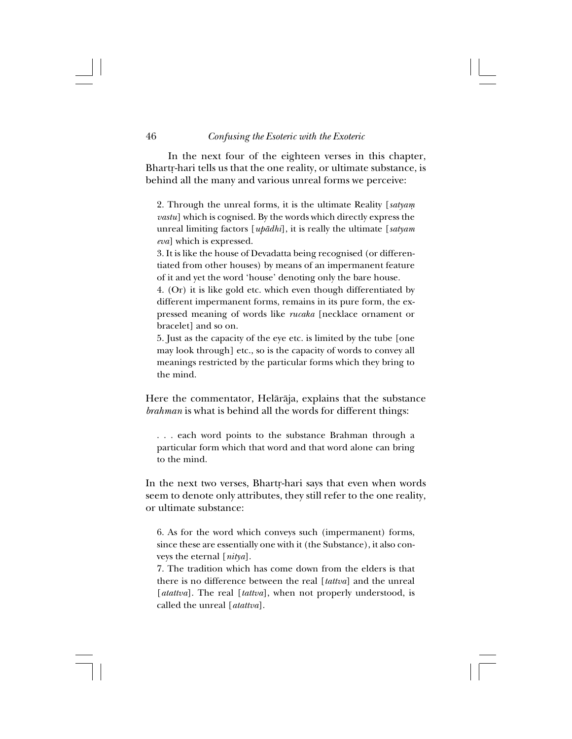In the next four of the eighteen verses in this chapter, Bhartṛ-hari tells us that the one reality, or ultimate substance, is behind all the many and various unreal forms we perceive:

> 2. Through the unreal forms, it is the ultimate Reality [*satyaṃ vastu*] which is cognised. By the words which directly express the unreal limiting factors [*upādhi*], it is really the ultimate [*satyam eva*] which is expressed.
>
> 3. It is like the house of Devadatta being recognised (or differentiated from other houses) by means of an impermanent feature of it and yet the word 'house' denoting only the bare house.
>
> 4. (Or) it is like gold etc. which even though differentiated by different impermanent forms, remains in its pure form, the expressed meaning of words like *rucaka* [necklace ornament or bracelet] and so on.
>
> 5. Just as the capacity of the eye etc. is limited by the tube [one may look through] etc., so is the capacity of words to convey all meanings restricted by the particular forms which they bring to the mind.

Here the commentator, Helārāja, explains that the substance *brahman* is what is behind all the words for different things:

> . . . each word points to the substance Brahman through a particular form which that word and that word alone can bring to the mind.

In the next two verses, Bhartṛ-hari says that even when words seem to denote only attributes, they still refer to the one reality, or ultimate substance:

> 6. As for the word which conveys such (impermanent) forms, since these are essentially one with it (the Substance), it also conveys the eternal [*nitya*].
>
> 7. The tradition which has come down from the elders is that there is no difference between the real [*tattva*] and the unreal [*atattva*]. The real [*tattva*], when not properly understood, is called the unreal [*atattva*].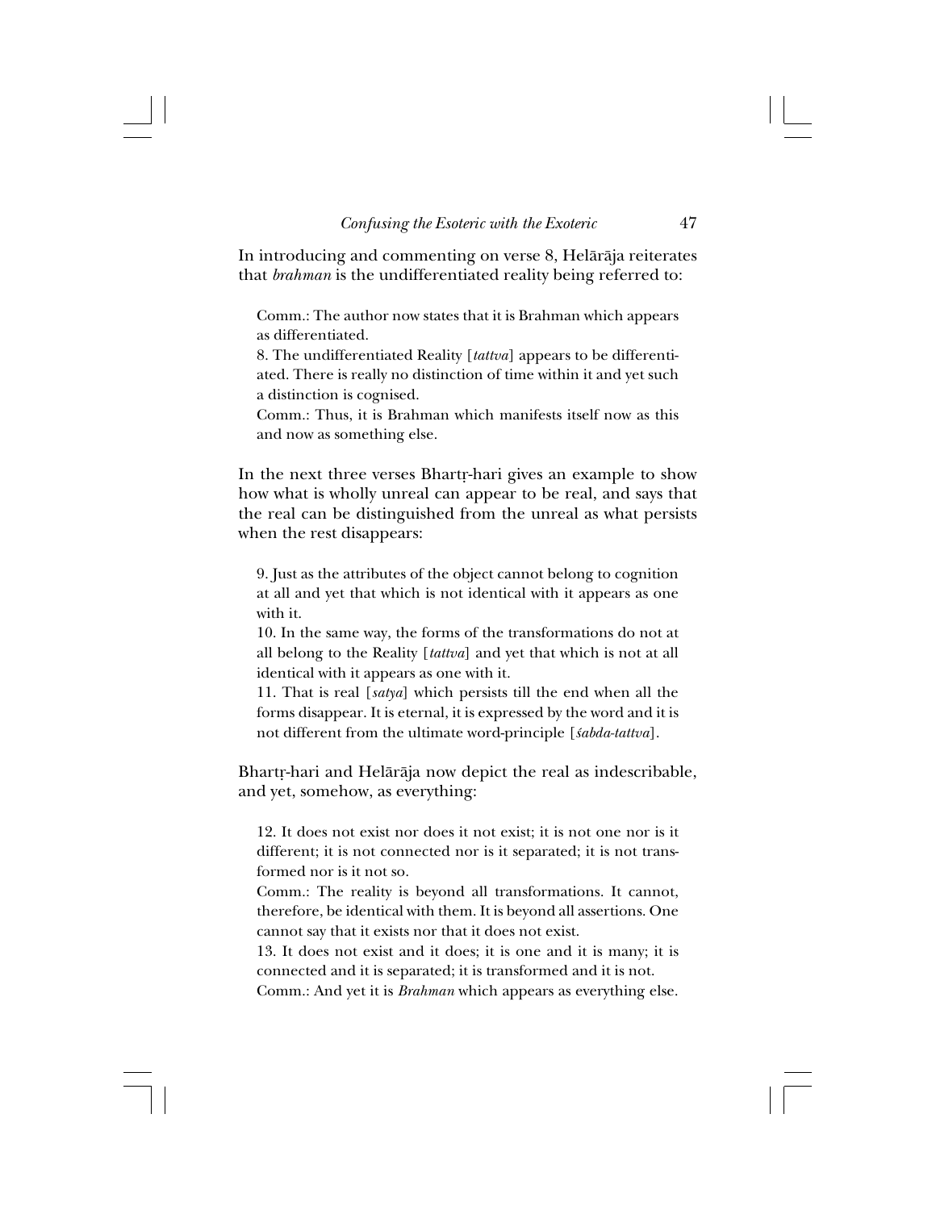In introducing and commenting on verse 8, Helārāja reiterates that *brahman* is the undifferentiated reality being referred to:

> Comm.: The author now states that it is Brahman which appears as differentiated.
>
> 8. The undifferentiated Reality [*tattva*] appears to be differentiated. There is really no distinction of time within it and yet such a distinction is cognised.
>
> Comm.: Thus, it is Brahman which manifests itself now as this and now as something else.

In the next three verses Bhartṛ-hari gives an example to show how what is wholly unreal can appear to be real, and says that the real can be distinguished from the unreal as what persists when the rest disappears:

> 9. Just as the attributes of the object cannot belong to cognition at all and yet that which is not identical with it appears as one with it.
>
> 10. In the same way, the forms of the transformations do not at all belong to the Reality [*tattva*] and yet that which is not at all identical with it appears as one with it.
>
> 11. That is real [*satya*] which persists till the end when all the forms disappear. It is eternal, it is expressed by the word and it is not different from the ultimate word-principle [*śabda-tattva*].

Bhartṛ-hari and Helārāja now depict the real as indescribable, and yet, somehow, as everything:

> 12. It does not exist nor does it not exist; it is not one nor is it different; it is not connected nor is it separated; it is not transformed nor is it not so.
>
> Comm.: The reality is beyond all transformations. It cannot, therefore, be identical with them. It is beyond all assertions. One cannot say that it exists nor that it does not exist.
>
> 13. It does not exist and it does; it is one and it is many; it is connected and it is separated; it is transformed and it is not.
>
> Comm.: And yet it is *Brahman* which appears as everything else.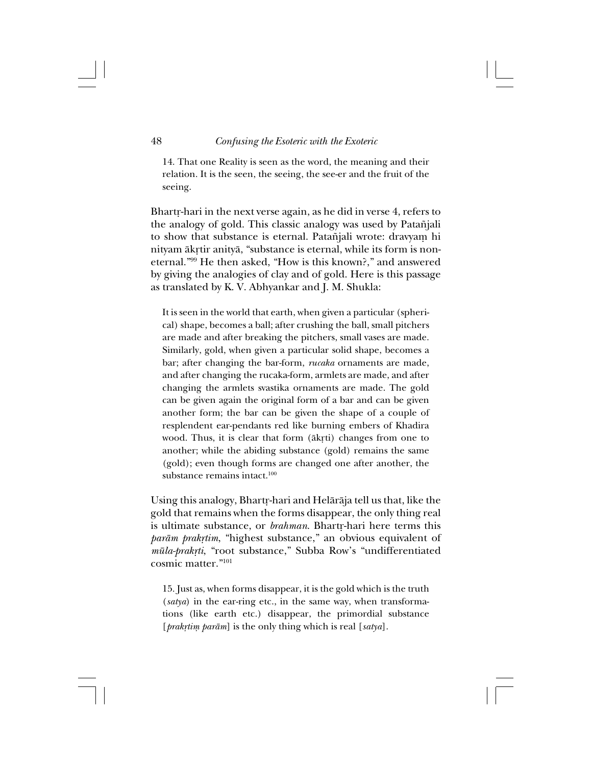14. That one Reality is seen as the word, the meaning and their relation. It is the seen, the seeing, the see-er and the fruit of the seeing.

Bhartṛ-hari in the next verse again, as he did in verse 4, refers to the analogy of gold. This classic analogy was used by Patañjali to show that substance is eternal. Patañjali wrote: dravyaṃ hi nityam ākṛtir anityā, "substance is eternal, while its form is non-eternal."[99] He then asked, "How is this known?," and answered by giving the analogies of clay and of gold. Here is this passage as translated by K. V. Abhyankar and J. M. Shukla:

> It is seen in the world that earth, when given a particular (spherical) shape, becomes a ball; after crushing the ball, small pitchers are made and after breaking the pitchers, small vases are made. Similarly, gold, when given a particular solid shape, becomes a bar; after changing the bar-form, *rucaka* ornaments are made, and after changing the rucaka-form, armlets are made, and after changing the armlets svastika ornaments are made. The gold can be given again the original form of a bar and can be given another form; the bar can be given the shape of a couple of resplendent ear-pendants red like burning embers of Khadira wood. Thus, it is clear that form (ākṛti) changes from one to another; while the abiding substance (gold) remains the same (gold); even though forms are changed one after another, the substance remains intact.[100]

Using this analogy, Bhartṛ-hari and Helārāja tell us that, like the gold that remains when the forms disappear, the only thing real is ultimate substance, or *brahman*. Bhartṛ-hari here terms this *parām prakṛtim*, "highest substance," an obvious equivalent of *mūla-prakṛti*, "root substance," Subba Row's "undifferentiated cosmic matter."[101]

> 15. Just as, when forms disappear, it is the gold which is the truth (*satya*) in the ear-ring etc., in the same way, when transformations (like earth etc.) disappear, the primordial substance [*prakṛtiṃ parām*] is the only thing which is real [*satya*].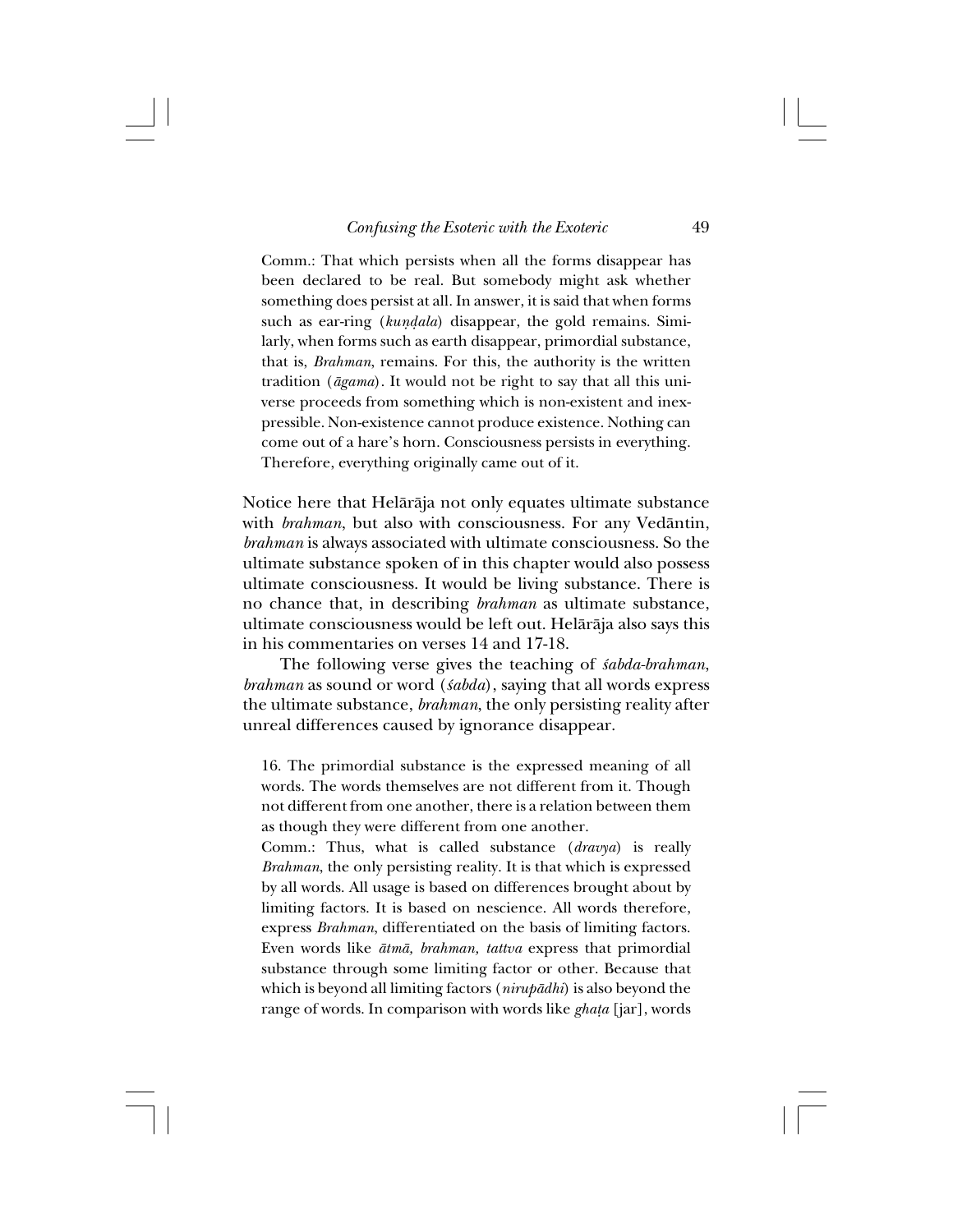Comm.: That which persists when all the forms disappear has been declared to be real. But somebody might ask whether something does persist at all. In answer, it is said that when forms such as ear-ring (*kuṇḍala*) disappear, the gold remains. Similarly, when forms such as earth disappear, primordial substance, that is, *Brahman*, remains. For this, the authority is the written tradition (*āgama*). It would not be right to say that all this universe proceeds from something which is non-existent and inexpressible. Non-existence cannot produce existence. Nothing can come out of a hare's horn. Consciousness persists in everything. Therefore, everything originally came out of it.

Notice here that Helārāja not only equates ultimate substance with *brahman*, but also with consciousness. For any Vedāntin, *brahman* is always associated with ultimate consciousness. So the ultimate substance spoken of in this chapter would also possess ultimate consciousness. It would be living substance. There is no chance that, in describing *brahman* as ultimate substance, ultimate consciousness would be left out. Helārāja also says this in his commentaries on verses 14 and 17-18.

The following verse gives the teaching of *śabda-brahman*, *brahman* as sound or word (*śabda*), saying that all words express the ultimate substance, *brahman*, the only persisting reality after unreal differences caused by ignorance disappear.

16. The primordial substance is the expressed meaning of all words. The words themselves are not different from it. Though not different from one another, there is a relation between them as though they were different from one another.

Comm.: Thus, what is called substance (*dravya*) is really *Brahman*, the only persisting reality. It is that which is expressed by all words. All usage is based on differences brought about by limiting factors. It is based on nescience. All words therefore, express *Brahman*, differentiated on the basis of limiting factors. Even words like *ātmā, brahman, tattva* express that primordial substance through some limiting factor or other. Because that which is beyond all limiting factors (*nirupādhi*) is also beyond the range of words. In comparison with words like *ghaṭa* [jar], words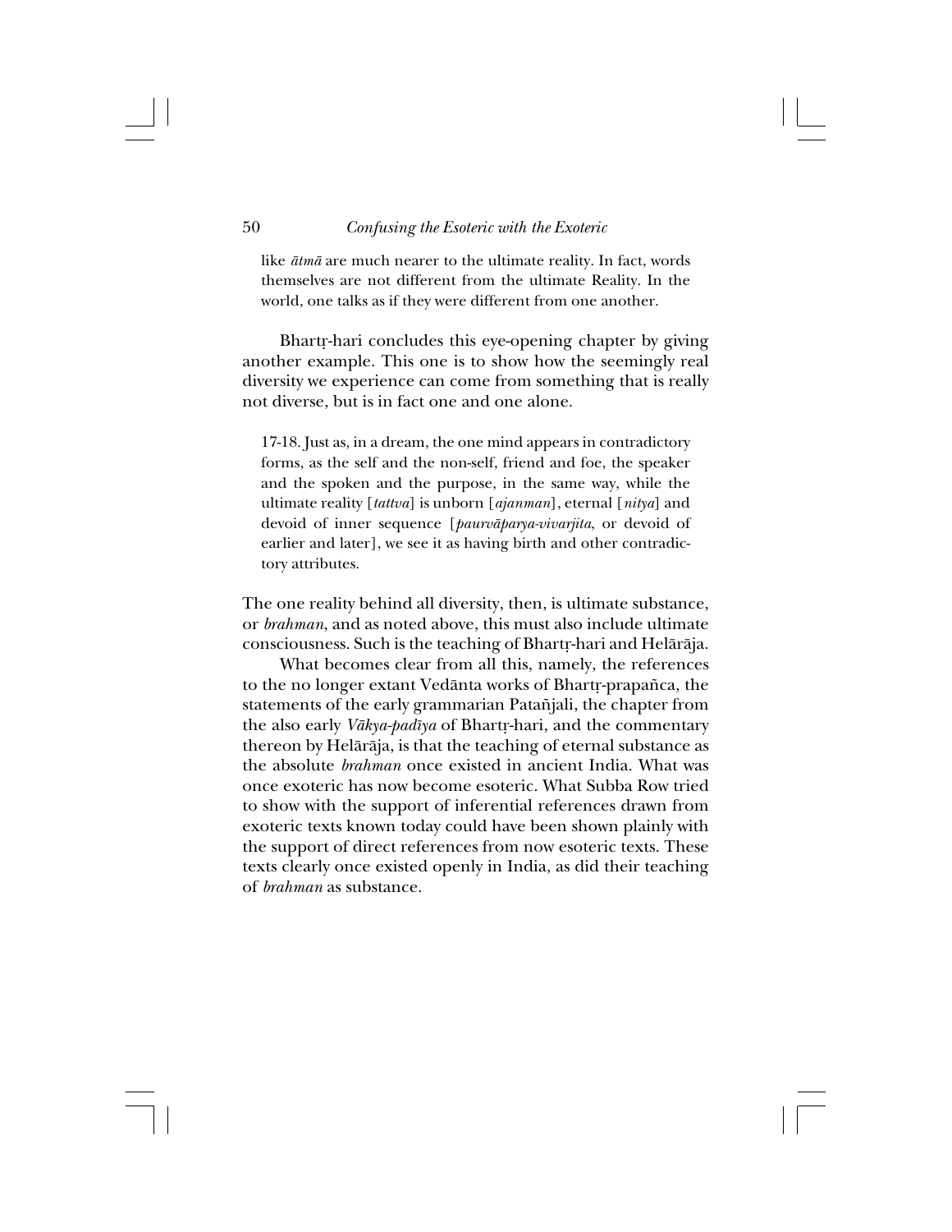like *ātmā* are much nearer to the ultimate reality. In fact, words themselves are not different from the ultimate Reality. In the world, one talks as if they were different from one another.

Bhartṛ-hari concludes this eye-opening chapter by giving another example. This one is to show how the seemingly real diversity we experience can come from something that is really not diverse, but is in fact one and one alone.

> 17-18. Just as, in a dream, the one mind appears in contradictory forms, as the self and the non-self, friend and foe, the speaker and the spoken and the purpose, in the same way, while the ultimate reality [*tattva*] is unborn [*ajanman*], eternal [*nitya*] and devoid of inner sequence [*paurvāparya-vivarjita*, or devoid of earlier and later], we see it as having birth and other contradictory attributes.

The one reality behind all diversity, then, is ultimate substance, or *brahman*, and as noted above, this must also include ultimate consciousness. Such is the teaching of Bhartṛ-hari and Helārāja.

What becomes clear from all this, namely, the references to the no longer extant Vedānta works of Bhartṛ-prapañca, the statements of the early grammarian Patañjali, the chapter from the also early *Vākya-padīya* of Bhartṛ-hari, and the commentary thereon by Helārāja, is that the teaching of eternal substance as the absolute *brahman* once existed in ancient India. What was once exoteric has now become esoteric. What Subba Row tried to show with the support of inferential references drawn from exoteric texts known today could have been shown plainly with the support of direct references from now esoteric texts. These texts clearly once existed openly in India, as did their teaching of *brahman* as substance.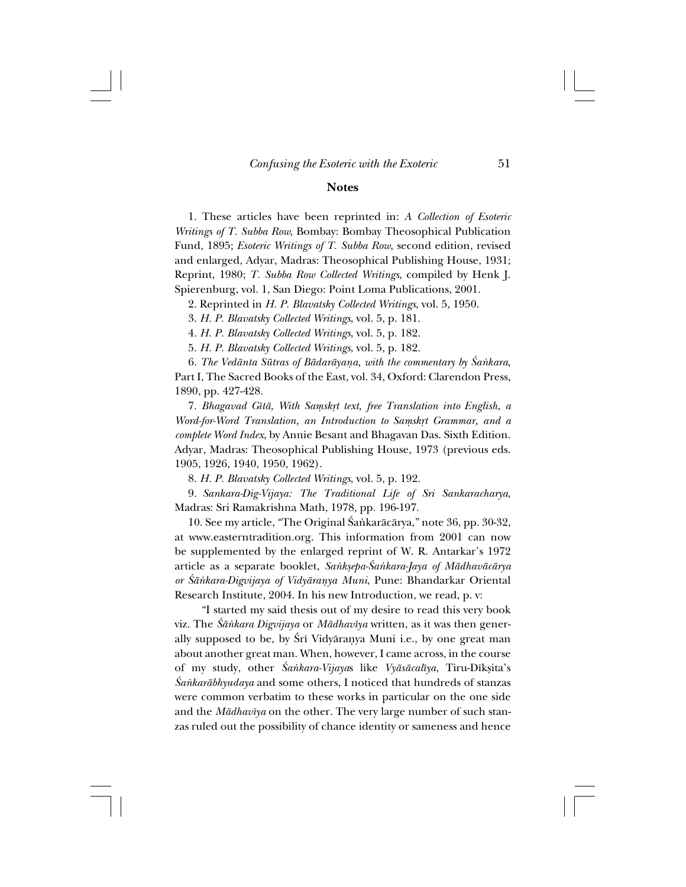## Notes

1. These articles have been reprinted in: *A Collection of Esoteric Writings of T. Subba Row*, Bombay: Bombay Theosophical Publication Fund, 1895; *Esoteric Writings of T. Subba Row*, second edition, revised and enlarged, Adyar, Madras: Theosophical Publishing House, 1931; Reprint, 1980; *T. Subba Row Collected Writings*, compiled by Henk J. Spierenburg, vol. 1, San Diego: Point Loma Publications, 2001.

2. Reprinted in *H. P. Blavatsky Collected Writings*, vol. 5, 1950.

3. *H. P. Blavatsky Collected Writings*, vol. 5, p. 181.

4. *H. P. Blavatsky Collected Writings*, vol. 5, p. 182.

5. *H. P. Blavatsky Collected Writings*, vol. 5, p. 182.

6. *The Vedānta Sūtras of Bādarāyaṇa, with the commentary by Śaṅkara*, Part I, The Sacred Books of the East, vol. 34, Oxford: Clarendon Press, 1890, pp. 427-428.

7. *Bhagavad Gītā, With Saṃskṛt text, free Translation into English, a Word-for-Word Translation, an Introduction to Saṃskṛt Grammar, and a complete Word Index*, by Annie Besant and Bhagavan Das. Sixth Edition. Adyar, Madras: Theosophical Publishing House, 1973 (previous eds. 1905, 1926, 1940, 1950, 1962).

8. *H. P. Blavatsky Collected Writings*, vol. 5, p. 192.

9. *Sankara-Dig-Vijaya: The Traditional Life of Sri Sankaracharya*, Madras: Sri Ramakrishna Math, 1978, pp. 196-197.

10. See my article, "The Original Śaṅkarācārya," note 36, pp. 30-32, at www.easterntradition.org. This information from 2001 can now be supplemented by the enlarged reprint of W. R. Antarkar's 1972 article as a separate booklet, *Saṅkṣepa-Śaṅkara-Jaya of Mādhavācārya or Śāṅkara-Digvijaya of Vidyāraṇya Muni*, Pune: Bhandarkar Oriental Research Institute, 2004. In his new Introduction, we read, p. v:

> "I started my said thesis out of my desire to read this very book viz. The *Śāṅkara Digvijaya* or *Mādhavīya* written, as it was then generally supposed to be, by Śrī Vidyāraṇya Muni i.e., by one great man about another great man. When, however, I came across, in the course of my study, other *Śaṅkara-Vijaya*s like *Vyāsācalīya*, Tiru-Dīkṣita's *Śaṅkarābhyudaya* and some others, I noticed that hundreds of stanzas were common verbatim to these works in particular on the one side and the *Mādhavīya* on the other. The very large number of such stanzas ruled out the possibility of chance identity or sameness and hence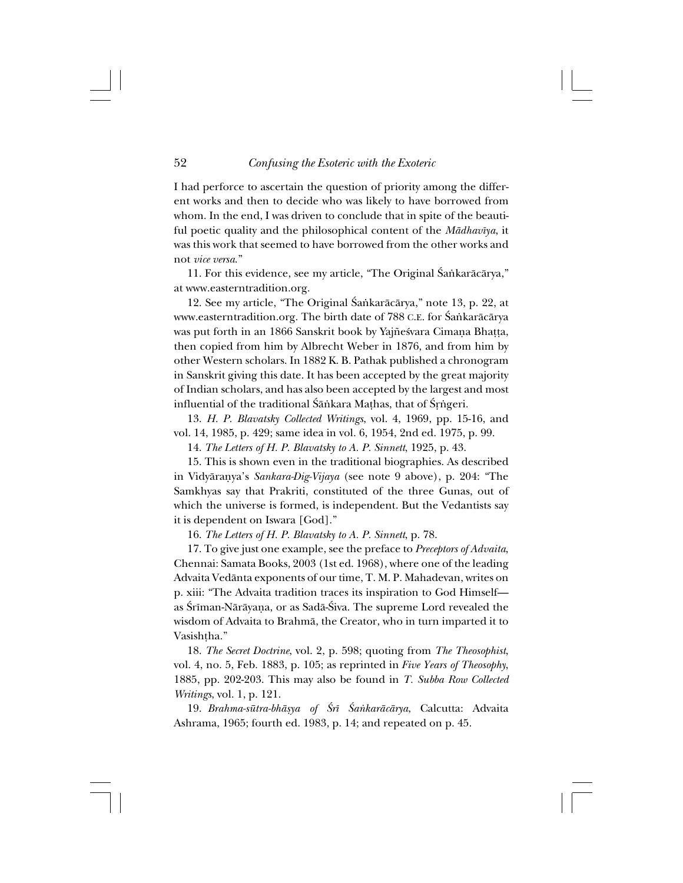I had perforce to ascertain the question of priority among the different works and then to decide who was likely to have borrowed from whom. In the end, I was driven to conclude that in spite of the beautiful poetic quality and the philosophical content of the *Mādhavīya*, it was this work that seemed to have borrowed from the other works and not *vice versa*."

11. For this evidence, see my article, "The Original Śaṅkarācārya," at www.easterntradition.org.

12. See my article, "The Original Śaṅkarācārya," note 13, p. 22, at www.easterntradition.org. The birth date of 788 C.E. for Śaṅkarācārya was put forth in an 1866 Sanskrit book by Yajñeśvara Cimaṇa Bhaṭṭa, then copied from him by Albrecht Weber in 1876, and from him by other Western scholars. In 1882 K. B. Pathak published a chronogram in Sanskrit giving this date. It has been accepted by the great majority of Indian scholars, and has also been accepted by the largest and most influential of the traditional Śāṅkara Maṭhas, that of Śṛṅgeri.

13. *H. P. Blavatsky Collected Writings*, vol. 4, 1969, pp. 15-16, and vol. 14, 1985, p. 429; same idea in vol. 6, 1954, 2nd ed. 1975, p. 99.

14. *The Letters of H. P. Blavatsky to A. P. Sinnett*, 1925, p. 43.

15. This is shown even in the traditional biographies. As described in Vidyāraṇya's *Sankara-Dig-Vijaya* (see note 9 above), p. 204: "The Samkhyas say that Prakriti, constituted of the three Gunas, out of which the universe is formed, is independent. But the Vedantists say it is dependent on Iswara [God]."

16. *The Letters of H. P. Blavatsky to A. P. Sinnett*, p. 78.

17. To give just one example, see the preface to *Preceptors of Advaita*, Chennai: Samata Books, 2003 (1st ed. 1968), where one of the leading Advaita Vedānta exponents of our time, T. M. P. Mahadevan, writes on p. xiii: "The Advaita tradition traces its inspiration to God Himself—as Śrīman-Nārāyaṇa, or as Sadā-Śiva. The supreme Lord revealed the wisdom of Advaita to Brahmā, the Creator, who in turn imparted it to Vasishṭha."

18. *The Secret Doctrine*, vol. 2, p. 598; quoting from *The Theosophist*, vol. 4, no. 5, Feb. 1883, p. 105; as reprinted in *Five Years of Theosophy*, 1885, pp. 202-203. This may also be found in *T. Subba Row Collected Writings*, vol. 1, p. 121.

19. *Brahma-sūtra-bhāṣya of Śrī Śaṅkarācārya*, Calcutta: Advaita Ashrama, 1965; fourth ed. 1983, p. 14; and repeated on p. 45.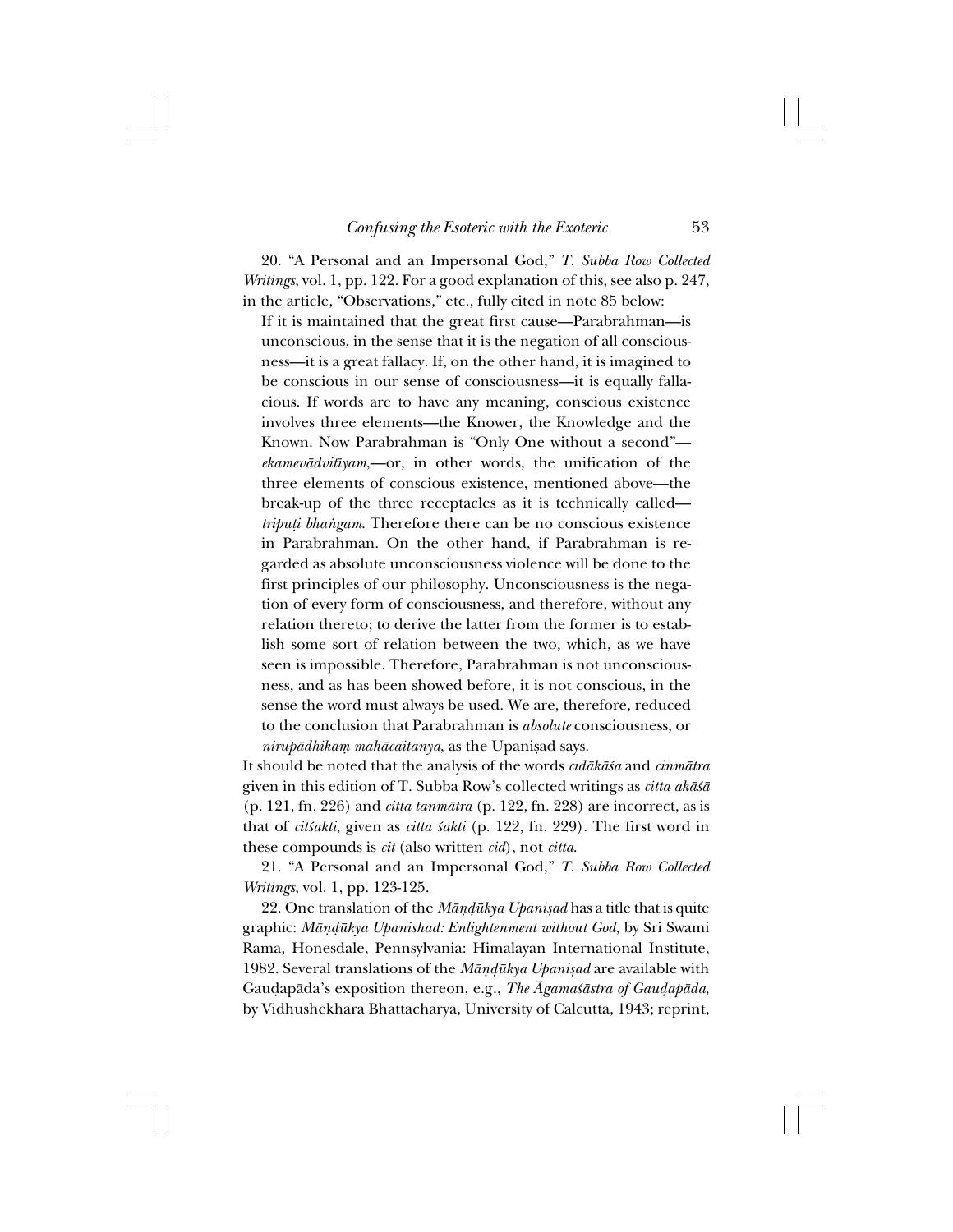20. "A Personal and an Impersonal God," *T. Subba Row Collected Writings*, vol. 1, pp. 122. For a good explanation of this, see also p. 247, in the article, "Observations," etc., fully cited in note 85 below:

> If it is maintained that the great first cause—Parabrahman—is unconscious, in the sense that it is the negation of all consciousness—it is a great fallacy. If, on the other hand, it is imagined to be conscious in our sense of consciousness—it is equally fallacious. If words are to have any meaning, conscious existence involves three elements—the Knower, the Knowledge and the Known. Now Parabrahman is "Only One without a second"—*ekamevādvitīyam*,—or, in other words, the unification of the three elements of conscious existence, mentioned above—the break-up of the three receptacles as it is technically called—*tripuṭi bhaṅgam*. Therefore there can be no conscious existence in Parabrahman. On the other hand, if Parabrahman is regarded as absolute unconsciousness violence will be done to the first principles of our philosophy. Unconsciousness is the negation of every form of consciousness, and therefore, without any relation thereto; to derive the latter from the former is to establish some sort of relation between the two, which, as we have seen is impossible. Therefore, Parabrahman is not unconsciousness, and as has been showed before, it is not conscious, in the sense the word must always be used. We are, therefore, reduced to the conclusion that Parabrahman is *absolute* consciousness, or *nirupādhikaṃ mahācaitanya*, as the Upaniṣad says.

It should be noted that the analysis of the words *cidākāśa* and *cinmātra* given in this edition of T. Subba Row's collected writings as *citta akāśā* (p. 121, fn. 226) and *citta tanmātra* (p. 122, fn. 228) are incorrect, as is that of *citśakti*, given as *citta śakti* (p. 122, fn. 229). The first word in these compounds is *cit* (also written *cid*), not *citta*.

21. "A Personal and an Impersonal God," *T. Subba Row Collected Writings*, vol. 1, pp. 123-125.

22. One translation of the *Māṇḍūkya Upaniṣad* has a title that is quite graphic: *Māṇḍūkya Upanishad: Enlightenment without God*, by Sri Swami Rama, Honesdale, Pennsylvania: Himalayan International Institute, 1982. Several translations of the *Māṇḍūkya Upaniṣad* are available with Gauḍapāda's exposition thereon, e.g., *The Āgamaśāstra of Gauḍapāda*, by Vidhushekhara Bhattacharya, University of Calcutta, 1943; reprint,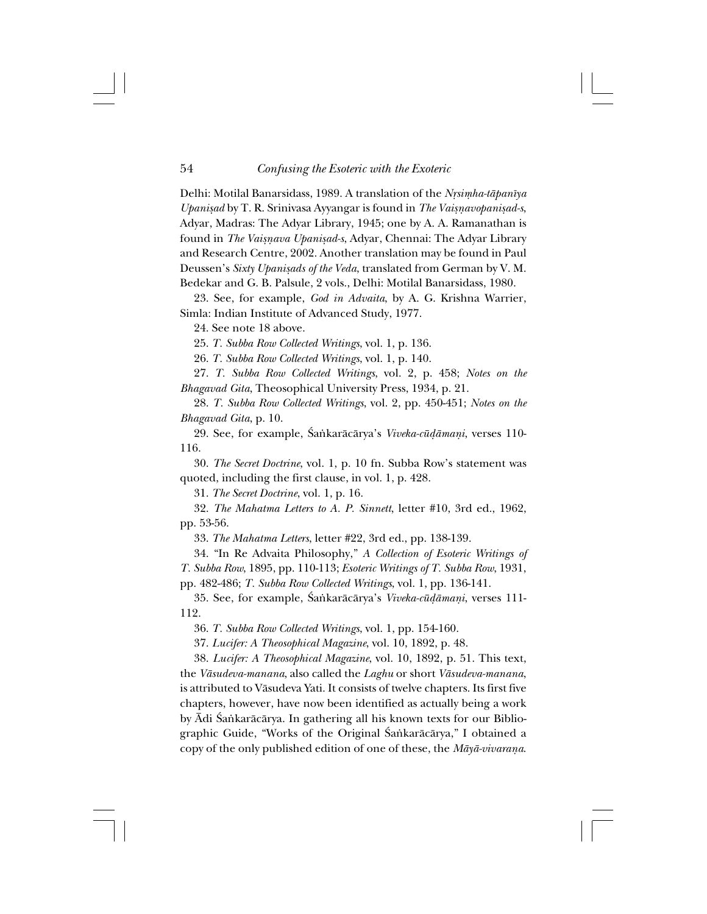Delhi: Motilal Banarsidass, 1989. A translation of the *Nṛsiṃha-tāpanīya Upaniṣad* by T. R. Srinivasa Ayyangar is found in *The Vaiṣṇavopaniṣad-s*, Adyar, Madras: The Adyar Library, 1945; one by A. A. Ramanathan is found in *The Vaiṣṇava Upaniṣad-s*, Adyar, Chennai: The Adyar Library and Research Centre, 2002. Another translation may be found in Paul Deussen's *Sixty Upaniṣads of the Veda*, translated from German by V. M. Bedekar and G. B. Palsule, 2 vols., Delhi: Motilal Banarsidass, 1980.

23. See, for example, *God in Advaita*, by A. G. Krishna Warrier, Simla: Indian Institute of Advanced Study, 1977.

24. See note 18 above.

25. *T. Subba Row Collected Writings*, vol. 1, p. 136.

26. *T. Subba Row Collected Writings*, vol. 1, p. 140.

27. *T. Subba Row Collected Writings*, vol. 2, p. 458; *Notes on the Bhagavad Gita*, Theosophical University Press, 1934, p. 21.

28. *T. Subba Row Collected Writings*, vol. 2, pp. 450-451; *Notes on the Bhagavad Gita*, p. 10.

29. See, for example, Śaṅkarācārya's *Viveka-cūḍāmaṇi*, verses 110-116.

30. *The Secret Doctrine*, vol. 1, p. 10 fn. Subba Row's statement was quoted, including the first clause, in vol. 1, p. 428.

31. *The Secret Doctrine*, vol. 1, p. 16.

32. *The Mahatma Letters to A. P. Sinnett*, letter #10, 3rd ed., 1962, pp. 53-56.

33. *The Mahatma Letters*, letter #22, 3rd ed., pp. 138-139.

34. "In Re Advaita Philosophy," *A Collection of Esoteric Writings of T. Subba Row*, 1895, pp. 110-113; *Esoteric Writings of T. Subba Row*, 1931, pp. 482-486; *T. Subba Row Collected Writings*, vol. 1, pp. 136-141.

35. See, for example, Śaṅkarācārya's *Viveka-cūḍāmaṇi*, verses 111-112.

36. *T. Subba Row Collected Writings*, vol. 1, pp. 154-160.

37. *Lucifer: A Theosophical Magazine*, vol. 10, 1892, p. 48.

38. *Lucifer: A Theosophical Magazine*, vol. 10, 1892, p. 51. This text, the *Vāsudeva-manana*, also called the *Laghu* or short *Vāsudeva-manana*, is attributed to Vāsudeva Yati. It consists of twelve chapters. Its first five chapters, however, have now been identified as actually being a work by Ādi Śaṅkarācārya. In gathering all his known texts for our Bibliographic Guide, "Works of the Original Śaṅkarācārya," I obtained a copy of the only published edition of one of these, the *Māyā-vivaraṇa*.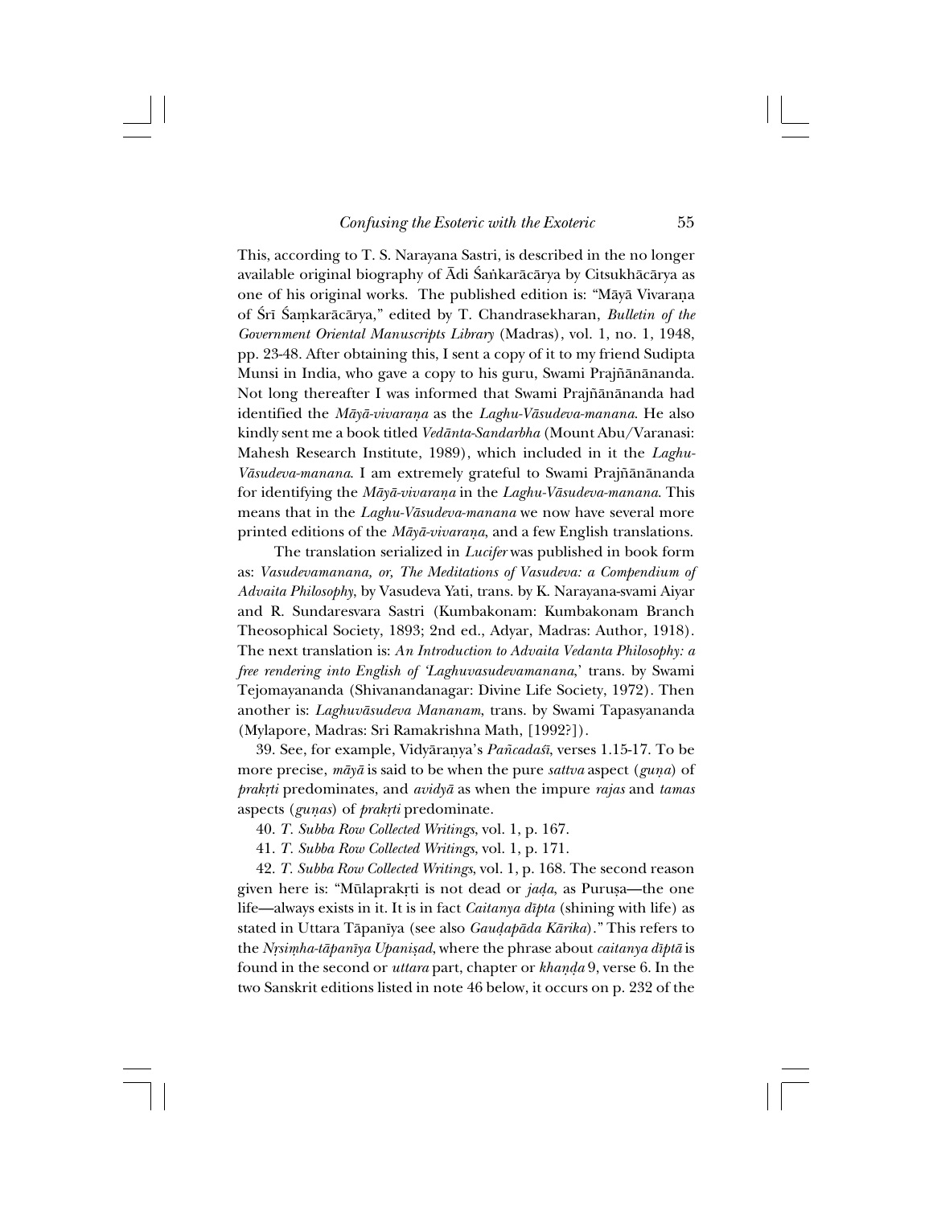This, according to T. S. Narayana Sastri, is described in the no longer available original biography of Ādi Śaṅkarācārya by Citsukhācārya as one of his original works. The published edition is: "Māyā Vivaraṇa of Śrī Śaṃkarācārya," edited by T. Chandrasekharan, *Bulletin of the Government Oriental Manuscripts Library* (Madras), vol. 1, no. 1, 1948, pp. 23-48. After obtaining this, I sent a copy of it to my friend Sudipta Munsi in India, who gave a copy to his guru, Swami Prajñānānanda. Not long thereafter I was informed that Swami Prajñānānanda had identified the *Māyā-vivaraṇa* as the *Laghu-Vāsudeva-manana*. He also kindly sent me a book titled *Vedānta-Sandarbha* (Mount Abu/Varanasi: Mahesh Research Institute, 1989), which included in it the *Laghu-Vāsudeva-manana*. I am extremely grateful to Swami Prajñānānanda for identifying the *Māyā-vivaraṇa* in the *Laghu-Vāsudeva-manana*. This means that in the *Laghu-Vāsudeva-manana* we now have several more printed editions of the *Māyā-vivaraṇa*, and a few English translations.

The translation serialized in *Lucifer* was published in book form as: *Vasudevamanana, or, The Meditations of Vasudeva: a Compendium of Advaita Philosophy*, by Vasudeva Yati, trans. by K. Narayana-svami Aiyar and R. Sundaresvara Sastri (Kumbakonam: Kumbakonam Branch Theosophical Society, 1893; 2nd ed., Adyar, Madras: Author, 1918). The next translation is: *An Introduction to Advaita Vedanta Philosophy: a free rendering into English of 'Laghuvasudevamanana*,' trans. by Swami Tejomayananda (Shivanandanagar: Divine Life Society, 1972). Then another is: *Laghuvāsudeva Mananam*, trans. by Swami Tapasyananda (Mylapore, Madras: Sri Ramakrishna Math, [1992?]).

39. See, for example, Vidyāraṇya's *Pañcadaśī*, verses 1.15-17. To be more precise, *māyā* is said to be when the pure *sattva* aspect (*guṇa*) of *prakṛti* predominates, and *avidyā* as when the impure *rajas* and *tamas* aspects (*guṇas*) of *prakṛti* predominate.

40. *T. Subba Row Collected Writings*, vol. 1, p. 167.

41. *T. Subba Row Collected Writings*, vol. 1, p. 171.

42. *T. Subba Row Collected Writings*, vol. 1, p. 168. The second reason given here is: "Mūlaprakṛti is not dead or *jaḍa*, as Puruṣa—the one life—always exists in it. It is in fact *Caitanya dīpta* (shining with life) as stated in Uttara Tāpanīya (see also *Gauḍapāda Kārika*)." This refers to the *Nṛsiṃha-tāpanīya Upaniṣad*, where the phrase about *caitanya dīptā* is found in the second or *uttara* part, chapter or *khaṇḍa* 9, verse 6. In the two Sanskrit editions listed in note 46 below, it occurs on p. 232 of the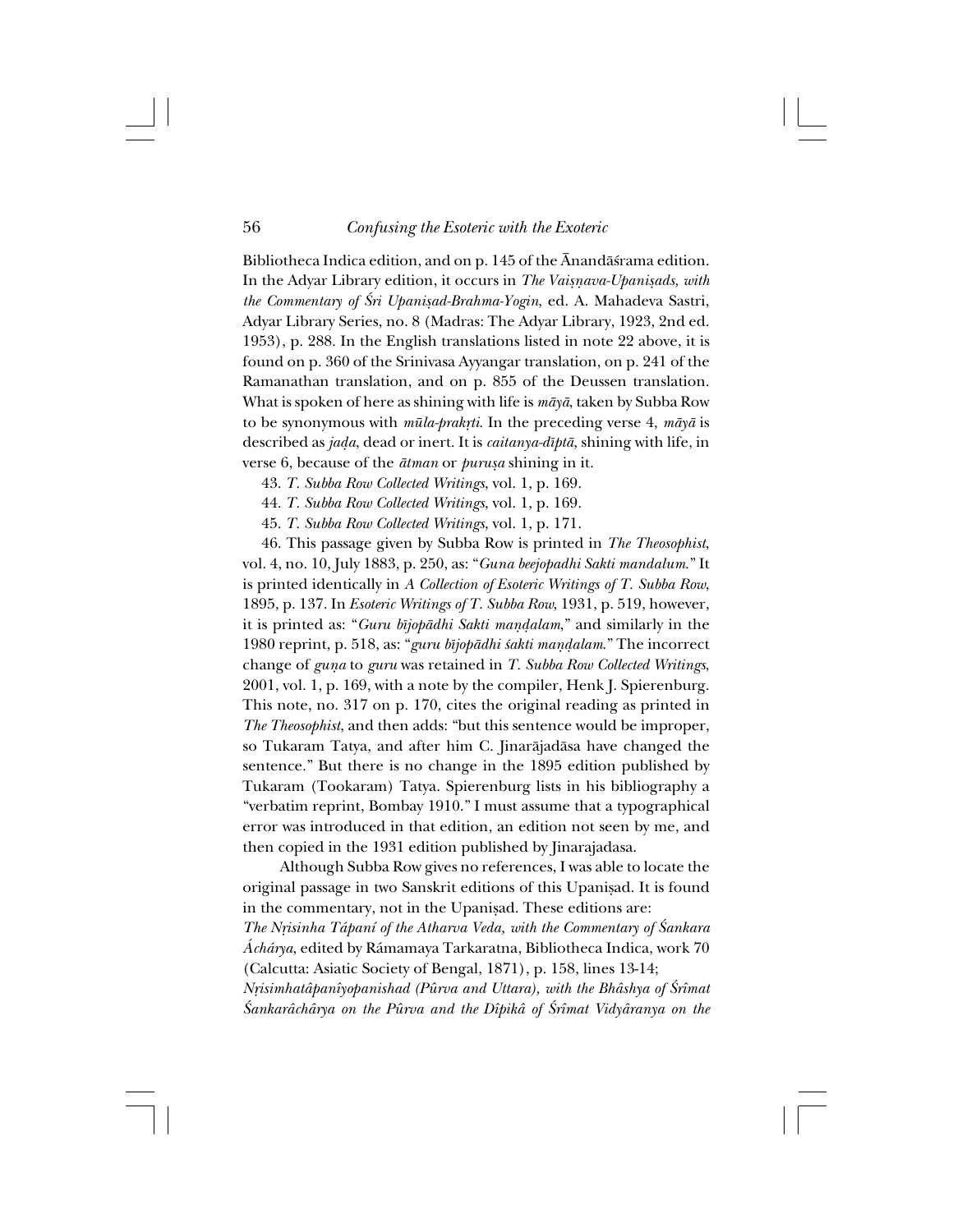Bibliotheca Indica edition, and on p. 145 of the Ānandāśrama edition. In the Adyar Library edition, it occurs in *The Vaiṣṇava-Upaniṣads, with the Commentary of Śri Upaniṣad-Brahma-Yogin*, ed. A. Mahadeva Sastri, Adyar Library Series, no. 8 (Madras: The Adyar Library, 1923, 2nd ed. 1953), p. 288. In the English translations listed in note 22 above, it is found on p. 360 of the Srinivasa Ayyangar translation, on p. 241 of the Ramanathan translation, and on p. 855 of the Deussen translation. What is spoken of here as shining with life is *māyā*, taken by Subba Row to be synonymous with *mūla-prakṛti*. In the preceding verse 4, *māyā* is described as *jaḍa*, dead or inert. It is *caitanya-dīptā*, shining with life, in verse 6, because of the *ātman* or *puruṣa* shining in it.

43. *T. Subba Row Collected Writings*, vol. 1, p. 169.

44. *T. Subba Row Collected Writings*, vol. 1, p. 169.

45. *T. Subba Row Collected Writings*, vol. 1, p. 171.

46. This passage given by Subba Row is printed in *The Theosophist*, vol. 4, no. 10, July 1883, p. 250, as: "*Guna beejopadhi Sakti mandalum*." It is printed identically in *A Collection of Esoteric Writings of T. Subba Row*, 1895, p. 137. In *Esoteric Writings of T. Subba Row*, 1931, p. 519, however, it is printed as: "*Guru bījopādhi Sakti maṇḍalam*," and similarly in the 1980 reprint, p. 518, as: "*guru bījopādhi śakti maṇḍalam*." The incorrect change of *guṇa* to *guru* was retained in *T. Subba Row Collected Writings*, 2001, vol. 1, p. 169, with a note by the compiler, Henk J. Spierenburg. This note, no. 317 on p. 170, cites the original reading as printed in *The Theosophist*, and then adds: "but this sentence would be improper, so Tukaram Tatya, and after him C. Jinarājadāsa have changed the sentence." But there is no change in the 1895 edition published by Tukaram (Tookaram) Tatya. Spierenburg lists in his bibliography a "verbatim reprint, Bombay 1910." I must assume that a typographical error was introduced in that edition, an edition not seen by me, and then copied in the 1931 edition published by Jinarajadasa.

Although Subba Row gives no references, I was able to locate the original passage in two Sanskrit editions of this Upaniṣad. It is found in the commentary, not in the Upaniṣad. These editions are:
*The Nṛisinha Tápaní of the Atharva Veda, with the Commentary of Śankara Áchárya*, edited by Rámamaya Tarkaratna, Bibliotheca Indica, work 70 (Calcutta: Asiatic Society of Bengal, 1871), p. 158, lines 13-14;
*Nṛisimhatâpanîyopanishad (Pûrva and Uttara), with the Bhâshya of Śrîmat Śankarâchârya on the Pûrva and the Dîpikâ of Śrîmat Vidyâranya on the*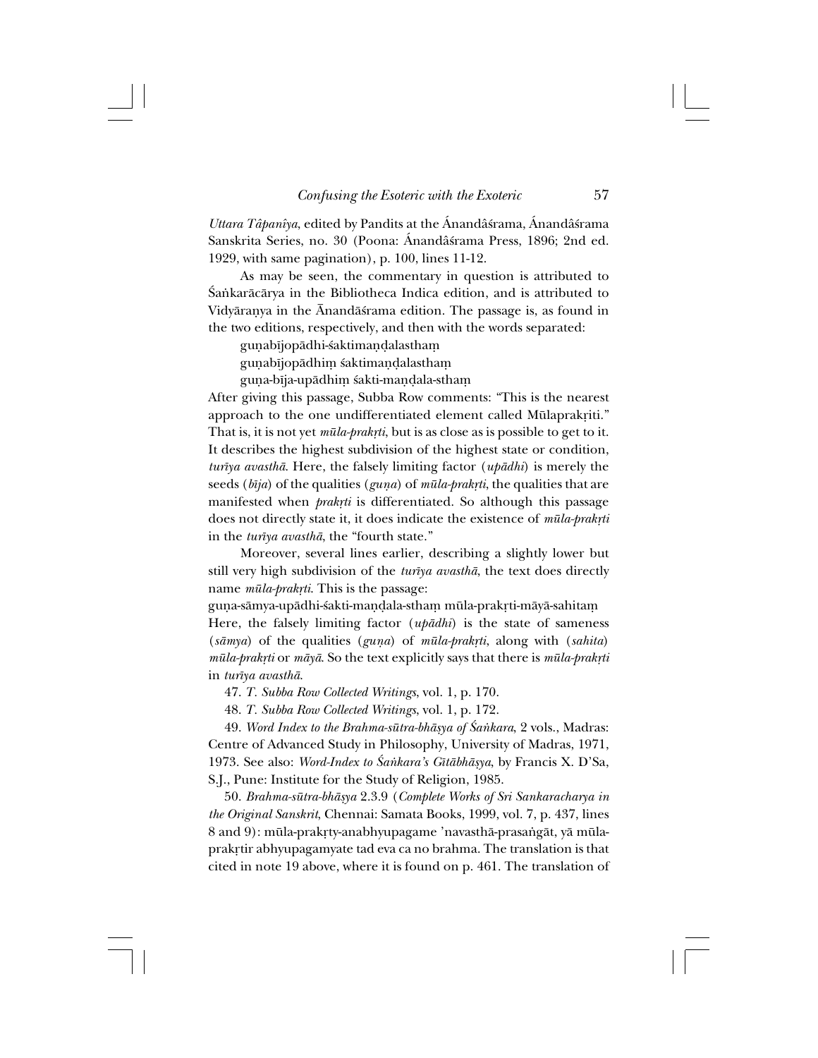*Uttara Tâpanîya*, edited by Pandits at the Ánandâśrama, Ánandâśrama Sanskrita Series, no. 30 (Poona: Ánandâśrama Press, 1896; 2nd ed. 1929, with same pagination), p. 100, lines 11-12.

As may be seen, the commentary in question is attributed to Śaṅkarācārya in the Bibliotheca Indica edition, and is attributed to Vidyāraṇya in the Ānandāśrama edition. The passage is, as found in the two editions, respectively, and then with the words separated:

guṇabījopādhi-śaktimaṇḍalasthaṃ
guṇabījopādhiṃ śaktimaṇḍalasthaṃ
guṇa-bīja-upādhiṃ śakti-maṇḍala-sthaṃ

After giving this passage, Subba Row comments: "This is the nearest approach to the one undifferentiated element called Mūlaprakṛiti." That is, it is not yet *mūla-prakṛti*, but is as close as is possible to get to it. It describes the highest subdivision of the highest state or condition, *turīya avasthā*. Here, the falsely limiting factor (*upādhi*) is merely the seeds (*bīja*) of the qualities (*guṇa*) of *mūla-prakṛti*, the qualities that are manifested when *prakṛti* is differentiated. So although this passage does not directly state it, it does indicate the existence of *mūla-prakṛti* in the *turīya avasthā*, the "fourth state."

Moreover, several lines earlier, describing a slightly lower but still very high subdivision of the *turīya avasthā*, the text does directly name *mūla-prakṛti*. This is the passage:

guṇa-sāmya-upādhi-śakti-maṇḍala-sthaṃ mūla-prakṛti-māyā-sahitaṃ

Here, the falsely limiting factor (*upādhi*) is the state of sameness (*sāmya*) of the qualities (*guṇa*) of *mūla-prakṛti*, along with (*sahita*) *mūla-prakṛti* or *māyā*. So the text explicitly says that there is *mūla-prakṛti* in *turīya avasthā*.

47. *T. Subba Row Collected Writings*, vol. 1, p. 170.

48. *T. Subba Row Collected Writings*, vol. 1, p. 172.

49. *Word Index to the Brahma-sūtra-bhāṣya of Śaṅkara*, 2 vols., Madras: Centre of Advanced Study in Philosophy, University of Madras, 1971, 1973. See also: *Word-Index to Śaṅkara's Gītābhāṣya*, by Francis X. D'Sa, S.J., Pune: Institute for the Study of Religion, 1985.

50. *Brahma-sūtra-bhāṣya* 2.3.9 (*Complete Works of Sri Sankaracharya in the Original Sanskrit*, Chennai: Samata Books, 1999, vol. 7, p. 437, lines 8 and 9): mūla-prakṛty-anabhyupagame 'navasthā-prasaṅgāt, yā mūla-prakṛtir abhyupagamyate tad eva ca no brahma. The translation is that cited in note 19 above, where it is found on p. 461. The translation of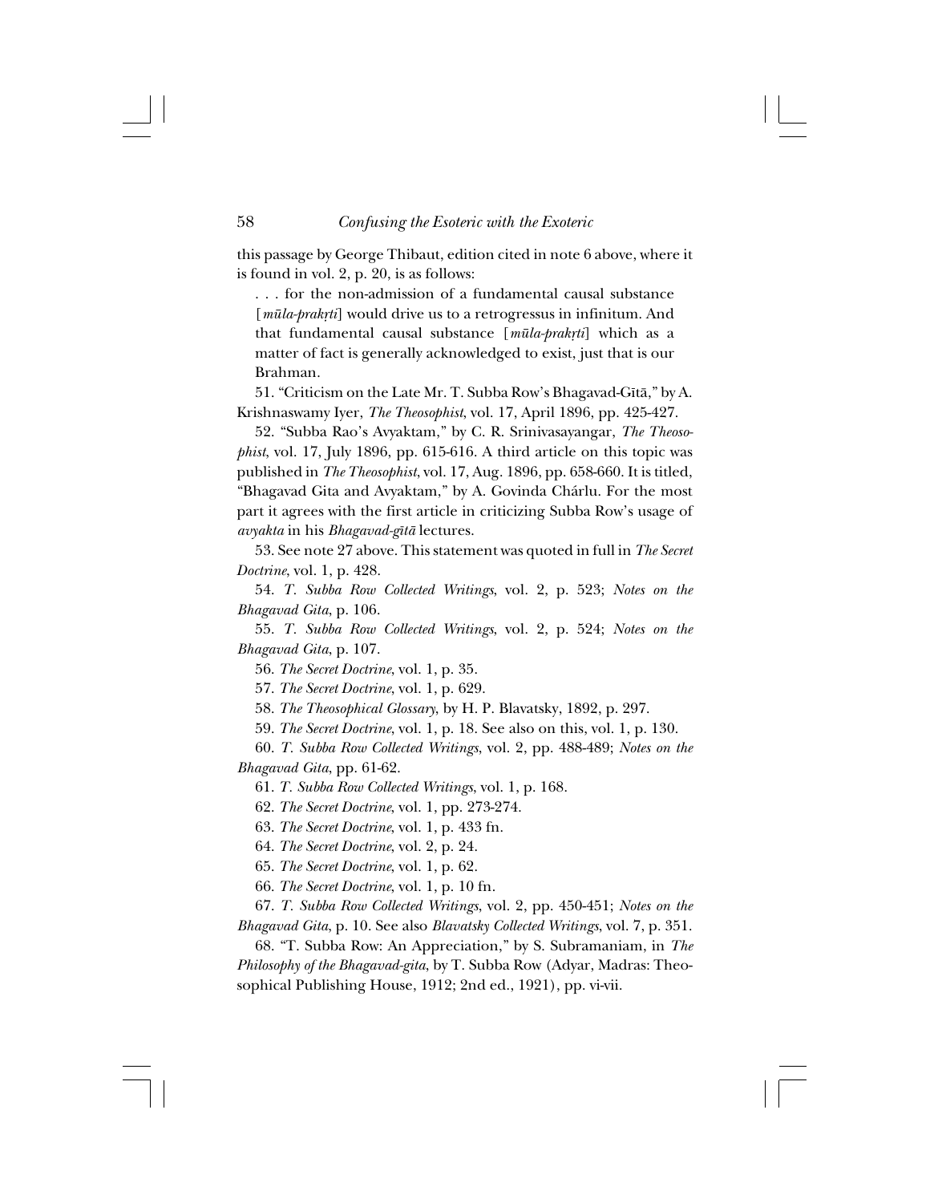this passage by George Thibaut, edition cited in note 6 above, where it is found in vol. 2, p. 20, is as follows:

> . . . for the non-admission of a fundamental causal substance [*mūla-prakṛti*] would drive us to a retrogressus in infinitum. And that fundamental causal substance [*mūla-prakṛti*] which as a matter of fact is generally acknowledged to exist, just that is our Brahman.

51. "Criticism on the Late Mr. T. Subba Row's Bhagavad-Gītā," by A. Krishnaswamy Iyer, *The Theosophist*, vol. 17, April 1896, pp. 425-427.

52. "Subba Rao's Avyaktam," by C. R. Srinivasayangar, *The Theosophist*, vol. 17, July 1896, pp. 615-616. A third article on this topic was published in *The Theosophist*, vol. 17, Aug. 1896, pp. 658-660. It is titled, "Bhagavad Gita and Avyaktam," by A. Govinda Chárlu. For the most part it agrees with the first article in criticizing Subba Row's usage of *avyakta* in his *Bhagavad-gītā* lectures.

53. See note 27 above. This statement was quoted in full in *The Secret Doctrine*, vol. 1, p. 428.

54. *T. Subba Row Collected Writings*, vol. 2, p. 523; *Notes on the Bhagavad Gita*, p. 106.

55. *T. Subba Row Collected Writings*, vol. 2, p. 524; *Notes on the Bhagavad Gita*, p. 107.

56. *The Secret Doctrine*, vol. 1, p. 35.

57. *The Secret Doctrine*, vol. 1, p. 629.

58. *The Theosophical Glossary*, by H. P. Blavatsky, 1892, p. 297.

59. *The Secret Doctrine*, vol. 1, p. 18. See also on this, vol. 1, p. 130.

60. *T. Subba Row Collected Writings*, vol. 2, pp. 488-489; *Notes on the Bhagavad Gita*, pp. 61-62.

61. *T. Subba Row Collected Writings*, vol. 1, p. 168.

62. *The Secret Doctrine*, vol. 1, pp. 273-274.

63. *The Secret Doctrine*, vol. 1, p. 433 fn.

64. *The Secret Doctrine*, vol. 2, p. 24.

65. *The Secret Doctrine*, vol. 1, p. 62.

66. *The Secret Doctrine*, vol. 1, p. 10 fn.

67. *T. Subba Row Collected Writings*, vol. 2, pp. 450-451; *Notes on the Bhagavad Gita*, p. 10. See also *Blavatsky Collected Writings*, vol. 7, p. 351.

68. "T. Subba Row: An Appreciation," by S. Subramaniam, in *The Philosophy of the Bhagavad-gita*, by T. Subba Row (Adyar, Madras: Theosophical Publishing House, 1912; 2nd ed., 1921), pp. vi-vii.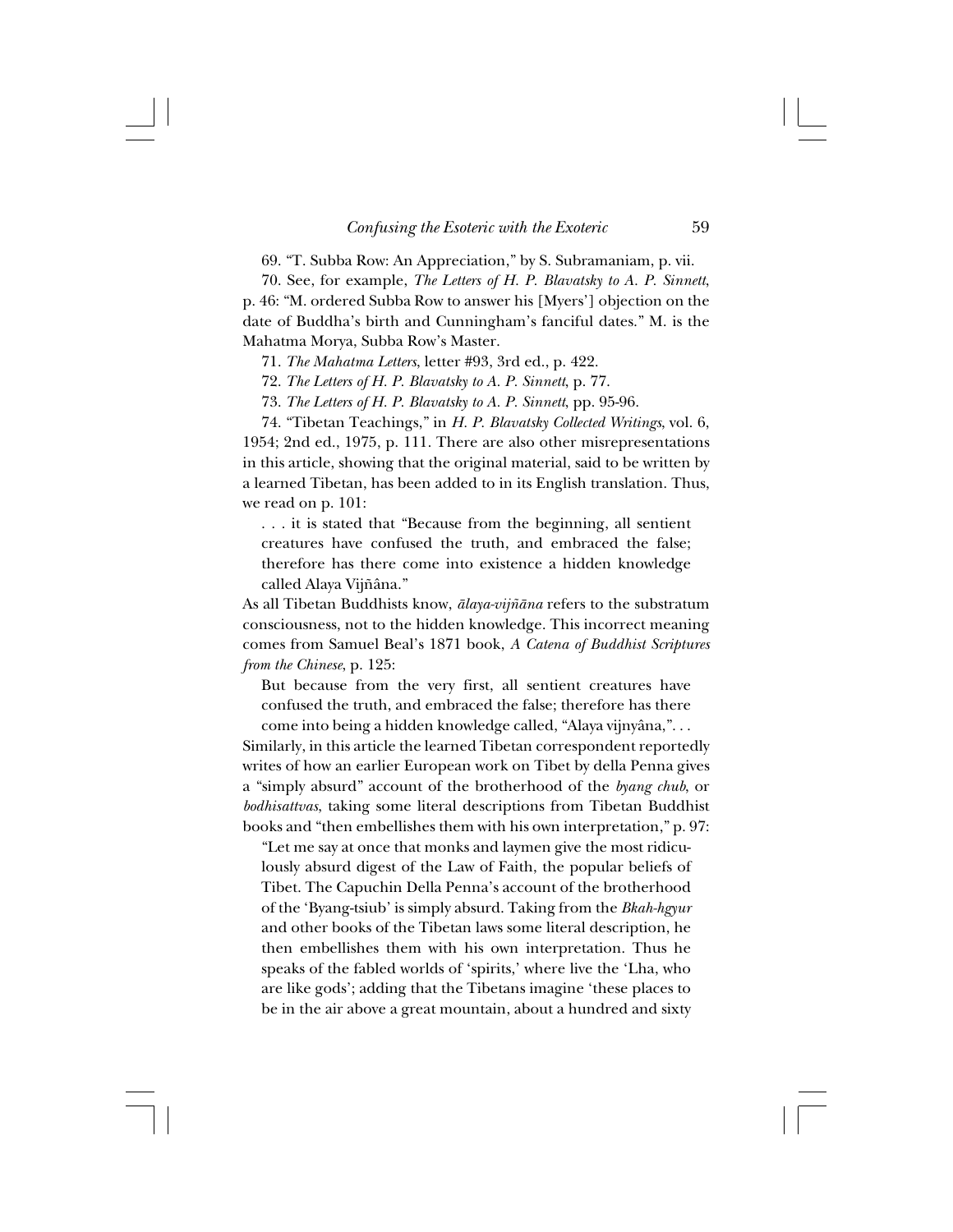69. "T. Subba Row: An Appreciation," by S. Subramaniam, p. vii.

70. See, for example, *The Letters of H. P. Blavatsky to A. P. Sinnett*, p. 46: "M. ordered Subba Row to answer his [Myers'] objection on the date of Buddha's birth and Cunningham's fanciful dates." M. is the Mahatma Morya, Subba Row's Master.

71. *The Mahatma Letters*, letter #93, 3rd ed., p. 422.

72. *The Letters of H. P. Blavatsky to A. P. Sinnett*, p. 77.

73. *The Letters of H. P. Blavatsky to A. P. Sinnett*, pp. 95-96.

74. "Tibetan Teachings," in *H. P. Blavatsky Collected Writings*, vol. 6, 1954; 2nd ed., 1975, p. 111. There are also other misrepresentations in this article, showing that the original material, said to be written by a learned Tibetan, has been added to in its English translation. Thus, we read on p. 101:

> . . . it is stated that "Because from the beginning, all sentient creatures have confused the truth, and embraced the false; therefore has there come into existence a hidden knowledge called Alaya Vijñâna."

As all Tibetan Buddhists know, *ālaya-vijñāna* refers to the substratum consciousness, not to the hidden knowledge. This incorrect meaning comes from Samuel Beal's 1871 book, *A Catena of Buddhist Scriptures from the Chinese*, p. 125:

> But because from the very first, all sentient creatures have confused the truth, and embraced the false; therefore has there come into being a hidden knowledge called, "Alaya vijnyâna,". . .

Similarly, in this article the learned Tibetan correspondent reportedly writes of how an earlier European work on Tibet by della Penna gives a "simply absurd" account of the brotherhood of the *byang chub*, or *bodhisattvas*, taking some literal descriptions from Tibetan Buddhist books and "then embellishes them with his own interpretation," p. 97:

> "Let me say at once that monks and laymen give the most ridiculously absurd digest of the Law of Faith, the popular beliefs of Tibet. The Capuchin Della Penna's account of the brotherhood of the 'Byang-tsiub' is simply absurd. Taking from the *Bkah-hgyur* and other books of the Tibetan laws some literal description, he then embellishes them with his own interpretation. Thus he speaks of the fabled worlds of 'spirits,' where live the 'Lha, who are like gods'; adding that the Tibetans imagine 'these places to be in the air above a great mountain, about a hundred and sixty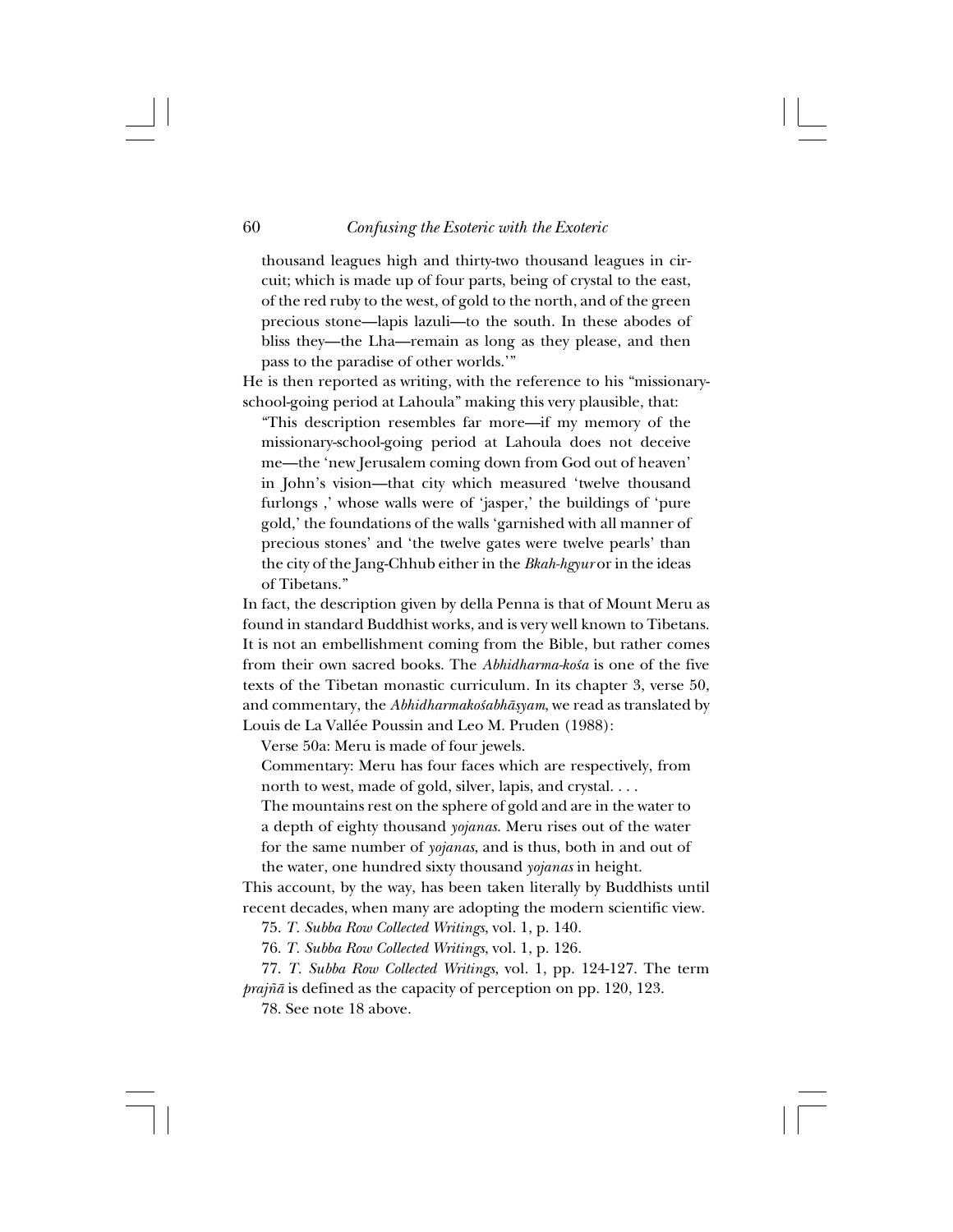> thousand leagues high and thirty-two thousand leagues in circuit; which is made up of four parts, being of crystal to the east, of the red ruby to the west, of gold to the north, and of the green precious stone—lapis lazuli—to the south. In these abodes of bliss they—the Lha—remain as long as they please, and then pass to the paradise of other worlds.'"

He is then reported as writing, with the reference to his "missionary-school-going period at Lahoula" making this very plausible, that:

> "This description resembles far more—if my memory of the missionary-school-going period at Lahoula does not deceive me—the 'new Jerusalem coming down from God out of heaven' in John's vision—that city which measured 'twelve thousand furlongs ,' whose walls were of 'jasper,' the buildings of 'pure gold,' the foundations of the walls 'garnished with all manner of precious stones' and 'the twelve gates were twelve pearls' than the city of the Jang-Chhub either in the *Bkah-hgyur* or in the ideas of Tibetans."

In fact, the description given by della Penna is that of Mount Meru as found in standard Buddhist works, and is very well known to Tibetans. It is not an embellishment coming from the Bible, but rather comes from their own sacred books. The *Abhidharma-kośa* is one of the five texts of the Tibetan monastic curriculum. In its chapter 3, verse 50, and commentary, the *Abhidharmakośabhāsyam*, we read as translated by Louis de La Vallée Poussin and Leo M. Pruden (1988):

> Verse 50a: Meru is made of four jewels.
>
> Commentary: Meru has four faces which are respectively, from north to west, made of gold, silver, lapis, and crystal. . . .
>
> The mountains rest on the sphere of gold and are in the water to a depth of eighty thousand *yojanas*. Meru rises out of the water for the same number of *yojanas*, and is thus, both in and out of the water, one hundred sixty thousand *yojanas* in height.

This account, by the way, has been taken literally by Buddhists until recent decades, when many are adopting the modern scientific view.

75. *T. Subba Row Collected Writings*, vol. 1, p. 140.

76. *T. Subba Row Collected Writings*, vol. 1, p. 126.

77. *T. Subba Row Collected Writings*, vol. 1, pp. 124-127. The term *prajñā* is defined as the capacity of perception on pp. 120, 123.

78. See note 18 above.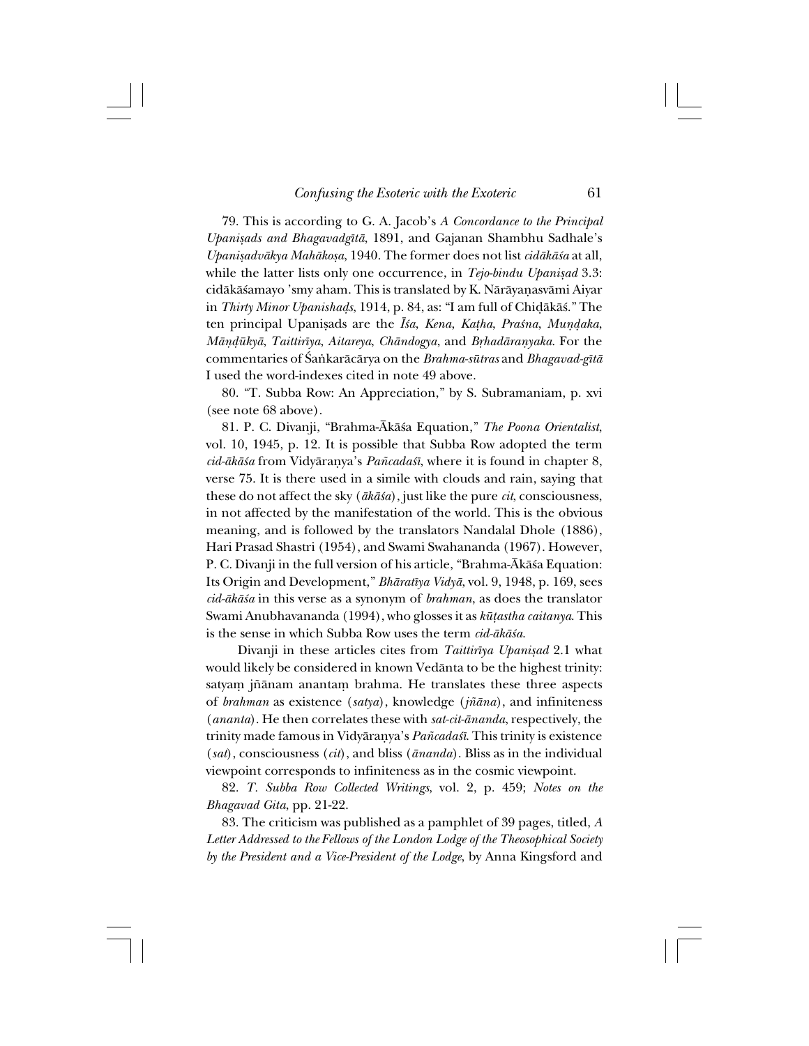79. This is according to G. A. Jacob's *A Concordance to the Principal Upaniṣads and Bhagavadgītā*, 1891, and Gajanan Shambhu Sadhale's *Upaniṣadvākya Mahākoṣa*, 1940. The former does not list *cidākāśa* at all, while the latter lists only one occurrence, in *Tejo-bindu Upaniṣad* 3.3: cidākāśamayo 'smy aham. This is translated by K. Nārāyaṇasvāmi Aiyar in *Thirty Minor Upanishaḍs*, 1914, p. 84, as: "I am full of Chiḍākāś." The ten principal Upaniṣads are the *Īśa*, *Kena*, *Kaṭha*, *Praśna*, *Muṇḍaka*, *Māṇḍūkyā*, *Taittirīya*, *Aitareya*, *Chāndogya*, and *Bṛhadāraṇyaka*. For the commentaries of Śaṅkarācārya on the *Brahma-sūtras* and *Bhagavad-gītā* I used the word-indexes cited in note 49 above.

80. "T. Subba Row: An Appreciation," by S. Subramaniam, p. xvi (see note 68 above).

81. P. C. Divanji, "Brahma-Ākāśa Equation," *The Poona Orientalist*, vol. 10, 1945, p. 12. It is possible that Subba Row adopted the term *cid-ākāśa* from Vidyāraṇya's *Pañcadaśī*, where it is found in chapter 8, verse 75. It is there used in a simile with clouds and rain, saying that these do not affect the sky (*ākāśa*), just like the pure *cit*, consciousness, in not affected by the manifestation of the world. This is the obvious meaning, and is followed by the translators Nandalal Dhole (1886), Hari Prasad Shastri (1954), and Swami Swahananda (1967). However, P. C. Divanji in the full version of his article, "Brahma-Ākāśa Equation: Its Origin and Development," *Bhāratīya Vidyā*, vol. 9, 1948, p. 169, sees *cid-ākāśa* in this verse as a synonym of *brahman*, as does the translator Swami Anubhavananda (1994), who glosses it as *kūṭastha caitanya*. This is the sense in which Subba Row uses the term *cid-ākāśa*.

Divanji in these articles cites from *Taittirīya Upaniṣad* 2.1 what would likely be considered in known Vedānta to be the highest trinity: satyaṃ jñānam anantaṃ brahma. He translates these three aspects of *brahman* as existence (*satya*), knowledge (*jñāna*), and infiniteness (*ananta*). He then correlates these with *sat-cit-ānanda*, respectively, the trinity made famous in Vidyāraṇya's *Pañcadaśī*. This trinity is existence (*sat*), consciousness (*cit*), and bliss (*ānanda*). Bliss as in the individual viewpoint corresponds to infiniteness as in the cosmic viewpoint.

82. *T. Subba Row Collected Writings*, vol. 2, p. 459; *Notes on the Bhagavad Gita*, pp. 21-22.

83. The criticism was published as a pamphlet of 39 pages, titled, *A Letter Addressed to the Fellows of the London Lodge of the Theosophical Society by the President and a Vice-President of the Lodge*, by Anna Kingsford and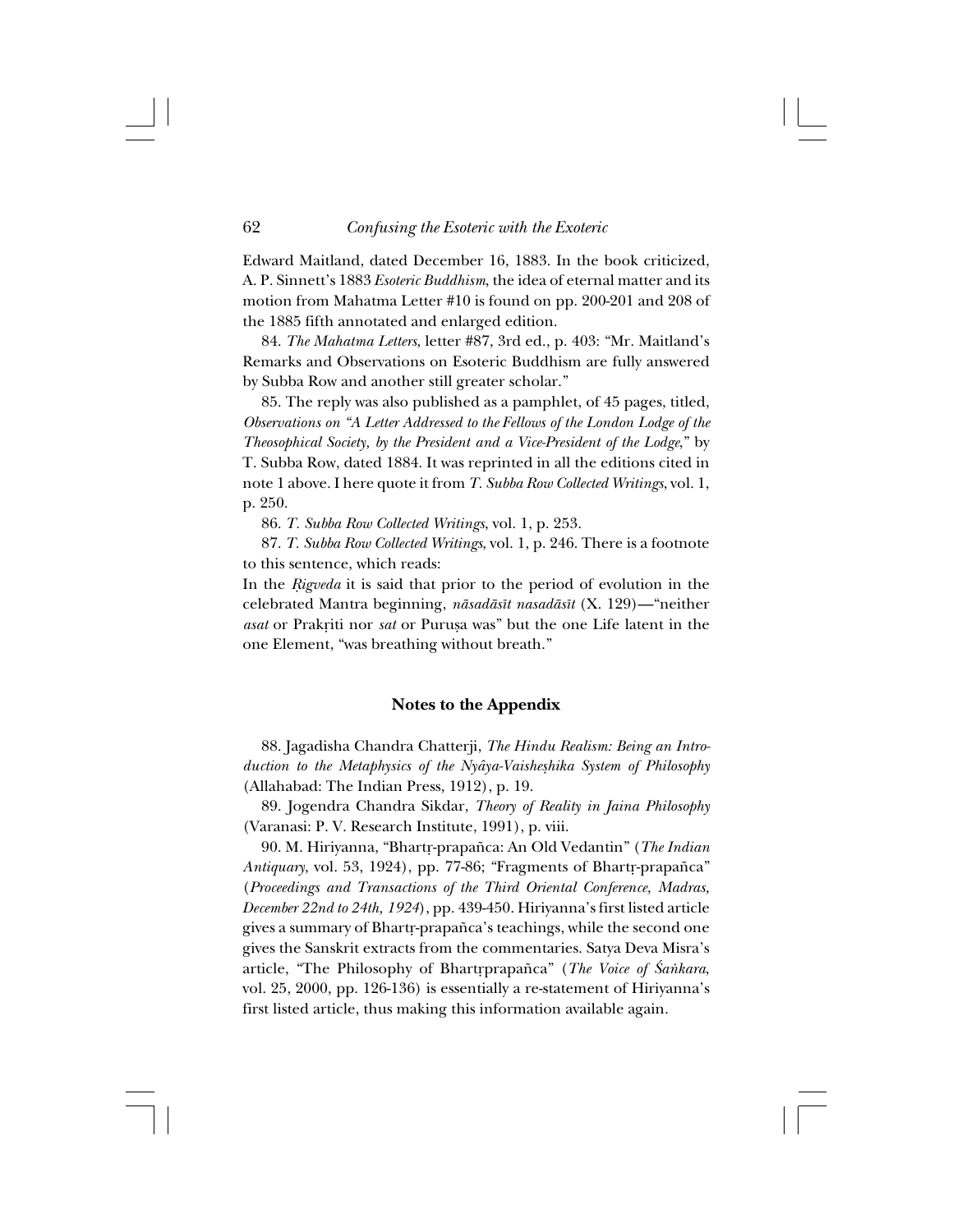Edward Maitland, dated December 16, 1883. In the book criticized, A. P. Sinnett's 1883 *Esoteric Buddhism*, the idea of eternal matter and its motion from Mahatma Letter #10 is found on pp. 200-201 and 208 of the 1885 fifth annotated and enlarged edition.

84. *The Mahatma Letters*, letter #87, 3rd ed., p. 403: "Mr. Maitland's Remarks and Observations on Esoteric Buddhism are fully answered by Subba Row and another still greater scholar."

85. The reply was also published as a pamphlet, of 45 pages, titled, *Observations on "A Letter Addressed to the Fellows of the London Lodge of the Theosophical Society, by the President and a Vice-President of the Lodge,"* by T. Subba Row, dated 1884. It was reprinted in all the editions cited in note 1 above. I here quote it from *T. Subba Row Collected Writings*, vol. 1, p. 250.

86. *T. Subba Row Collected Writings*, vol. 1, p. 253.

87. *T. Subba Row Collected Writings*, vol. 1, p. 246. There is a footnote to this sentence, which reads:

In the *Ṛigveda* it is said that prior to the period of evolution in the celebrated Mantra beginning, *nāsadāsīt nasadāsīt* (X. 129)—"neither *asat* or Prakṛiti nor *sat* or Puruṣa was" but the one Life latent in the one Element, "was breathing without breath."

## Notes to the Appendix

88. Jagadisha Chandra Chatterji, *The Hindu Realism: Being an Introduction to the Metaphysics of the Nyâya-Vaisheṣhika System of Philosophy* (Allahabad: The Indian Press, 1912), p. 19.

89. Jogendra Chandra Sikdar, *Theory of Reality in Jaina Philosophy* (Varanasi: P. V. Research Institute, 1991), p. viii.

90. M. Hiriyanna, "Bhartṛ-prapañca: An Old Vedantin" (*The Indian Antiquary*, vol. 53, 1924), pp. 77-86; "Fragments of Bhartṛ-prapañca" (*Proceedings and Transactions of the Third Oriental Conference, Madras, December 22nd to 24th, 1924*), pp. 439-450. Hiriyanna's first listed article gives a summary of Bhartṛ-prapañca's teachings, while the second one gives the Sanskrit extracts from the commentaries. Satya Deva Misra's article, "The Philosophy of Bhartṛprapañca" (*The Voice of Śaṅkara*, vol. 25, 2000, pp. 126-136) is essentially a re-statement of Hiriyanna's first listed article, thus making this information available again.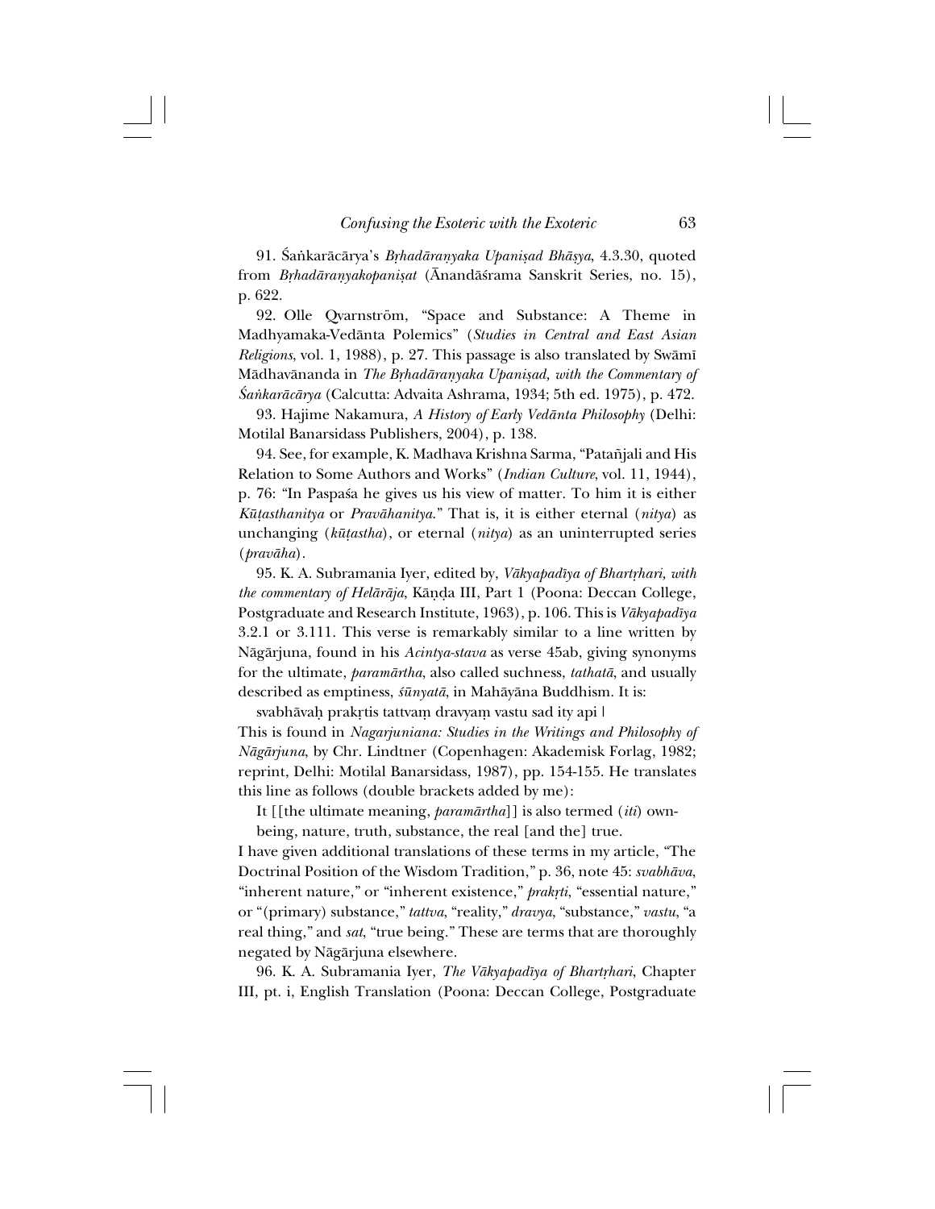91. Śaṅkarācārya's *Bṛhadāraṇyaka Upaniṣad Bhāṣya*, 4.3.30, quoted from *Bṛhadāraṇyakopaniṣat* (Ānandāśrama Sanskrit Series, no. 15), p. 622.

92. Olle Qvarnström, "Space and Substance: A Theme in Madhyamaka-Vedānta Polemics" (*Studies in Central and East Asian Religions*, vol. 1, 1988), p. 27. This passage is also translated by Swāmī Mādhavānanda in *The Bṛhadāraṇyaka Upaniṣad, with the Commentary of Śaṅkarācārya* (Calcutta: Advaita Ashrama, 1934; 5th ed. 1975), p. 472.

93. Hajime Nakamura, *A History of Early Vedānta Philosophy* (Delhi: Motilal Banarsidass Publishers, 2004), p. 138.

94. See, for example, K. Madhava Krishna Sarma, "Patañjali and His Relation to Some Authors and Works" (*Indian Culture*, vol. 11, 1944), p. 76: "In Paspaśa he gives us his view of matter. To him it is either *Kūṭasthanitya* or *Pravāhanitya*." That is, it is either eternal (*nitya*) as unchanging (*kūṭastha*), or eternal (*nitya*) as an uninterrupted series (*pravāha*).

95. K. A. Subramania Iyer, edited by, *Vākyapadīya of Bhartṛhari, with the commentary of Helārāja*, Kāṇḍa III, Part 1 (Poona: Deccan College, Postgraduate and Research Institute, 1963), p. 106. This is *Vākyapadīya* 3.2.1 or 3.111. This verse is remarkably similar to a line written by Nāgārjuna, found in his *Acintya-stava* as verse 45ab, giving synonyms for the ultimate, *paramārtha*, also called suchness, *tathatā*, and usually described as emptiness, *śūnyatā*, in Mahāyāna Buddhism. It is:

svabhāvaḥ prakṛtis tattvaṃ dravyaṃ vastu sad ity api |

This is found in *Nagarjuniana: Studies in the Writings and Philosophy of Nāgārjuna*, by Chr. Lindtner (Copenhagen: Akademisk Forlag, 1982; reprint, Delhi: Motilal Banarsidass, 1987), pp. 154-155. He translates this line as follows (double brackets added by me):

It [[the ultimate meaning, *paramārtha*]] is also termed (*iti*) own-being, nature, truth, substance, the real [and the] true.

I have given additional translations of these terms in my article, "The Doctrinal Position of the Wisdom Tradition," p. 36, note 45: *svabhāva*, "inherent nature," or "inherent existence," *prakṛti*, "essential nature," or "(primary) substance," *tattva*, "reality," *dravya*, "substance," *vastu*, "a real thing," and *sat*, "true being." These are terms that are thoroughly negated by Nāgārjuna elsewhere.

96. K. A. Subramania Iyer, *The Vākyapadīya of Bhartṛhari*, Chapter III, pt. i, English Translation (Poona: Deccan College, Postgraduate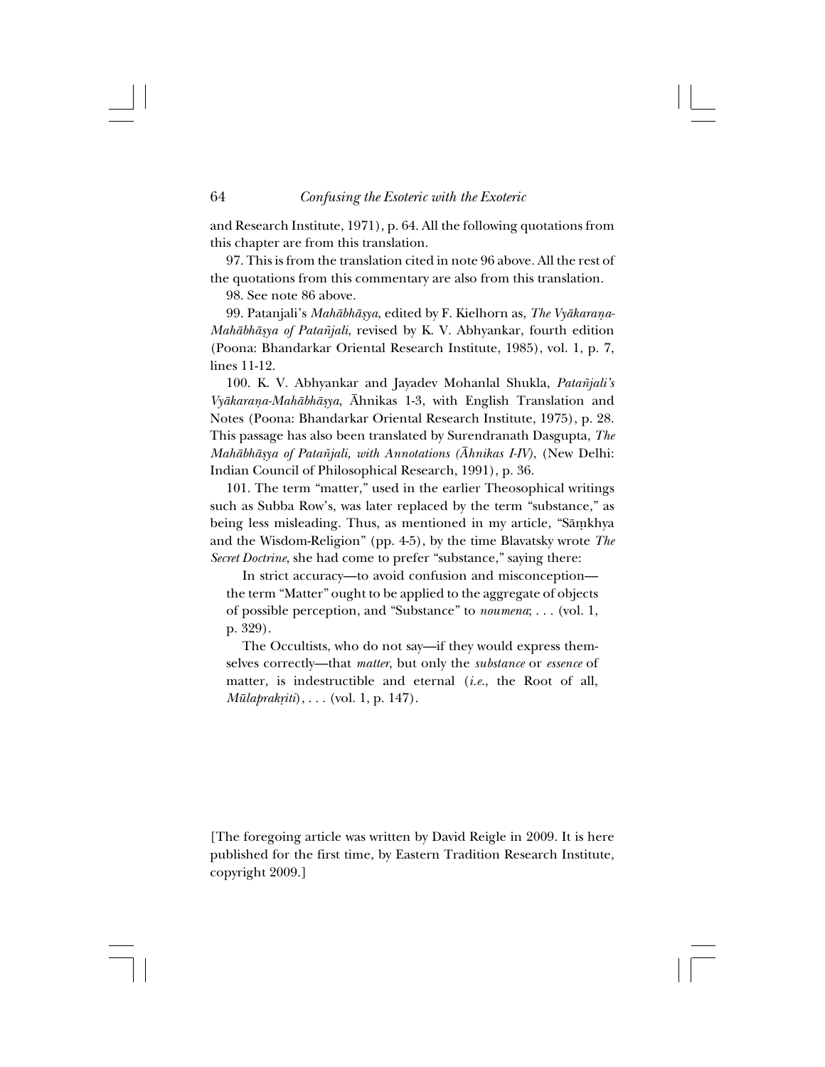and Research Institute, 1971), p. 64. All the following quotations from this chapter are from this translation.

97. This is from the translation cited in note 96 above. All the rest of the quotations from this commentary are also from this translation.

98. See note 86 above.

99. Patanjali's *Mahābhāṣya*, edited by F. Kielhorn as, *The Vyākaraṇa-Mahābhāṣya of Patañjali*, revised by K. V. Abhyankar, fourth edition (Poona: Bhandarkar Oriental Research Institute, 1985), vol. 1, p. 7, lines 11-12.

100. K. V. Abhyankar and Jayadev Mohanlal Shukla, *Patañjali's Vyākaraṇa-Mahābhāṣya*, Āhnikas 1-3, with English Translation and Notes (Poona: Bhandarkar Oriental Research Institute, 1975), p. 28. This passage has also been translated by Surendranath Dasgupta, *The Mahābhāṣya of Patañjali, with Annotations (Āhnikas I-IV)*, (New Delhi: Indian Council of Philosophical Research, 1991), p. 36.

101. The term "matter," used in the earlier Theosophical writings such as Subba Row's, was later replaced by the term "substance," as being less misleading. Thus, as mentioned in my article, "Sāṃkhya and the Wisdom-Religion" (pp. 4-5), by the time Blavatsky wrote *The Secret Doctrine*, she had come to prefer "substance," saying there:

> In strict accuracy—to avoid confusion and misconception—the term "Matter" ought to be applied to the aggregate of objects of possible perception, and "Substance" to *noumena*; . . . (vol. 1, p. 329).
>
> The Occultists, who do not say—if they would express themselves correctly—that *matter*, but only the *substance* or *essence* of matter, is indestructible and eternal (*i.e.*, the Root of all, *Mūlaprakṛiti*), . . . (vol. 1, p. 147).

[The foregoing article was written by David Reigle in 2009. It is here published for the first time, by Eastern Tradition Research Institute, copyright 2009.]